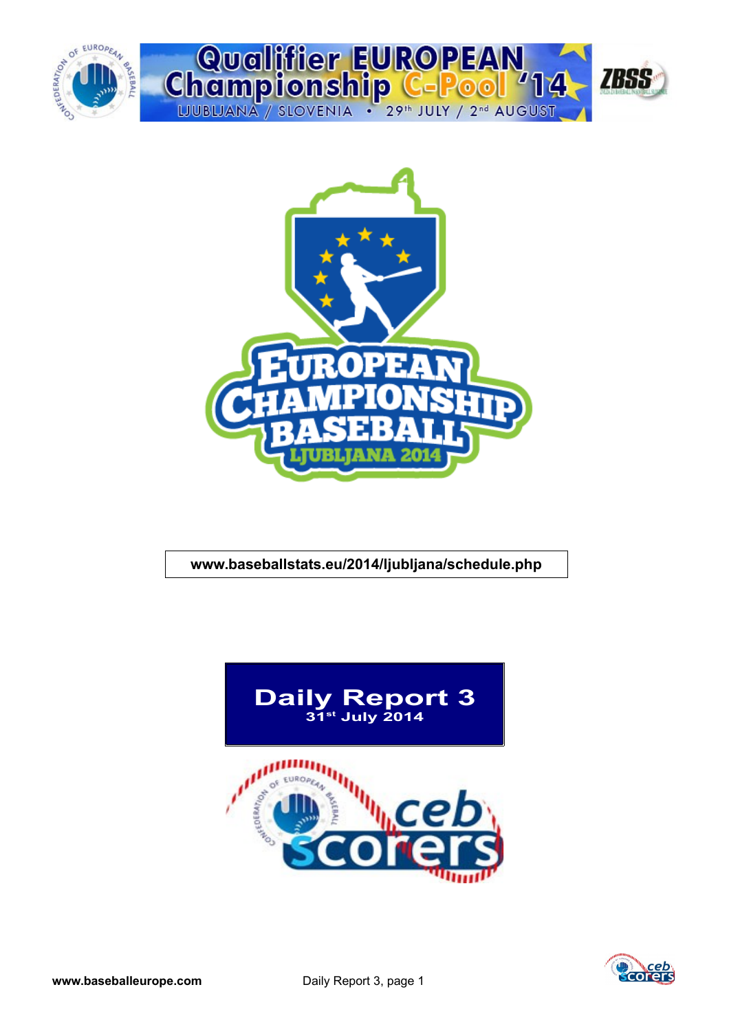# Qualifier EUROPEAN Championship C-Pool '14

LJUBLJANA / SLOVENIA • 29th JULY / 2nd AUGUST

EUROPEAN CHAMPIONSHIP BASEBALL LJUBLJANA 2014

**www.baseballstats.eu/2014/ljubljana/schedule.php**

## Daily Report 3

**31st July 2014**

ceb scorers

**www.baseballeurope.com**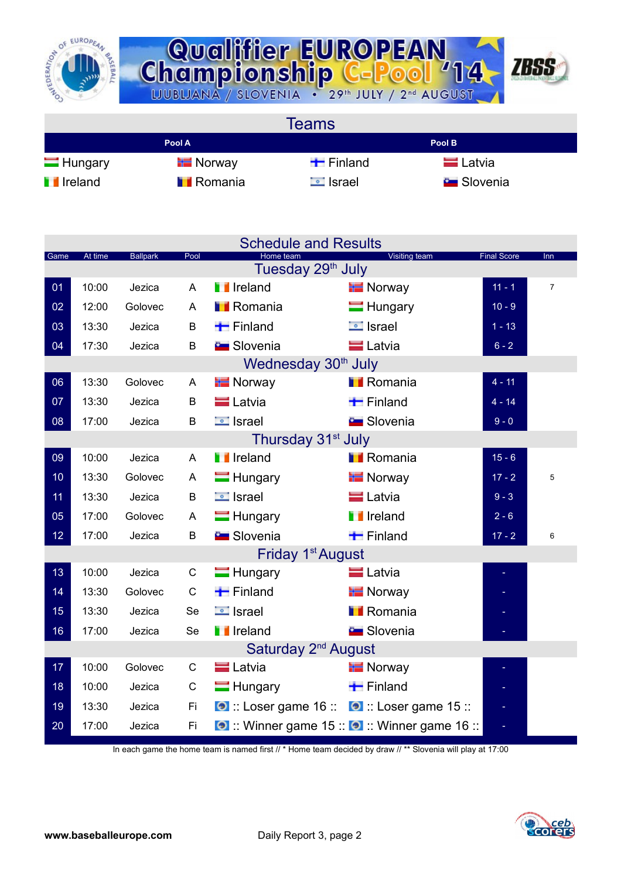# Qualifier EUROPEAN Championship C-Pool '14

LJUBLJANA / SLOVENIA • 29th JULY / 2nd AUGUST

## Teams

| Pool A | | Pool B | |
|---|---|---|---|
| Hungary | Norway | Finland | Latvia |
| Ireland | Romania | Israel | Slovenia |

## Schedule and Results

| Game | At time | Ballpark | Pool | Home team | Visiting team | Final Score | Inn |
|---|---|---|---|---|---|---|---|
| **Tuesday 29th July** | | | | | | | |
| 01 | 10:00 | Jezica | A | Ireland | Norway | 11 - 1 | 7 |
| 02 | 12:00 | Golovec | A | Romania | Hungary | 10 - 9 | |
| 03 | 13:30 | Jezica | B | Finland | Israel | 1 - 13 | |
| 04 | 17:30 | Jezica | B | Slovenia | Latvia | 6 - 2 | |
| **Wednesday 30th July** | | | | | | | |
| 06 | 13:30 | Golovec | A | Norway | Romania | 4 - 11 | |
| 07 | 13:30 | Jezica | B | Latvia | Finland | 4 - 14 | |
| 08 | 17:00 | Jezica | B | Israel | Slovenia | 9 - 0 | |
| **Thursday 31st July** | | | | | | | |
| 09 | 10:00 | Jezica | A | Ireland | Romania | 15 - 6 | |
| 10 | 13:30 | Golovec | A | Hungary | Norway | 17 - 2 | 5 |
| 11 | 13:30 | Jezica | B | Israel | Latvia | 9 - 3 | |
| 05 | 17:00 | Golovec | A | Hungary | Ireland | 2 - 6 | |
| 12 | 17:00 | Jezica | B | Slovenia | Finland | 17 - 2 | 6 |
| **Friday 1st August** | | | | | | | |
| 13 | 10:00 | Jezica | C | Hungary | Latvia | - | |
| 14 | 13:30 | Golovec | C | Finland | Norway | - | |
| 15 | 13:30 | Jezica | Se | Israel | Romania | - | |
| 16 | 17:00 | Jezica | Se | Ireland | Slovenia | - | |
| **Saturday 2nd August** | | | | | | | |
| 17 | 10:00 | Golovec | C | Latvia | Norway | - | |
| 18 | 10:00 | Jezica | C | Hungary | Finland | - | |
| 19 | 13:30 | Jezica | Fi | :: Loser game 16 :: | :: Loser game 15 :: | - | |
| 20 | 17:00 | Jezica | Fi | :: Winner game 15 :: | :: Winner game 16 :: | - | |

In each game the home team is named first // * Home team decided by draw // ** Slovenia will play at 17:00

www.baseballeurope.com

Daily Report 3, page 2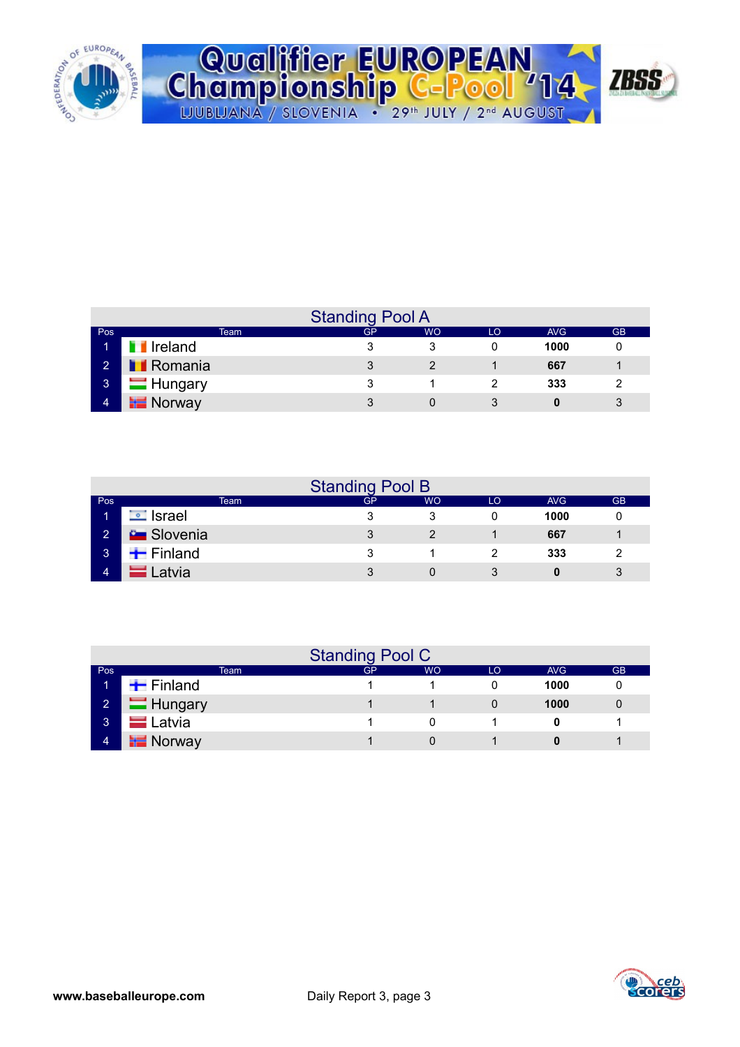# Qualifier EUROPEAN Championship C-Pool '14

LJUBLJANA / SLOVENIA • 29th JULY / 2nd AUGUST

## Standing Pool A

| Pos | Team | GP | WO | LO | AVG | GB |
|---|---|---|---|---|---|---|
| 1 | Ireland | 3 | 3 | 0 | **1000** | 0 |
| 2 | Romania | 3 | 2 | 1 | **667** | 1 |
| 3 | Hungary | 3 | 1 | 2 | **333** | 2 |
| 4 | Norway | 3 | 0 | 3 | **0** | 3 |

## Standing Pool B

| Pos | Team | GP | WO | LO | AVG | GB |
|---|---|---|---|---|---|---|
| 1 | Israel | 3 | 3 | 0 | **1000** | 0 |
| 2 | Slovenia | 3 | 2 | 1 | **667** | 1 |
| 3 | Finland | 3 | 1 | 2 | **333** | 2 |
| 4 | Latvia | 3 | 0 | 3 | **0** | 3 |

## Standing Pool C

| Pos | Team | GP | WO | LO | AVG | GB |
|---|---|---|---|---|---|---|
| 1 | Finland | 1 | 1 | 0 | **1000** | 0 |
| 2 | Hungary | 1 | 1 | 0 | **1000** | 0 |
| 3 | Latvia | 1 | 0 | 1 | **0** | 1 |
| 4 | Norway | 1 | 0 | 1 | **0** | 1 |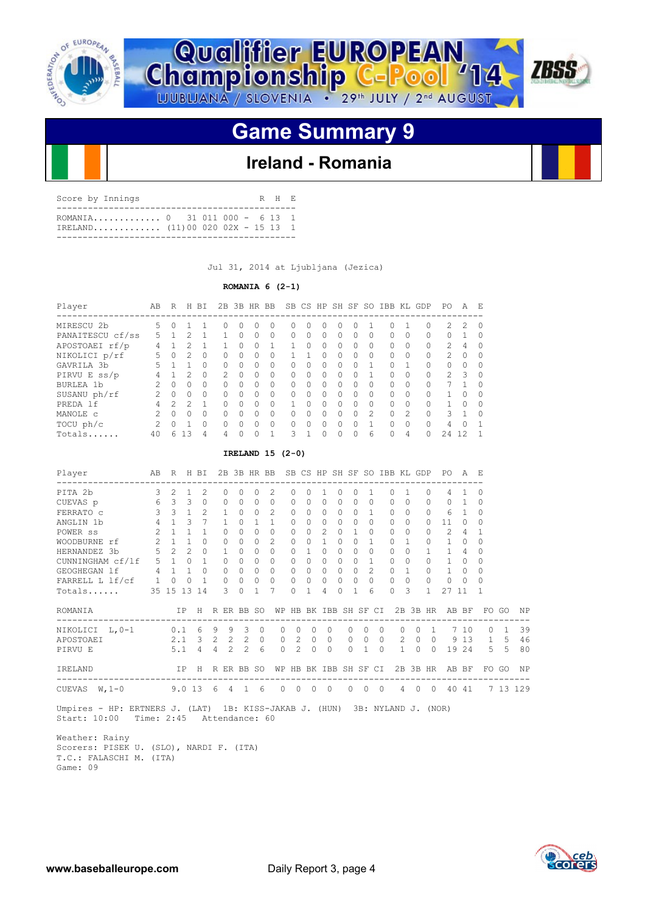# Qualifier EUROPEAN Championship C-Pool '14

LJUBLJANA / SLOVENIA • 29th JULY / 2nd AUGUST

## Game Summary 9

### Ireland - Romania

```
Score by Innings                             R  H  E
-------------------------------------------------
ROMANIA............. 0    31 011 000 -  6 13  1
IRELAND............ (11)00 020 02X - 15 13  1
-------------------------------------------------
```

Jul 31, 2014 at Ljubljana (Jezica)

**ROMANIA 6 (2-1)**

| Player | AB | R | H | BI | 2B | 3B | HR | BB | SB | CS | HP | SH | SF | SO | IBB | KL | GDP | PO | A | E |
|---|---|---|---|---|---|---|---|---|---|---|---|---|---|---|---|---|---|---|---|---|
| MIRESCU 2b | 5 | 0 | 1 | 1 | 0 | 0 | 0 | 0 | 0 | 0 | 0 | 0 | 0 | 1 | 0 | 1 | 0 | 2 | 2 | 0 |
| PANAITESCU cf/ss | 5 | 1 | 2 | 1 | 1 | 0 | 0 | 0 | 0 | 0 | 0 | 0 | 0 | 0 | 0 | 0 | 0 | 0 | 1 | 0 |
| APOSTOAEI rf/p | 4 | 1 | 2 | 1 | 1 | 0 | 0 | 1 | 1 | 0 | 0 | 0 | 0 | 0 | 0 | 0 | 0 | 2 | 4 | 0 |
| NIKOLICI p/rf | 5 | 0 | 2 | 0 | 0 | 0 | 0 | 0 | 1 | 1 | 0 | 0 | 0 | 0 | 0 | 0 | 0 | 2 | 0 | 0 |
| GAVRILA 3b | 5 | 1 | 1 | 0 | 0 | 0 | 0 | 0 | 0 | 0 | 0 | 0 | 0 | 1 | 0 | 1 | 0 | 0 | 0 | 0 |
| PIRVU E ss/p | 4 | 1 | 2 | 0 | 2 | 0 | 0 | 0 | 0 | 0 | 0 | 0 | 0 | 1 | 0 | 0 | 0 | 2 | 3 | 0 |
| BURLEA 1b | 2 | 0 | 0 | 0 | 0 | 0 | 0 | 0 | 0 | 0 | 0 | 0 | 0 | 0 | 0 | 0 | 0 | 7 | 1 | 0 |
| SUSANU ph/rf | 2 | 0 | 0 | 0 | 0 | 0 | 0 | 0 | 0 | 0 | 0 | 0 | 0 | 0 | 0 | 0 | 0 | 1 | 0 | 0 |
| PREDA lf | 4 | 2 | 2 | 1 | 0 | 0 | 0 | 0 | 1 | 0 | 0 | 0 | 0 | 0 | 0 | 0 | 0 | 1 | 0 | 0 |
| MANOLE c | 2 | 0 | 0 | 0 | 0 | 0 | 0 | 0 | 0 | 0 | 0 | 0 | 0 | 2 | 0 | 2 | 0 | 3 | 1 | 0 |
| TOCU ph/c | 2 | 0 | 1 | 0 | 0 | 0 | 0 | 0 | 0 | 0 | 0 | 0 | 0 | 1 | 0 | 0 | 0 | 4 | 0 | 1 |
| Totals...... | 40 | 6 | 13 | 4 | 4 | 0 | 0 | 1 | 3 | 1 | 0 | 0 | 0 | 6 | 0 | 4 | 0 | 24 | 12 | 1 |

**IRELAND 15 (2-0)**

| Player | AB | R | H | BI | 2B | 3B | HR | BB | SB | CS | HP | SH | SF | SO | IBB | KL | GDP | PO | A | E |
|---|---|---|---|---|---|---|---|---|---|---|---|---|---|---|---|---|---|---|---|---|
| PITA 2b | 3 | 2 | 1 | 2 | 0 | 0 | 0 | 2 | 0 | 0 | 1 | 0 | 0 | 1 | 0 | 1 | 0 | 4 | 1 | 0 |
| CUEVAS p | 6 | 3 | 3 | 0 | 0 | 0 | 0 | 0 | 0 | 0 | 0 | 0 | 0 | 0 | 0 | 0 | 0 | 0 | 1 | 0 |
| FERRATO c | 3 | 3 | 1 | 2 | 1 | 0 | 0 | 2 | 0 | 0 | 0 | 0 | 0 | 1 | 0 | 0 | 0 | 6 | 1 | 0 |
| ANGLIN 1b | 4 | 1 | 3 | 7 | 1 | 0 | 1 | 1 | 0 | 0 | 0 | 0 | 0 | 0 | 0 | 0 | 0 | 11 | 0 | 0 |
| POWER ss | 2 | 1 | 1 | 1 | 0 | 0 | 0 | 0 | 0 | 0 | 2 | 0 | 1 | 0 | 0 | 0 | 0 | 2 | 4 | 1 |
| WOODBURNE rf | 2 | 1 | 1 | 0 | 0 | 0 | 0 | 2 | 0 | 0 | 1 | 0 | 0 | 1 | 0 | 1 | 0 | 1 | 0 | 0 |
| HERNANDEZ 3b | 5 | 2 | 2 | 0 | 1 | 0 | 0 | 0 | 0 | 1 | 0 | 0 | 0 | 0 | 0 | 0 | 1 | 1 | 4 | 0 |
| CUNNINGHAM cf/lf | 5 | 1 | 0 | 1 | 0 | 0 | 0 | 0 | 0 | 0 | 0 | 0 | 0 | 1 | 0 | 0 | 0 | 1 | 0 | 0 |
| GEOGHEGAN lf | 4 | 1 | 1 | 0 | 0 | 0 | 0 | 0 | 0 | 0 | 0 | 0 | 0 | 2 | 0 | 1 | 0 | 1 | 0 | 0 |
| FARRELL L lf/cf | 1 | 0 | 0 | 1 | 0 | 0 | 0 | 0 | 0 | 0 | 0 | 0 | 0 | 0 | 0 | 0 | 0 | 0 | 0 | 0 |
| Totals...... | 35 | 15 | 13 | 14 | 3 | 0 | 1 | 7 | 0 | 1 | 4 | 0 | 1 | 6 | 0 | 3 | 1 | 27 | 11 | 1 |

| ROMANIA | IP | H | R | ER | BB | SO | WP | HB | BK | IBB | SH | SF | CI | 2B | 3B | HR | AB | BF | FO | GO | NP |
|---|---|---|---|---|---|---|---|---|---|---|---|---|---|---|---|---|---|---|---|---|---|
| NIKOLICI L,0-1 | 0.1 | 6 | 9 | 9 | 3 | 0 | 0 | 0 | 0 | 0 | 0 | 0 | 0 | 0 | 0 | 1 | 7 | 10 | 0 | 1 | 39 |
| APOSTOAEI | 2.1 | 3 | 2 | 2 | 2 | 0 | 0 | 2 | 0 | 0 | 0 | 0 | 0 | 2 | 0 | 0 | 9 | 13 | 1 | 5 | 46 |
| PIRVU E | 5.1 | 4 | 4 | 2 | 2 | 6 | 0 | 2 | 0 | 0 | 0 | 1 | 0 | 1 | 0 | 0 | 19 | 24 | 5 | 5 | 80 |

| IRELAND | IP | H | R | ER | BB | SO | WP | HB | BK | IBB | SH | SF | CI | 2B | 3B | HR | AB | BF | FO | GO | NP |
|---|---|---|---|---|---|---|---|---|---|---|---|---|---|---|---|---|---|---|---|---|---|
| CUEVAS W,1-0 | 9.0 | 13 | 6 | 4 | 1 | 6 | 0 | 0 | 0 | 0 | 0 | 0 | 0 | 4 | 0 | 0 | 40 | 41 | 7 | 13 | 129 |

Umpires - HP: ERTNERS J. (LAT) 1B: KISS-JAKAB J. (HUN) 3B: NYLAND J. (NOR)
Start: 10:00 Time: 2:45 Attendance: 60

Weather: Rainy
Scorers: PISEK U. (SLO), NARDI F. (ITA)
T.C.: FALASCHI M. (ITA)
Game: 09

www.baseballeurope.com

Daily Report 3, page 4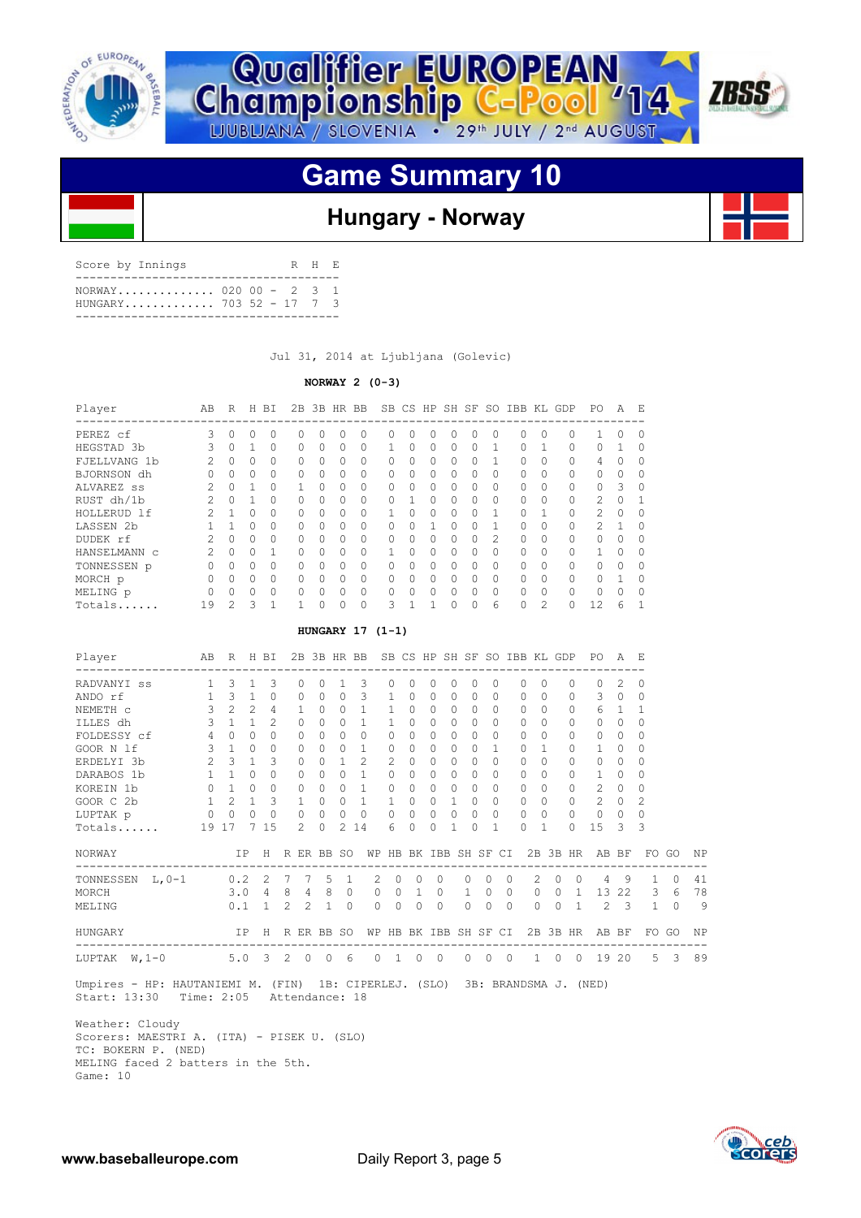# Qualifier EUROPEAN Championship C-Pool '14

LJUBLJANA / SLOVENIA • 29th JULY / 2nd AUGUST

## Game Summary 10

### Hungary - Norway

| Score by Innings | | R | H | E |
|---|---|---|---|---|
| NORWAY | 020 00 | 2 | 3 | 1 |
| HUNGARY | 703 52 | 17 | 7 | 3 |

Jul 31, 2014 at Ljubljana (Golevic)

**NORWAY 2 (0-3)**

| Player | AB | R | H | BI | 2B | 3B | HR | BB | SB | CS | HP | SH | SF | SO | IBB | KL | GDP | PO | A | E |
|---|---|---|---|---|---|---|---|---|---|---|---|---|---|---|---|---|---|---|---|---|
| PEREZ cf | 3 | 0 | 0 | 0 | 0 | 0 | 0 | 0 | 0 | 0 | 0 | 0 | 0 | 0 | 0 | 0 | 0 | 1 | 0 | 0 |
| HEGSTAD 3b | 3 | 0 | 1 | 0 | 0 | 0 | 0 | 0 | 1 | 0 | 0 | 0 | 0 | 1 | 0 | 1 | 0 | 0 | 1 | 0 |
| FJELLVANG 1b | 2 | 0 | 0 | 0 | 0 | 0 | 0 | 0 | 0 | 0 | 0 | 0 | 0 | 1 | 0 | 0 | 0 | 4 | 0 | 0 |
| BJORNSON dh | 0 | 0 | 0 | 0 | 0 | 0 | 0 | 0 | 0 | 0 | 0 | 0 | 0 | 0 | 0 | 0 | 0 | 0 | 0 | 0 |
| ALVAREZ ss | 2 | 0 | 1 | 0 | 1 | 0 | 0 | 0 | 0 | 0 | 0 | 0 | 0 | 0 | 0 | 0 | 0 | 0 | 3 | 0 |
| RUST dh/1b | 2 | 0 | 1 | 0 | 0 | 0 | 0 | 0 | 0 | 1 | 0 | 0 | 0 | 0 | 0 | 0 | 0 | 2 | 0 | 1 |
| HOLLERUD lf | 2 | 1 | 0 | 0 | 0 | 0 | 0 | 0 | 1 | 0 | 0 | 0 | 0 | 1 | 0 | 1 | 0 | 2 | 0 | 0 |
| LASSEN 2b | 1 | 1 | 0 | 0 | 0 | 0 | 0 | 0 | 0 | 0 | 1 | 0 | 0 | 1 | 0 | 0 | 0 | 2 | 1 | 0 |
| DUDEK rf | 2 | 0 | 0 | 0 | 0 | 0 | 0 | 0 | 0 | 0 | 0 | 0 | 0 | 2 | 0 | 0 | 0 | 0 | 0 | 0 |
| HANSELMANN c | 2 | 0 | 0 | 1 | 0 | 0 | 0 | 0 | 1 | 0 | 0 | 0 | 0 | 0 | 0 | 0 | 0 | 1 | 0 | 0 |
| TONNESSEN p | 0 | 0 | 0 | 0 | 0 | 0 | 0 | 0 | 0 | 0 | 0 | 0 | 0 | 0 | 0 | 0 | 0 | 0 | 0 | 0 |
| MORCH p | 0 | 0 | 0 | 0 | 0 | 0 | 0 | 0 | 0 | 0 | 0 | 0 | 0 | 0 | 0 | 0 | 0 | 0 | 1 | 0 |
| MELING p | 0 | 0 | 0 | 0 | 0 | 0 | 0 | 0 | 0 | 0 | 0 | 0 | 0 | 0 | 0 | 0 | 0 | 0 | 0 | 0 |
| Totals...... | 19 | 2 | 3 | 1 | 1 | 0 | 0 | 0 | 3 | 1 | 1 | 0 | 0 | 6 | 0 | 2 | 0 | 12 | 6 | 1 |

**HUNGARY 17 (1-1)**

| Player | AB | R | H | BI | 2B | 3B | HR | BB | SB | CS | HP | SH | SF | SO | IBB | KL | GDP | PO | A | E |
|---|---|---|---|---|---|---|---|---|---|---|---|---|---|---|---|---|---|---|---|---|
| RADVANYI ss | 1 | 3 | 1 | 3 | 0 | 0 | 1 | 3 | 0 | 0 | 0 | 0 | 0 | 0 | 0 | 0 | 0 | 0 | 2 | 0 |
| ANDO rf | 1 | 3 | 1 | 0 | 0 | 0 | 0 | 3 | 1 | 0 | 0 | 0 | 0 | 0 | 0 | 0 | 0 | 3 | 0 | 0 |
| NEMETH c | 3 | 2 | 2 | 4 | 1 | 0 | 0 | 1 | 1 | 0 | 0 | 0 | 0 | 0 | 0 | 0 | 0 | 6 | 1 | 1 |
| ILLES dh | 3 | 1 | 1 | 2 | 0 | 0 | 0 | 1 | 1 | 0 | 0 | 0 | 0 | 0 | 0 | 0 | 0 | 0 | 0 | 0 |
| FOLDESSY cf | 4 | 0 | 0 | 0 | 0 | 0 | 0 | 0 | 0 | 0 | 0 | 0 | 0 | 0 | 0 | 0 | 0 | 0 | 0 | 0 |
| GOOR N lf | 3 | 1 | 0 | 0 | 0 | 0 | 0 | 1 | 0 | 0 | 0 | 0 | 0 | 1 | 0 | 1 | 0 | 1 | 0 | 0 |
| ERDELYI 3b | 2 | 3 | 1 | 3 | 0 | 0 | 1 | 2 | 2 | 0 | 0 | 0 | 0 | 0 | 0 | 0 | 0 | 0 | 0 | 0 |
| DARABOS 1b | 1 | 1 | 0 | 0 | 0 | 0 | 0 | 1 | 0 | 0 | 0 | 0 | 0 | 0 | 0 | 0 | 0 | 1 | 0 | 0 |
| KOREIN 1b | 0 | 1 | 0 | 0 | 0 | 0 | 0 | 1 | 0 | 0 | 0 | 0 | 0 | 0 | 0 | 0 | 0 | 2 | 0 | 0 |
| GOOR C 2b | 1 | 2 | 1 | 3 | 1 | 0 | 0 | 1 | 1 | 0 | 0 | 1 | 0 | 0 | 0 | 0 | 0 | 2 | 0 | 2 |
| LUPTAK p | 0 | 0 | 0 | 0 | 0 | 0 | 0 | 0 | 0 | 0 | 0 | 0 | 0 | 0 | 0 | 0 | 0 | 0 | 0 | 0 |
| Totals...... | 19 | 17 | 7 | 15 | 2 | 0 | 2 | 14 | 6 | 0 | 0 | 1 | 0 | 1 | 0 | 1 | 0 | 15 | 3 | 3 |

| NORWAY | IP | H | R | ER | BB | SO | WP | HB | BK | IBB | SH | SF | CI | 2B | 3B | HR | AB | BF | FO | GO | NP |
|---|---|---|---|---|---|---|---|---|---|---|---|---|---|---|---|---|---|---|---|---|---|
| TONNESSEN L,0-1 | 0.2 | 2 | 7 | 7 | 5 | 1 | 2 | 0 | 0 | 0 | 0 | 0 | 0 | 2 | 0 | 0 | 4 | 9 | 1 | 0 | 41 |
| MORCH | 3.0 | 4 | 8 | 4 | 8 | 0 | 0 | 0 | 1 | 0 | 1 | 0 | 0 | 0 | 0 | 1 | 13 | 22 | 3 | 6 | 78 |
| MELING | 0.1 | 1 | 2 | 2 | 1 | 0 | 0 | 0 | 0 | 0 | 0 | 0 | 0 | 0 | 0 | 1 | 2 | 3 | 1 | 0 | 9 |

| HUNGARY | IP | H | R | ER | BB | SO | WP | HB | BK | IBB | SH | SF | CI | 2B | 3B | HR | AB | BF | FO | GO | NP |
|---|---|---|---|---|---|---|---|---|---|---|---|---|---|---|---|---|---|---|---|---|---|
| LUPTAK W,1-0 | 5.0 | 3 | 2 | 0 | 0 | 6 | 0 | 1 | 0 | 0 | 0 | 0 | 0 | 1 | 0 | 0 | 19 | 20 | 5 | 3 | 89 |

Umpires - HP: HAUTANIEMI M. (FIN) 1B: CIPERLEJ. (SLO) 3B: BRANDSMA J. (NED)
Start: 13:30 Time: 2:05 Attendance: 18

Weather: Cloudy
Scorers: MAESTRI A. (ITA) - PISEK U. (SLO)
TC: BOKERN P. (NED)
MELING faced 2 batters in the 5th.
Game: 10

www.baseballeurope.com Daily Report 3, page 5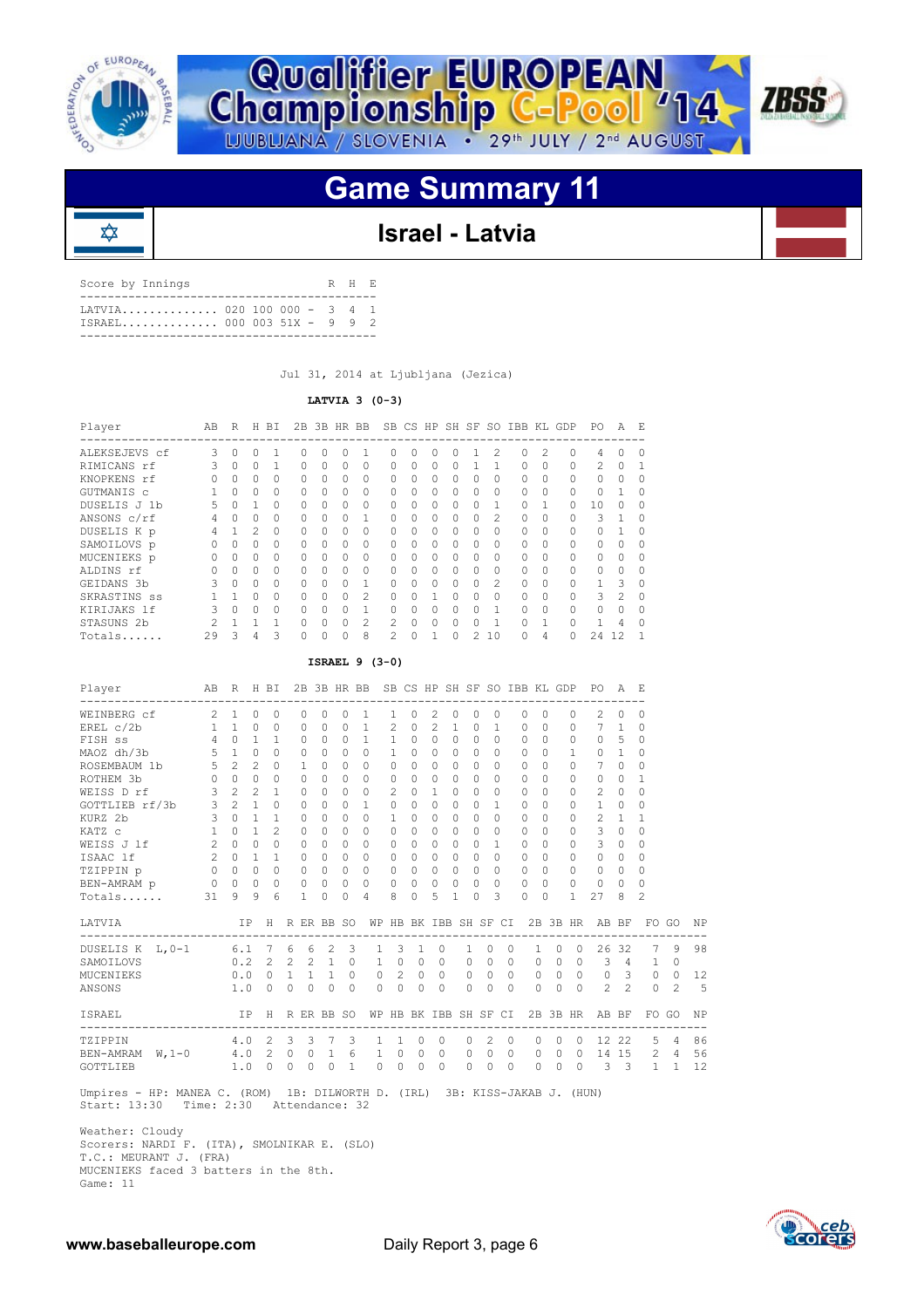# Qualifier EUROPEAN Championship C-Pool '14

LJUBLJANA / SLOVENIA • 29th JULY / 2nd AUGUST

## Game Summary 11

### Israel - Latvia

| Score by Innings | | R | H | E |
|---|---|---|---|---|
| LATVIA | 020 100 000 | 3 | 4 | 1 |
| ISRAEL | 000 003 51X | 9 | 9 | 2 |

Jul 31, 2014 at Ljubljana (Jezica)

**LATVIA 3 (0-3)**

| Player | AB | R | H | BI | 2B | 3B | HR | BB | SB | CS | HP | SH | SF | SO | IBB | KL | GDP | PO | A | E |
|---|---|---|---|---|---|---|---|---|---|---|---|---|---|---|---|---|---|---|---|---|
| ALEKSEJEVS cf | 3 | 0 | 0 | 1 | 0 | 0 | 0 | 1 | 0 | 0 | 0 | 0 | 1 | 2 | 0 | 2 | 0 | 4 | 0 | 0 |
| RIMICANS rf | 3 | 0 | 0 | 1 | 0 | 0 | 0 | 0 | 0 | 0 | 0 | 0 | 1 | 1 | 0 | 0 | 0 | 2 | 0 | 1 |
| KNOPKENS rf | 0 | 0 | 0 | 0 | 0 | 0 | 0 | 0 | 0 | 0 | 0 | 0 | 0 | 0 | 0 | 0 | 0 | 0 | 0 | 0 |
| GUTMANIS c | 1 | 0 | 0 | 0 | 0 | 0 | 0 | 0 | 0 | 0 | 0 | 0 | 0 | 0 | 0 | 0 | 0 | 0 | 1 | 0 |
| DUSELIS J 1b | 5 | 0 | 1 | 0 | 0 | 0 | 0 | 0 | 0 | 0 | 0 | 0 | 0 | 1 | 0 | 1 | 0 | 10 | 0 | 0 |
| ANSONS c/rf | 4 | 0 | 0 | 0 | 0 | 0 | 0 | 1 | 0 | 0 | 0 | 0 | 0 | 2 | 0 | 0 | 0 | 3 | 1 | 0 |
| DUSELIS K p | 4 | 1 | 2 | 0 | 0 | 0 | 0 | 0 | 0 | 0 | 0 | 0 | 0 | 0 | 0 | 0 | 0 | 0 | 1 | 0 |
| SAMOILOVS p | 0 | 0 | 0 | 0 | 0 | 0 | 0 | 0 | 0 | 0 | 0 | 0 | 0 | 0 | 0 | 0 | 0 | 0 | 0 | 0 |
| MUCENIEKS p | 0 | 0 | 0 | 0 | 0 | 0 | 0 | 0 | 0 | 0 | 0 | 0 | 0 | 0 | 0 | 0 | 0 | 0 | 0 | 0 |
| ALDINS rf | 0 | 0 | 0 | 0 | 0 | 0 | 0 | 0 | 0 | 0 | 0 | 0 | 0 | 0 | 0 | 0 | 0 | 0 | 0 | 0 |
| GEIDANS 3b | 3 | 0 | 0 | 0 | 0 | 0 | 0 | 1 | 0 | 0 | 0 | 0 | 0 | 2 | 0 | 0 | 0 | 1 | 3 | 0 |
| SKRASTINS ss | 1 | 1 | 0 | 0 | 0 | 0 | 0 | 2 | 0 | 0 | 1 | 0 | 0 | 0 | 0 | 0 | 0 | 3 | 2 | 0 |
| KIRIJAKS lf | 3 | 0 | 0 | 0 | 0 | 0 | 0 | 1 | 0 | 0 | 0 | 0 | 0 | 1 | 0 | 0 | 0 | 0 | 0 | 0 |
| STASUNS 2b | 2 | 1 | 1 | 1 | 0 | 0 | 0 | 2 | 2 | 0 | 0 | 0 | 0 | 1 | 0 | 1 | 0 | 1 | 4 | 0 |
| Totals...... | 29 | 3 | 4 | 3 | 0 | 0 | 0 | 8 | 2 | 0 | 1 | 0 | 2 | 10 | 0 | 4 | 0 | 24 | 12 | 1 |

**ISRAEL 9 (3-0)**

| Player | AB | R | H | BI | 2B | 3B | HR | BB | SB | CS | HP | SH | SF | SO | IBB | KL | GDP | PO | A | E |
|---|---|---|---|---|---|---|---|---|---|---|---|---|---|---|---|---|---|---|---|---|
| WEINBERG cf | 2 | 1 | 0 | 0 | 0 | 0 | 0 | 1 | 1 | 0 | 2 | 0 | 0 | 0 | 0 | 0 | 0 | 2 | 0 | 0 |
| EREL c/2b | 1 | 1 | 0 | 0 | 0 | 0 | 0 | 1 | 2 | 0 | 2 | 1 | 0 | 1 | 0 | 0 | 0 | 7 | 1 | 0 |
| FISH ss | 4 | 0 | 1 | 1 | 0 | 0 | 0 | 1 | 1 | 0 | 0 | 0 | 0 | 0 | 0 | 0 | 0 | 0 | 5 | 0 |
| MAOZ dh/3b | 5 | 1 | 0 | 0 | 0 | 0 | 0 | 0 | 1 | 0 | 0 | 0 | 0 | 0 | 0 | 0 | 1 | 0 | 1 | 0 |
| ROSEMBAUM 1b | 5 | 2 | 2 | 0 | 1 | 0 | 0 | 0 | 0 | 0 | 0 | 0 | 0 | 0 | 0 | 0 | 0 | 7 | 0 | 0 |
| ROTHEM 3b | 0 | 0 | 0 | 0 | 0 | 0 | 0 | 0 | 0 | 0 | 0 | 0 | 0 | 0 | 0 | 0 | 0 | 0 | 0 | 1 |
| WEISS D rf | 3 | 2 | 2 | 1 | 0 | 0 | 0 | 0 | 2 | 0 | 1 | 0 | 0 | 0 | 0 | 0 | 0 | 2 | 0 | 0 |
| GOTTLIEB rf/3b | 3 | 2 | 1 | 0 | 0 | 0 | 0 | 1 | 0 | 0 | 0 | 0 | 0 | 1 | 0 | 0 | 0 | 1 | 0 | 0 |
| KURZ 2b | 3 | 0 | 1 | 1 | 0 | 0 | 0 | 0 | 1 | 0 | 0 | 0 | 0 | 0 | 0 | 0 | 0 | 2 | 1 | 1 |
| KATZ c | 1 | 0 | 1 | 2 | 0 | 0 | 0 | 0 | 0 | 0 | 0 | 0 | 0 | 0 | 0 | 0 | 0 | 3 | 0 | 0 |
| WEISS J lf | 2 | 0 | 0 | 0 | 0 | 0 | 0 | 0 | 0 | 0 | 0 | 0 | 0 | 1 | 0 | 0 | 0 | 3 | 0 | 0 |
| ISAAC lf | 2 | 0 | 1 | 1 | 0 | 0 | 0 | 0 | 0 | 0 | 0 | 0 | 0 | 0 | 0 | 0 | 0 | 0 | 0 | 0 |
| TZIPPIN p | 0 | 0 | 0 | 0 | 0 | 0 | 0 | 0 | 0 | 0 | 0 | 0 | 0 | 0 | 0 | 0 | 0 | 0 | 0 | 0 |
| BEN-AMRAM p | 0 | 0 | 0 | 0 | 0 | 0 | 0 | 0 | 0 | 0 | 0 | 0 | 0 | 0 | 0 | 0 | 0 | 0 | 0 | 0 |
| Totals...... | 31 | 9 | 9 | 6 | 1 | 0 | 0 | 4 | 8 | 0 | 5 | 1 | 0 | 3 | 0 | 0 | 1 | 27 | 8 | 2 |

| LATVIA | IP | H | R | ER | BB | SO | WP | HB | BK | IBB | SH | SF | CI | 2B | 3B | HR | AB | BF | FO | GO | NP |
|---|---|---|---|---|---|---|---|---|---|---|---|---|---|---|---|---|---|---|---|---|---|
| DUSELIS K L,0-1 | 6.1 | 7 | 6 | 6 | 2 | 3 | 1 | 3 | 1 | 0 | 1 | 0 | 0 | 1 | 0 | 0 | 26 | 32 | 7 | 9 | 98 |
| SAMOILOVS | 0.2 | 2 | 2 | 1 | 0 | 0 | 1 | 0 | 0 | 0 | 0 | 0 | 0 | 0 | 0 | 0 | 3 | 4 | 1 | 0 | |
| MUCENIEKS | 0.0 | 0 | 1 | 1 | 1 | 0 | 0 | 2 | 0 | 0 | 0 | 0 | 0 | 0 | 0 | 0 | 0 | 3 | 0 | 0 | 12 |
| ANSONS | 1.0 | 0 | 0 | 0 | 0 | 0 | 0 | 0 | 0 | 0 | 0 | 0 | 0 | 0 | 0 | 0 | 2 | 2 | 0 | 2 | 5 |

| ISRAEL | IP | H | R | ER | BB | SO | WP | HB | BK | IBB | SH | SF | CI | 2B | 3B | HR | AB | BF | FO | GO | NP |
|---|---|---|---|---|---|---|---|---|---|---|---|---|---|---|---|---|---|---|---|---|---|
| TZIPPIN | 4.0 | 2 | 3 | 3 | 7 | 3 | 1 | 1 | 0 | 0 | 0 | 2 | 0 | 0 | 0 | 0 | 12 | 22 | 5 | 4 | 86 |
| BEN-AMRAM W,1-0 | 4.0 | 2 | 0 | 0 | 1 | 6 | 1 | 0 | 0 | 0 | 0 | 0 | 0 | 0 | 0 | 0 | 14 | 15 | 2 | 4 | 56 |
| GOTTLIEB | 1.0 | 0 | 0 | 0 | 0 | 1 | 0 | 0 | 0 | 0 | 0 | 0 | 0 | 0 | 0 | 0 | 3 | 3 | 1 | 1 | 12 |

Umpires - HP: MANEA C. (ROM) 1B: DILWORTH D. (IRL) 3B: KISS-JAKAB J. (HUN)
Start: 13:30 Time: 2:30 Attendance: 32

Weather: Cloudy
Scorers: NARDI F. (ITA), SMOLNIKAR E. (SLO)
T.C.: MEURANT J. (FRA)
MUCENIEKS faced 3 batters in the 8th.
Game: 11

www.baseballeurope.com Daily Report 3, page 6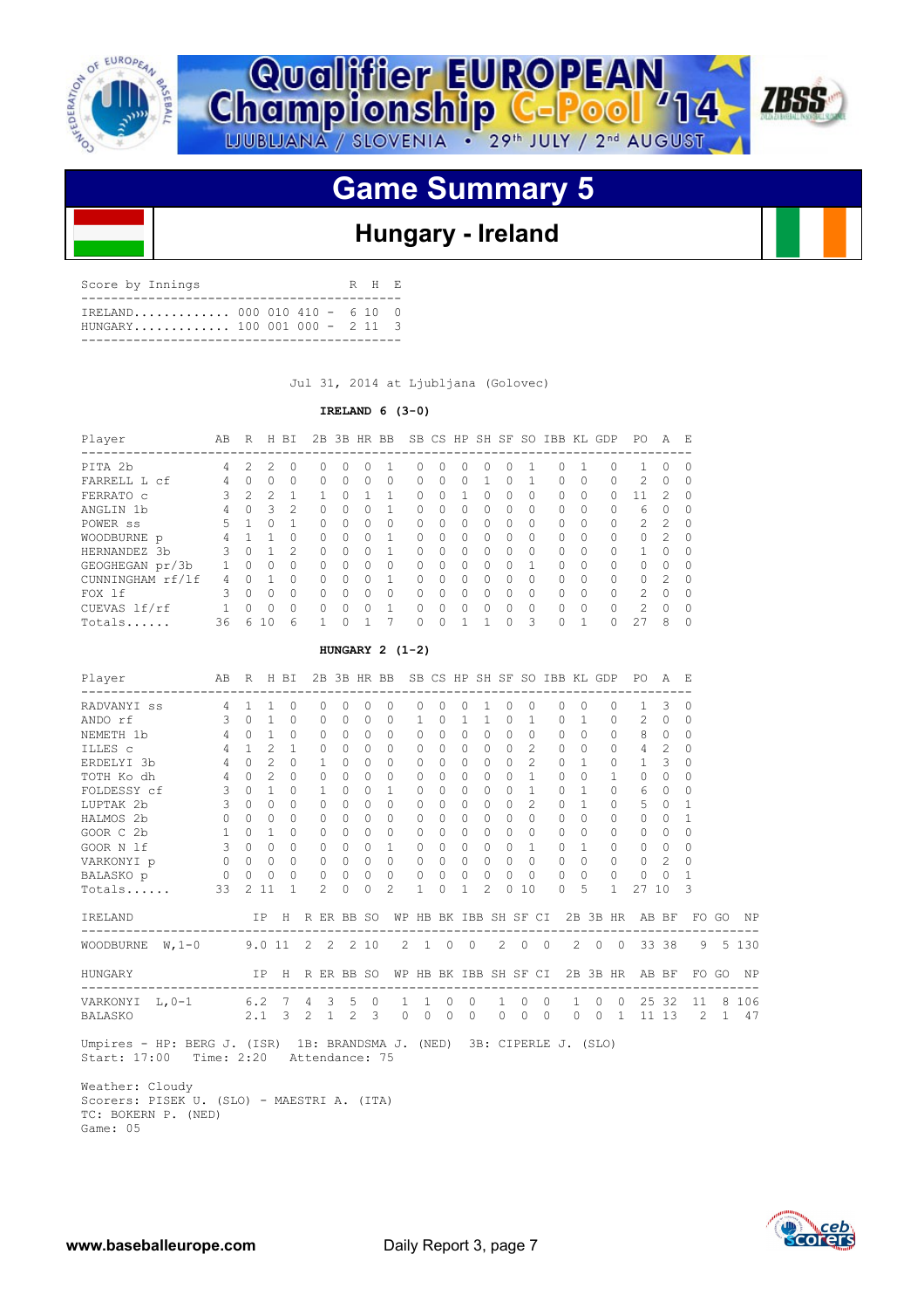# Qualifier EUROPEAN Championship C-Pool '14

LJUBLJANA / SLOVENIA • 29th JULY / 2nd AUGUST

## Game Summary 5

### Hungary - Ireland

| Score by Innings | | R | H | E |
|---|---|---|---|---|
| IRELAND............. | 000 010 410 - | 6 | 10 | 0 |
| HUNGARY............. | 100 001 000 - | 2 | 11 | 3 |

Jul 31, 2014 at Ljubljana (Golovec)

**IRELAND 6 (3-0)**

| Player | AB | R | H | BI | 2B | 3B | HR | BB | SB | CS | HP | SH | SF | SO | IBB | KL | GDP | PO | A | E |
|---|---|---|---|---|---|---|---|---|---|---|---|---|---|---|---|---|---|---|---|---|
| PITA 2b | 4 | 2 | 2 | 0 | 0 | 0 | 0 | 1 | 0 | 0 | 0 | 0 | 0 | 1 | 0 | 1 | 0 | 1 | 0 | 0 |
| FARRELL L cf | 4 | 0 | 0 | 0 | 0 | 0 | 0 | 0 | 0 | 0 | 0 | 1 | 0 | 1 | 0 | 0 | 0 | 2 | 0 | 0 |
| FERRATO c | 3 | 2 | 2 | 1 | 1 | 0 | 1 | 1 | 0 | 0 | 1 | 0 | 0 | 0 | 0 | 0 | 0 | 11 | 2 | 0 |
| ANGLIN 1b | 4 | 0 | 3 | 2 | 0 | 0 | 0 | 1 | 0 | 0 | 0 | 0 | 0 | 0 | 0 | 0 | 0 | 6 | 0 | 0 |
| POWER ss | 5 | 1 | 0 | 1 | 0 | 0 | 0 | 0 | 0 | 0 | 0 | 0 | 0 | 0 | 0 | 0 | 0 | 2 | 2 | 0 |
| WOODBURNE p | 4 | 1 | 1 | 0 | 0 | 0 | 0 | 1 | 0 | 0 | 0 | 0 | 0 | 0 | 0 | 0 | 0 | 0 | 2 | 0 |
| HERNANDEZ 3b | 3 | 0 | 1 | 2 | 0 | 0 | 0 | 1 | 0 | 0 | 0 | 0 | 0 | 0 | 0 | 0 | 0 | 1 | 0 | 0 |
| GEOGHEGAN pr/3b | 1 | 0 | 0 | 0 | 0 | 0 | 0 | 0 | 0 | 0 | 0 | 0 | 0 | 1 | 0 | 0 | 0 | 0 | 0 | 0 |
| CUNNINGHAM rf/lf | 4 | 0 | 1 | 0 | 0 | 0 | 0 | 1 | 0 | 0 | 0 | 0 | 0 | 0 | 0 | 0 | 0 | 0 | 2 | 0 |
| FOX lf | 3 | 0 | 0 | 0 | 0 | 0 | 0 | 0 | 0 | 0 | 0 | 0 | 0 | 0 | 0 | 0 | 0 | 2 | 0 | 0 |
| CUEVAS lf/rf | 1 | 0 | 0 | 0 | 0 | 0 | 0 | 1 | 0 | 0 | 0 | 0 | 0 | 0 | 0 | 0 | 0 | 2 | 0 | 0 |
| Totals...... | 36 | 6 | 10 | 6 | 1 | 0 | 1 | 7 | 0 | 0 | 1 | 1 | 0 | 3 | 0 | 1 | 0 | 27 | 8 | 0 |

**HUNGARY 2 (1-2)**

| Player | AB | R | H | BI | 2B | 3B | HR | BB | SB | CS | HP | SH | SF | SO | IBB | KL | GDP | PO | A | E |
|---|---|---|---|---|---|---|---|---|---|---|---|---|---|---|---|---|---|---|---|---|
| RADVANYI ss | 4 | 1 | 1 | 0 | 0 | 0 | 0 | 0 | 0 | 0 | 0 | 1 | 0 | 0 | 0 | 0 | 0 | 1 | 3 | 0 |
| ANDO rf | 3 | 0 | 1 | 0 | 0 | 0 | 0 | 0 | 1 | 0 | 1 | 1 | 0 | 1 | 0 | 1 | 0 | 2 | 0 | 0 |
| NEMETH 1b | 4 | 0 | 1 | 0 | 0 | 0 | 0 | 0 | 0 | 0 | 0 | 0 | 0 | 0 | 0 | 0 | 0 | 8 | 0 | 0 |
| ILLES c | 4 | 1 | 2 | 1 | 0 | 0 | 0 | 0 | 0 | 0 | 0 | 0 | 0 | 2 | 0 | 0 | 0 | 4 | 2 | 0 |
| ERDELYI 3b | 4 | 0 | 2 | 0 | 1 | 0 | 0 | 0 | 0 | 0 | 0 | 0 | 0 | 2 | 0 | 1 | 0 | 1 | 3 | 0 |
| TOTH Ko dh | 4 | 0 | 2 | 0 | 0 | 0 | 0 | 0 | 0 | 0 | 0 | 0 | 0 | 1 | 0 | 0 | 1 | 0 | 0 | 0 |
| FOLDESSY cf | 3 | 0 | 1 | 0 | 1 | 0 | 0 | 1 | 0 | 0 | 0 | 0 | 0 | 1 | 0 | 1 | 0 | 6 | 0 | 0 |
| LUPTAK 2b | 3 | 0 | 0 | 0 | 0 | 0 | 0 | 0 | 0 | 0 | 0 | 0 | 0 | 2 | 0 | 1 | 0 | 5 | 0 | 1 |
| HALMOS 2b | 0 | 0 | 0 | 0 | 0 | 0 | 0 | 0 | 0 | 0 | 0 | 0 | 0 | 0 | 0 | 0 | 0 | 0 | 0 | 1 |
| GOOR C 2b | 1 | 0 | 1 | 0 | 0 | 0 | 0 | 0 | 0 | 0 | 0 | 0 | 0 | 0 | 0 | 0 | 0 | 0 | 0 | 0 |
| GOOR N lf | 3 | 0 | 0 | 0 | 0 | 0 | 0 | 1 | 0 | 0 | 0 | 0 | 0 | 1 | 0 | 1 | 0 | 0 | 0 | 0 |
| VARKONYI p | 0 | 0 | 0 | 0 | 0 | 0 | 0 | 0 | 0 | 0 | 0 | 0 | 0 | 0 | 0 | 0 | 0 | 0 | 2 | 0 |
| BALASKO p | 0 | 0 | 0 | 0 | 0 | 0 | 0 | 0 | 0 | 0 | 0 | 0 | 0 | 0 | 0 | 0 | 0 | 0 | 0 | 1 |
| Totals...... | 33 | 2 | 11 | 1 | 2 | 0 | 0 | 2 | 1 | 0 | 1 | 2 | 0 | 10 | 0 | 5 | 1 | 27 | 10 | 3 |

| IRELAND | IP | H | R | ER | BB | SO | WP | HB | BK | IBB | SH | SF | CI | 2B | 3B | HR | AB | BF | FO | GO | NP |
|---|---|---|---|---|---|---|---|---|---|---|---|---|---|---|---|---|---|---|---|---|---|
| WOODBURNE W,1-0 | 9.0 | 11 | 2 | 2 | 2 | 10 | 2 | 1 | 0 | 0 | 2 | 0 | 0 | 2 | 0 | 0 | 33 | 38 | 9 | 5 | 130 |

| HUNGARY | IP | H | R | ER | BB | SO | WP | HB | BK | IBB | SH | SF | CI | 2B | 3B | HR | AB | BF | FO | GO | NP |
|---|---|---|---|---|---|---|---|---|---|---|---|---|---|---|---|---|---|---|---|---|---|
| VARKONYI L,0-1 | 6.2 | 7 | 4 | 3 | 5 | 0 | 1 | 1 | 0 | 0 | 1 | 0 | 0 | 1 | 0 | 0 | 25 | 32 | 11 | 8 | 106 |
| BALASKO | 2.1 | 3 | 2 | 1 | 2 | 3 | 0 | 0 | 0 | 0 | 0 | 0 | 0 | 0 | 0 | 1 | 11 | 13 | 2 | 1 | 47 |

Umpires - HP: BERG J. (ISR) 1B: BRANDSMA J. (NED) 3B: CIPERLE J. (SLO)
Start: 17:00 Time: 2:20 Attendance: 75

Weather: Cloudy
Scorers: PISEK U. (SLO) - MAESTRI A. (ITA)
TC: BOKERN P. (NED)
Game: 05

www.baseballeurope.com Daily Report 3, page 7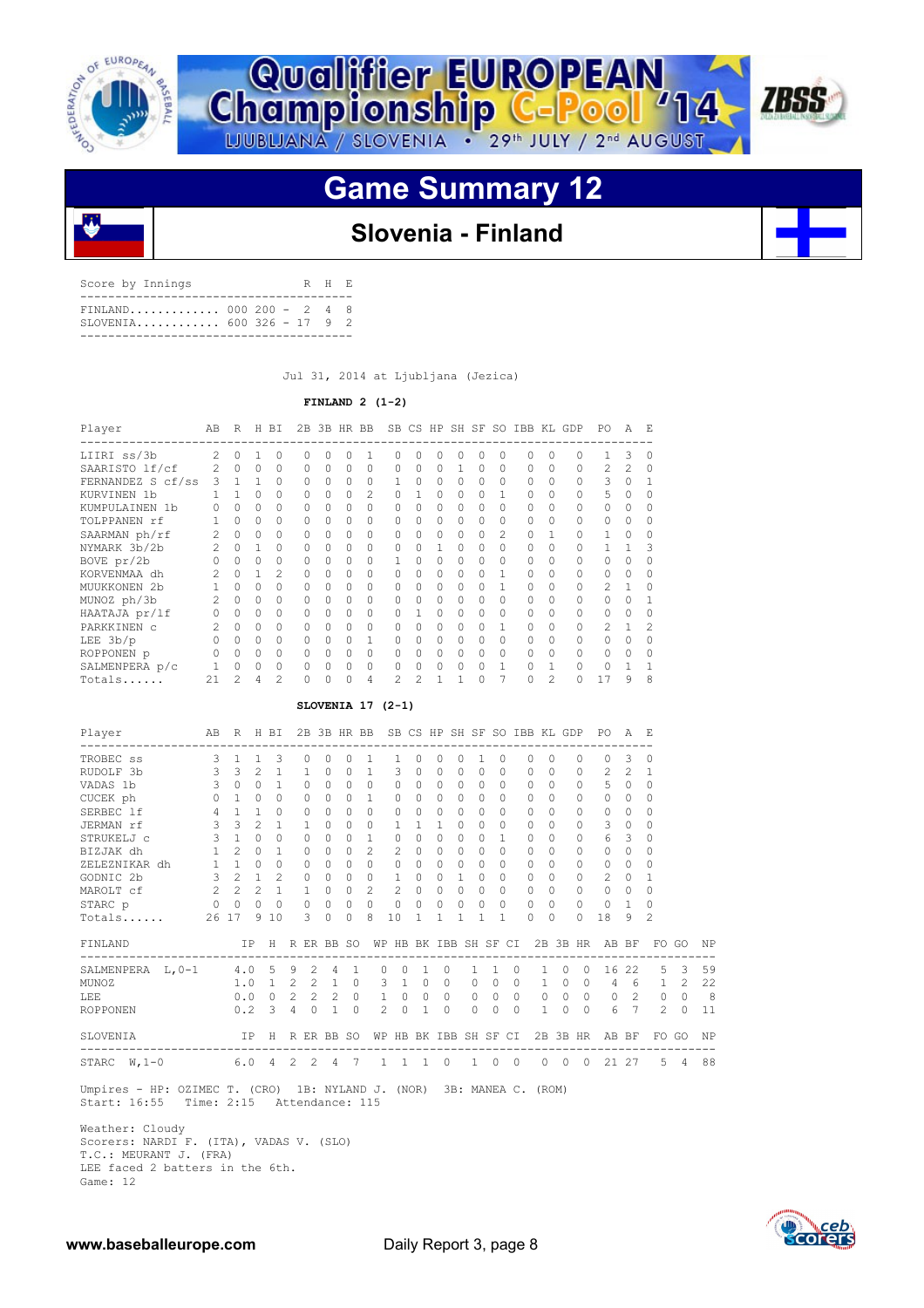# Qualifier EUROPEAN Championship C-Pool '14

LJUBLJANA / SLOVENIA • 29th JULY / 2nd AUGUST

## Game Summary 12

### Slovenia - Finland

| Score by Innings | | R | H | E |
|---|---|---|---|---|
| FINLAND............. | 000 200 - | 2 | 4 | 8 |
| SLOVENIA............ | 600 326 - | 17 | 9 | 2 |

Jul 31, 2014 at Ljubljana (Jezica)

**FINLAND 2 (1-2)**

| Player | AB | R | H | BI | 2B | 3B | HR | BB | SB | CS | HP | SH | SF | SO | IBB | KL | GDP | PO | A | E |
|---|---|---|---|---|---|---|---|---|---|---|---|---|---|---|---|---|---|---|---|---|
| LIIRI ss/3b | 2 | 0 | 1 | 0 | 0 | 0 | 0 | 1 | 0 | 0 | 0 | 0 | 0 | 0 | 0 | 0 | 0 | 1 | 3 | 0 |
| SAARISTO lf/cf | 2 | 0 | 0 | 0 | 0 | 0 | 0 | 0 | 0 | 0 | 0 | 1 | 0 | 0 | 0 | 0 | 0 | 2 | 2 | 0 |
| FERNANDEZ S cf/ss | 3 | 1 | 1 | 0 | 0 | 0 | 0 | 0 | 1 | 0 | 0 | 0 | 0 | 0 | 0 | 0 | 0 | 3 | 0 | 1 |
| KURVINEN 1b | 1 | 1 | 0 | 0 | 0 | 0 | 0 | 2 | 0 | 1 | 0 | 0 | 0 | 1 | 0 | 0 | 0 | 5 | 0 | 0 |
| KUMPULAINEN 1b | 0 | 0 | 0 | 0 | 0 | 0 | 0 | 0 | 0 | 0 | 0 | 0 | 0 | 0 | 0 | 0 | 0 | 0 | 0 | 0 |
| TOLPPANEN rf | 1 | 0 | 0 | 0 | 0 | 0 | 0 | 0 | 0 | 0 | 0 | 0 | 0 | 0 | 0 | 0 | 0 | 0 | 0 | 0 |
| SAARMAN ph/rf | 2 | 0 | 0 | 0 | 0 | 0 | 0 | 0 | 0 | 0 | 0 | 0 | 0 | 2 | 0 | 1 | 0 | 1 | 0 | 0 |
| NYMARK 3b/2b | 2 | 0 | 1 | 0 | 0 | 0 | 0 | 0 | 0 | 0 | 1 | 0 | 0 | 0 | 0 | 0 | 0 | 1 | 1 | 3 |
| BOVE pr/2b | 0 | 0 | 0 | 0 | 0 | 0 | 0 | 0 | 1 | 0 | 0 | 0 | 0 | 0 | 0 | 0 | 0 | 0 | 0 | 0 |
| KORVENMAA dh | 2 | 0 | 1 | 2 | 0 | 0 | 0 | 0 | 0 | 0 | 0 | 0 | 0 | 1 | 0 | 0 | 0 | 0 | 0 | 0 |
| MUUKKONEN 2b | 1 | 0 | 0 | 0 | 0 | 0 | 0 | 0 | 0 | 0 | 0 | 0 | 0 | 1 | 0 | 0 | 0 | 2 | 1 | 0 |
| MUNOZ ph/3b | 2 | 0 | 0 | 0 | 0 | 0 | 0 | 0 | 0 | 0 | 0 | 0 | 0 | 0 | 0 | 0 | 0 | 0 | 0 | 1 |
| HAATAJA pr/lf | 0 | 0 | 0 | 0 | 0 | 0 | 0 | 0 | 0 | 1 | 0 | 0 | 0 | 0 | 0 | 0 | 0 | 0 | 0 | 0 |
| PARKKINEN c | 2 | 0 | 0 | 0 | 0 | 0 | 0 | 0 | 0 | 0 | 0 | 0 | 0 | 1 | 0 | 0 | 0 | 2 | 1 | 2 |
| LEE 3b/p | 0 | 0 | 0 | 0 | 0 | 0 | 0 | 1 | 0 | 0 | 0 | 0 | 0 | 0 | 0 | 0 | 0 | 0 | 0 | 0 |
| ROPPONEN p | 0 | 0 | 0 | 0 | 0 | 0 | 0 | 0 | 0 | 0 | 0 | 0 | 0 | 0 | 0 | 0 | 0 | 0 | 0 | 0 |
| SALMENPERA p/c | 1 | 0 | 0 | 0 | 0 | 0 | 0 | 0 | 0 | 0 | 0 | 0 | 0 | 1 | 0 | 1 | 0 | 0 | 1 | 1 |
| Totals...... | 21 | 2 | 4 | 2 | 0 | 0 | 0 | 4 | 2 | 2 | 1 | 1 | 0 | 7 | 0 | 2 | 0 | 17 | 9 | 8 |

**SLOVENIA 17 (2-1)**

| Player | AB | R | H | BI | 2B | 3B | HR | BB | SB | CS | HP | SH | SF | SO | IBB | KL | GDP | PO | A | E |
|---|---|---|---|---|---|---|---|---|---|---|---|---|---|---|---|---|---|---|---|---|
| TROBEC ss | 3 | 1 | 1 | 3 | 0 | 0 | 0 | 1 | 1 | 0 | 0 | 0 | 1 | 0 | 0 | 0 | 0 | 0 | 3 | 0 |
| RUDOLF 3b | 3 | 3 | 2 | 1 | 1 | 0 | 0 | 1 | 3 | 0 | 0 | 0 | 0 | 0 | 0 | 0 | 0 | 2 | 2 | 1 |
| VADAS 1b | 3 | 0 | 0 | 1 | 0 | 0 | 0 | 0 | 0 | 0 | 0 | 0 | 0 | 0 | 0 | 0 | 0 | 5 | 0 | 0 |
| CUCEK ph | 0 | 1 | 0 | 0 | 0 | 0 | 0 | 1 | 0 | 0 | 0 | 0 | 0 | 0 | 0 | 0 | 0 | 0 | 0 | 0 |
| SERBEC lf | 4 | 1 | 1 | 0 | 0 | 0 | 0 | 0 | 0 | 0 | 0 | 0 | 0 | 0 | 0 | 0 | 0 | 0 | 0 | 0 |
| JERMAN rf | 3 | 3 | 2 | 1 | 1 | 0 | 0 | 0 | 1 | 1 | 1 | 0 | 0 | 0 | 0 | 0 | 0 | 3 | 0 | 0 |
| STRUKELJ c | 3 | 1 | 0 | 0 | 0 | 0 | 0 | 1 | 0 | 0 | 0 | 0 | 0 | 1 | 0 | 0 | 0 | 6 | 3 | 0 |
| BIZJAK dh | 1 | 2 | 0 | 1 | 0 | 0 | 0 | 2 | 2 | 0 | 0 | 0 | 0 | 0 | 0 | 0 | 0 | 0 | 0 | 0 |
| ZELEZNIKAR dh | 1 | 1 | 0 | 0 | 0 | 0 | 0 | 0 | 0 | 0 | 0 | 0 | 0 | 0 | 0 | 0 | 0 | 0 | 0 | 0 |
| GODNIC 2b | 3 | 2 | 1 | 2 | 0 | 0 | 0 | 0 | 1 | 0 | 0 | 1 | 0 | 0 | 0 | 0 | 0 | 2 | 0 | 1 |
| MAROLT cf | 2 | 2 | 2 | 1 | 1 | 0 | 0 | 2 | 2 | 0 | 0 | 0 | 0 | 0 | 0 | 0 | 0 | 0 | 0 | 0 |
| STARC p | 0 | 0 | 0 | 0 | 0 | 0 | 0 | 0 | 0 | 0 | 0 | 0 | 0 | 0 | 0 | 0 | 0 | 0 | 1 | 0 |
| Totals...... | 26 | 17 | 9 | 10 | 3 | 0 | 0 | 8 | 10 | 1 | 1 | 1 | 1 | 1 | 0 | 0 | 0 | 18 | 9 | 2 |

| FINLAND | IP | H | R | ER | BB | SO | WP | HB | BK | IBB | SH | SF | CI | 2B | 3B | HR | AB | BF | FO | GO | NP |
|---|---|---|---|---|---|---|---|---|---|---|---|---|---|---|---|---|---|---|---|---|---|
| SALMENPERA L,0-1 | 4.0 | 5 | 9 | 2 | 4 | 1 | 0 | 0 | 1 | 0 | 1 | 1 | 0 | 1 | 0 | 0 | 16 | 22 | 5 | 3 | 59 |
| MUNOZ | 1.0 | 1 | 2 | 2 | 1 | 0 | 3 | 1 | 0 | 0 | 0 | 0 | 0 | 1 | 0 | 0 | 4 | 6 | 1 | 2 | 22 |
| LEE | 0.0 | 0 | 2 | 2 | 2 | 0 | 1 | 0 | 0 | 0 | 0 | 0 | 0 | 0 | 0 | 0 | 0 | 2 | 0 | 0 | 8 |
| ROPPONEN | 0.2 | 3 | 4 | 0 | 1 | 0 | 2 | 0 | 1 | 0 | 0 | 0 | 0 | 1 | 0 | 0 | 6 | 7 | 2 | 0 | 11 |

| SLOVENIA | IP | H | R | ER | BB | SO | WP | HB | BK | IBB | SH | SF | CI | 2B | 3B | HR | AB | BF | FO | GO | NP |
|---|---|---|---|---|---|---|---|---|---|---|---|---|---|---|---|---|---|---|---|---|---|
| STARC W,1-0 | 6.0 | 4 | 2 | 2 | 4 | 7 | 1 | 1 | 1 | 0 | 1 | 0 | 0 | 0 | 0 | 0 | 21 | 27 | 5 | 4 | 88 |

Umpires - HP: OZIMEC T. (CRO) 1B: NYLAND J. (NOR) 3B: MANEA C. (ROM)
Start: 16:55 Time: 2:15 Attendance: 115

Weather: Cloudy
Scorers: NARDI F. (ITA), VADAS V. (SLO)
T.C.: MEURANT J. (FRA)
LEE faced 2 batters in the 6th.
Game: 12

www.baseballeurope.com Daily Report 3, page 8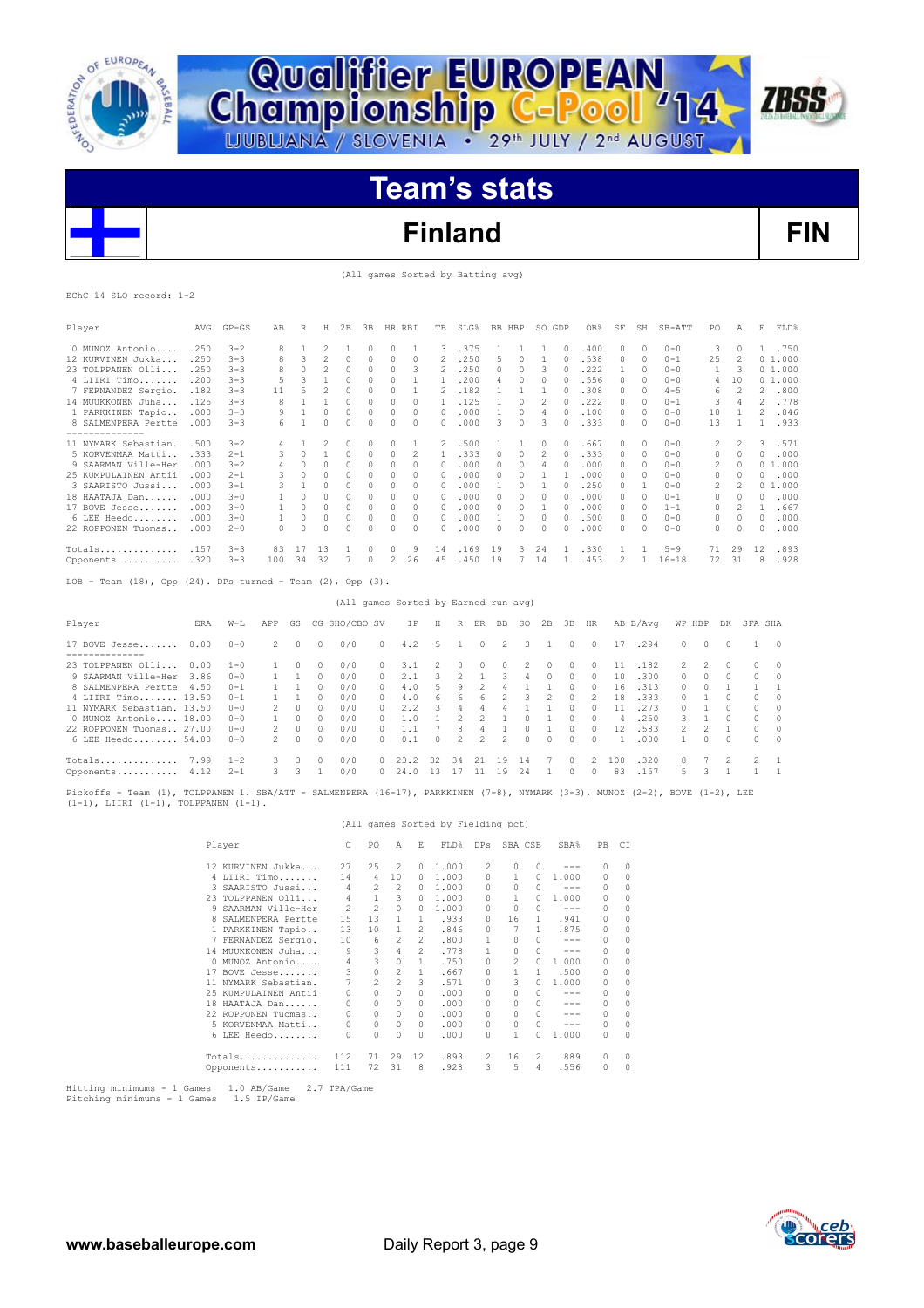# Qualifier EUROPEAN Championship C-Pool '14

LJUBLJANA / SLOVENIA • 29th JULY / 2nd AUGUST

## Team's stats

## Finland FIN

(All games Sorted by Batting avg)

EChC 14 SLO record: 1-2

| Player | AVG | GP-GS | AB | R | H | 2B | 3B | HR | RBI | TB | SLG% | BB | HBP | SO | GDP | OB% | SF | SH | SB-ATT | PO | A | E | FLD% |
|---|---|---|---|---|---|---|---|---|---|---|---|---|---|---|---|---|---|---|---|---|---|---|---|
| 0 MUNOZ Antonio.... | .250 | 3-2 | 8 | 1 | 2 | 1 | 0 | 0 | 1 | 3 | .375 | 1 | 1 | 1 | 0 | .400 | 0 | 0 | 0-0 | 3 | 0 | 1 | .750 |
| 12 KURVINEN Jukka... | .250 | 3-3 | 8 | 3 | 2 | 0 | 0 | 0 | 0 | 2 | .250 | 5 | 0 | 1 | 0 | .538 | 0 | 0 | 0-1 | 25 | 2 | 0 | 1.000 |
| 23 TOLPPANEN Olli... | .250 | 3-3 | 8 | 0 | 2 | 0 | 0 | 0 | 3 | 2 | .250 | 0 | 0 | 3 | 0 | .222 | 1 | 0 | 0-0 | 1 | 3 | 0 | 1.000 |
| 4 LIIRI Timo....... | .200 | 3-3 | 5 | 3 | 1 | 0 | 0 | 0 | 1 | 1 | .200 | 4 | 0 | 0 | 0 | .556 | 0 | 0 | 0-0 | 4 | 10 | 0 | 1.000 |
| 7 FERNANDEZ Sergio. | .182 | 3-3 | 11 | 5 | 2 | 0 | 0 | 0 | 1 | 2 | .182 | 1 | 1 | 1 | 0 | .308 | 0 | 0 | 4-5 | 6 | 2 | 2 | .800 |
| 14 MUUKKONEN Juha... | .125 | 3-3 | 8 | 1 | 1 | 0 | 0 | 0 | 0 | 1 | .125 | 1 | 0 | 2 | 0 | .222 | 0 | 0 | 0-1 | 3 | 4 | 2 | .778 |
| 1 PARKKINEN Tapio.. | .000 | 3-3 | 9 | 1 | 0 | 0 | 0 | 0 | 0 | 0 | .000 | 1 | 0 | 4 | 0 | .100 | 0 | 0 | 0-0 | 10 | 1 | 2 | .846 |
| 8 SALMENPERA Pertte | .000 | 3-3 | 6 | 1 | 0 | 0 | 0 | 0 | 0 | 0 | .000 | 3 | 0 | 3 | 0 | .333 | 0 | 0 | 0-0 | 13 | 1 | 1 | .933 |
| 11 NYMARK Sebastian. | .500 | 3-2 | 4 | 1 | 2 | 0 | 0 | 0 | 1 | 2 | .500 | 1 | 1 | 0 | 0 | .667 | 0 | 0 | 0-0 | 2 | 2 | 3 | .571 |
| 5 KORVENMAA Matti.. | .333 | 2-1 | 3 | 0 | 1 | 0 | 0 | 0 | 2 | 1 | .333 | 0 | 0 | 2 | 0 | .333 | 0 | 0 | 0-0 | 0 | 0 | 0 | .000 |
| 9 SAARMAN Ville-Her | .000 | 3-2 | 4 | 0 | 0 | 0 | 0 | 0 | 0 | 0 | .000 | 0 | 0 | 4 | 0 | .000 | 0 | 0 | 0-0 | 2 | 0 | 0 | 1.000 |
| 25 KUMPULAINEN Antii | .000 | 2-1 | 3 | 0 | 0 | 0 | 0 | 0 | 0 | 0 | .000 | 0 | 0 | 1 | 1 | .000 | 0 | 0 | 0-0 | 0 | 0 | 0 | .000 |
| 3 SAARISTO Jussi... | .000 | 3-1 | 3 | 1 | 0 | 0 | 0 | 0 | 0 | 0 | .000 | 1 | 0 | 1 | 0 | .250 | 0 | 1 | 0-0 | 2 | 2 | 0 | 1.000 |
| 18 HAATAJA Dan...... | .000 | 3-0 | 1 | 0 | 0 | 0 | 0 | 0 | 0 | 0 | .000 | 0 | 0 | 0 | 0 | .000 | 0 | 0 | 0-1 | 0 | 0 | 0 | .000 |
| 17 BOVE Jesse....... | .000 | 3-0 | 1 | 0 | 0 | 0 | 0 | 0 | 0 | 0 | .000 | 0 | 0 | 1 | 0 | .000 | 0 | 0 | 1-1 | 0 | 2 | 1 | .667 |
| 6 LEE Heedo........ | .000 | 3-0 | 1 | 0 | 0 | 0 | 0 | 0 | 0 | 0 | .000 | 1 | 0 | 0 | 0 | .500 | 0 | 0 | 0-0 | 0 | 0 | 0 | .000 |
| 22 ROPPONEN Tuomas.. | .000 | 2-0 | 0 | 0 | 0 | 0 | 0 | 0 | 0 | 0 | .000 | 0 | 0 | 0 | 0 | .000 | 0 | 0 | 0-0 | 0 | 0 | 0 | .000 |
| Totals.............. | .157 | 3-3 | 83 | 17 | 13 | 1 | 0 | 0 | 9 | 14 | .169 | 19 | 3 | 24 | 1 | .330 | 1 | 1 | 5-9 | 71 | 29 | 12 | .893 |
| Opponents........... | .320 | 3-3 | 100 | 34 | 32 | 7 | 0 | 2 | 26 | 45 | .450 | 19 | 7 | 14 | 1 | .453 | 2 | 1 | 16-18 | 72 | 31 | 8 | .928 |

LOB - Team (18), Opp (24). DPs turned - Team (2), Opp (3).

(All games Sorted by Earned run avg)

| Player | ERA | W-L | APP | GS | CG | SHO/CBO | SV | IP | H | R | ER | BB | SO | 2B | 3B | HR | AB | B/Avg | WP | HBP | BK | SFA | SHA |
|---|---|---|---|---|---|---|---|---|---|---|---|---|---|---|---|---|---|---|---|---|---|---|---|
| 17 BOVE Jesse....... | 0.00 | 0-0 | 2 | 0 | 0 | 0/0 | 0 | 4.2 | 5 | 1 | 0 | 2 | 3 | 1 | 0 | 0 | 17 | .294 | 0 | 0 | 0 | 1 | 0 |
| 23 TOLPPANEN Olli... | 0.00 | 1-0 | 1 | 0 | 0 | 0/0 | 0 | 3.1 | 2 | 0 | 0 | 0 | 2 | 0 | 0 | 0 | 11 | .182 | 2 | 2 | 0 | 0 | 0 |
| 9 SAARMAN Ville-Her | 3.86 | 0-0 | 1 | 1 | 0 | 0/0 | 0 | 2.1 | 3 | 2 | 1 | 3 | 4 | 0 | 0 | 0 | 10 | .300 | 0 | 0 | 0 | 0 | 0 |
| 8 SALMENPERA Pertte | 4.50 | 0-1 | 1 | 1 | 0 | 0/0 | 0 | 4.0 | 5 | 9 | 2 | 4 | 1 | 1 | 0 | 0 | 16 | .313 | 0 | 0 | 1 | 1 | 1 |
| 4 LIIRI Timo....... | 13.50 | 0-1 | 1 | 1 | 0 | 0/0 | 0 | 4.0 | 6 | 6 | 6 | 2 | 3 | 2 | 0 | 2 | 18 | .333 | 0 | 1 | 0 | 0 | 0 |
| 11 NYMARK Sebastian. | 13.50 | 0-0 | 2 | 0 | 0 | 0/0 | 0 | 2.2 | 3 | 4 | 4 | 4 | 1 | 1 | 0 | 0 | 11 | .273 | 0 | 1 | 0 | 0 | 0 |
| 0 MUNOZ Antonio.... | 18.00 | 0-0 | 1 | 0 | 0 | 0/0 | 0 | 1.0 | 1 | 2 | 2 | 1 | 0 | 1 | 0 | 0 | 4 | .250 | 3 | 1 | 0 | 0 | 0 |
| 22 ROPPONEN Tuomas.. | 27.00 | 0-0 | 2 | 0 | 0 | 0/0 | 0 | 1.1 | 7 | 8 | 4 | 1 | 0 | 1 | 0 | 0 | 12 | .583 | 2 | 2 | 1 | 0 | 0 |
| 6 LEE Heedo........ | 54.00 | 0-0 | 2 | 0 | 0 | 0/0 | 0 | 0.1 | 0 | 2 | 2 | 2 | 0 | 0 | 0 | 0 | 1 | .000 | 1 | 0 | 0 | 0 | 0 |
| Totals.............. | 7.99 | 1-2 | 3 | 3 | 0 | 0/0 | 0 | 23.2 | 32 | 34 | 21 | 19 | 14 | 7 | 0 | 2 | 100 | .320 | 8 | 7 | 2 | 2 | 1 |
| Opponents........... | 4.12 | 2-1 | 3 | 3 | 1 | 0/0 | 0 | 24.0 | 13 | 17 | 11 | 19 | 24 | 1 | 0 | 0 | 83 | .157 | 5 | 3 | 1 | 1 | 1 |

Pickoffs - Team (1), TOLPPANEN 1. SBA/ATT - SALMENPERA (16-17), PARKKINEN (7-8), NYMARK (3-3), MUNOZ (2-2), BOVE (1-2), LEE (1-1), LIIRI (1-1), TOLPPANEN (1-1).

(All games Sorted by Fielding pct)

| Player | C | PO | A | E | FLD% | DPs | SBA | CSB | SBA% | PB | CI |
|---|---|---|---|---|---|---|---|---|---|---|---|
| 12 KURVINEN Jukka... | 27 | 25 | 2 | 0 | 1.000 | 2 | 0 | 0 | --- | 0 | 0 |
| 4 LIIRI Timo....... | 14 | 4 | 10 | 0 | 1.000 | 0 | 1 | 0 | 1.000 | 0 | 0 |
| 3 SAARISTO Jussi... | 4 | 2 | 2 | 0 | 1.000 | 0 | 0 | 0 | --- | 0 | 0 |
| 23 TOLPPANEN Olli... | 4 | 1 | 3 | 0 | 1.000 | 0 | 1 | 0 | 1.000 | 0 | 0 |
| 9 SAARMAN Ville-Her | 2 | 2 | 0 | 0 | 1.000 | 0 | 0 | 0 | --- | 0 | 0 |
| 8 SALMENPERA Pertte | 15 | 13 | 1 | 1 | .933 | 0 | 16 | 1 | .941 | 0 | 0 |
| 1 PARKKINEN Tapio.. | 13 | 10 | 1 | 2 | .846 | 0 | 7 | 1 | .875 | 0 | 0 |
| 7 FERNANDEZ Sergio. | 10 | 6 | 2 | 2 | .800 | 1 | 0 | 0 | --- | 0 | 0 |
| 14 MUUKKONEN Juha... | 9 | 3 | 4 | 2 | .778 | 1 | 0 | 0 | --- | 0 | 0 |
| 0 MUNOZ Antonio.... | 4 | 3 | 0 | 1 | .750 | 0 | 2 | 0 | 1.000 | 0 | 0 |
| 17 BOVE Jesse....... | 3 | 0 | 2 | 1 | .667 | 0 | 1 | 1 | .500 | 0 | 0 |
| 11 NYMARK Sebastian. | 7 | 2 | 2 | 3 | .571 | 0 | 3 | 0 | 1.000 | 0 | 0 |
| 25 KUMPULAINEN Antii | 0 | 0 | 0 | 0 | .000 | 0 | 0 | 0 | --- | 0 | 0 |
| 18 HAATAJA Dan...... | 0 | 0 | 0 | 0 | .000 | 0 | 0 | 0 | --- | 0 | 0 |
| 22 ROPPONEN Tuomas.. | 0 | 0 | 0 | 0 | .000 | 0 | 0 | 0 | --- | 0 | 0 |
| 5 KORVENMAA Matti.. | 0 | 0 | 0 | 0 | .000 | 0 | 0 | 0 | --- | 0 | 0 |
| 6 LEE Heedo........ | 0 | 0 | 0 | 0 | .000 | 0 | 1 | 0 | 1.000 | 0 | 0 |
| Totals.............. | 112 | 71 | 29 | 12 | .893 | 2 | 16 | 2 | .889 | 0 | 0 |
| Opponents........... | 111 | 72 | 31 | 8 | .928 | 3 | 5 | 4 | .556 | 0 | 0 |

Hitting minimums - 1 Games 1.0 AB/Game 2.7 TPA/Game
Pitching minimums - 1 Games 1.5 IP/Game

www.baseballeurope.com Daily Report 3, page 9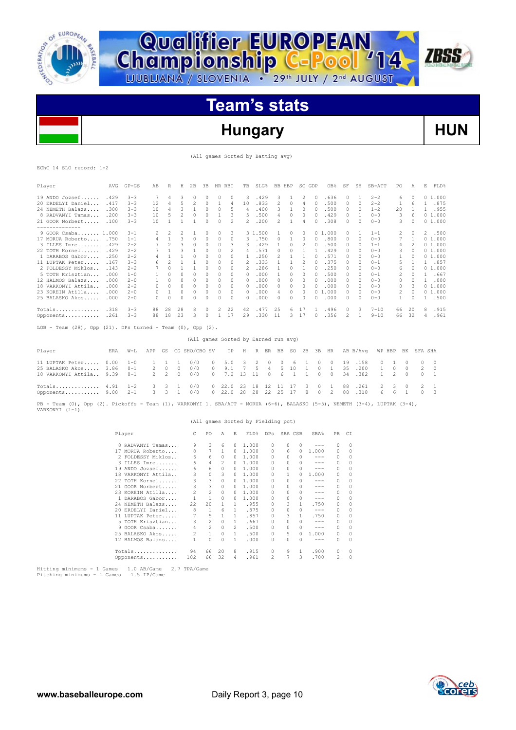# Qualifier EUROPEAN Championship C-Pool '14

LJUBLJANA / SLOVENIA • 29th JULY / 2nd AUGUST

## Team's stats

## Hungary — HUN

(All games Sorted by Batting avg)

EChC 14 SLO record: 1-2

| Player | AVG | GP-GS | AB | R | H | 2B | 3B | HR | RBI | TB | SLG% | BB | HBP | SO | GDP | OB% | SF | SH | SB-ATT | PO | A | E | FLD% |
|---|---|---|---|---|---|---|---|---|---|---|---|---|---|---|---|---|---|---|---|---|---|---|---|
| 19 ANDO Jozsef | .429 | 3-3 | 7 | 4 | 3 | 0 | 0 | 0 | 0 | 3 | .429 | 3 | 1 | 2 | 0 | .636 | 0 | 1 | 2-2 | 6 | 0 | 0 | 1.000 |
| 20 ERDELYI Daniel | .417 | 3-3 | 12 | 4 | 5 | 2 | 0 | 1 | 4 | 10 | .833 | 2 | 0 | 4 | 0 | .500 | 0 | 0 | 2-2 | 1 | 6 | 1 | .875 |
| 24 NEMETH Balazs | .300 | 3-3 | 10 | 4 | 3 | 1 | 0 | 0 | 5 | 4 | .400 | 3 | 1 | 0 | 0 | .500 | 0 | 0 | 1-2 | 20 | 1 | 1 | .955 |
| 8 RADVANYI Tamas | .200 | 3-3 | 10 | 5 | 2 | 0 | 0 | 1 | 3 | 5 | .500 | 4 | 0 | 0 | 0 | .429 | 0 | 1 | 0-0 | 3 | 6 | 0 | 1.000 |
| 21 GOOR Norbert | .100 | 3-3 | 10 | 1 | 1 | 1 | 0 | 0 | 2 | 2 | .200 | 2 | 1 | 4 | 0 | .308 | 0 | 0 | 0-0 | 3 | 0 | 0 | 1.000 |
| 9 GOOR Csaba | 1.000 | 3-1 | 2 | 2 | 2 | 1 | 0 | 0 | 3 | 3 | 1.500 | 1 | 0 | 0 | 0 | 1.000 | 0 | 1 | 1-1 | 2 | 0 | 2 | .500 |
| 17 MORUA Roberto | .750 | 1-1 | 4 | 1 | 3 | 0 | 0 | 0 | 0 | 3 | .750 | 0 | 1 | 0 | 0 | .800 | 0 | 0 | 0-0 | 7 | 1 | 0 | 1.000 |
| 3 ILLES Imre | .429 | 2-2 | 7 | 2 | 3 | 0 | 0 | 0 | 3 | 3 | .429 | 1 | 0 | 2 | 0 | .500 | 0 | 0 | 1-1 | 4 | 2 | 0 | 1.000 |
| 22 TOTH Kornel | .429 | 2-2 | 7 | 1 | 3 | 1 | 0 | 0 | 2 | 4 | .571 | 0 | 0 | 1 | 1 | .429 | 0 | 0 | 0-0 | 3 | 0 | 0 | 1.000 |
| 1 DARABOS Gabor | .250 | 2-2 | 4 | 1 | 1 | 0 | 0 | 0 | 0 | 1 | .250 | 2 | 1 | 1 | 0 | .571 | 0 | 0 | 0-0 | 1 | 0 | 0 | 1.000 |
| 11 LUPTAK Peter | .167 | 3-3 | 6 | 2 | 1 | 1 | 0 | 0 | 0 | 2 | .333 | 1 | 1 | 2 | 0 | .375 | 0 | 0 | 0-1 | 5 | 1 | 1 | .857 |
| 2 FOLDESSY Miklos | .143 | 2-2 | 7 | 0 | 1 | 1 | 0 | 0 | 0 | 2 | .286 | 1 | 0 | 1 | 0 | .250 | 0 | 0 | 0-0 | 6 | 0 | 0 | 1.000 |
| 5 TOTH Krisztian | .000 | 1-0 | 1 | 0 | 0 | 0 | 0 | 0 | 0 | 0 | .000 | 1 | 0 | 0 | 0 | .500 | 0 | 0 | 0-1 | 2 | 0 | 1 | .667 |
| 12 HALMOS Balazs | .000 | 2-0 | 1 | 0 | 0 | 0 | 0 | 0 | 0 | 0 | .000 | 0 | 0 | 0 | 0 | .000 | 0 | 0 | 0-0 | 0 | 0 | 1 | .000 |
| 18 VARKONYI Attila | .000 | 2-2 | 0 | 0 | 0 | 0 | 0 | 0 | 0 | 0 | .000 | 0 | 0 | 0 | 0 | .000 | 0 | 0 | 0-0 | 0 | 3 | 0 | 1.000 |
| 23 KOREIN Atilla | .000 | 2-0 | 0 | 1 | 0 | 0 | 0 | 0 | 0 | 0 | .000 | 4 | 0 | 0 | 0 | 1.000 | 0 | 0 | 0-0 | 2 | 0 | 0 | 1.000 |
| 25 BALASKO Akos | .000 | 2-0 | 0 | 0 | 0 | 0 | 0 | 0 | 0 | 0 | .000 | 0 | 0 | 0 | 0 | .000 | 0 | 0 | 0-0 | 1 | 0 | 1 | .500 |
| Totals | .318 | 3-3 | 88 | 28 | 28 | 8 | 0 | 2 | 22 | 42 | .477 | 25 | 6 | 17 | 1 | .496 | 0 | 3 | 7-10 | 66 | 20 | 8 | .915 |
| Opponents | .261 | 3-3 | 88 | 18 | 23 | 3 | 0 | 1 | 17 | 29 | .330 | 11 | 3 | 17 | 0 | .356 | 2 | 1 | 9-10 | 66 | 32 | 4 | .961 |

LOB - Team (28), Opp (21). DPs turned - Team (0), Opp (2).

(All games Sorted by Earned run avg)

| Player | ERA | W-L | APP | GS | CG | SHO/CBO | SV | IP | H | R | ER | BB | SO | 2B | 3B | HR | AB | B/Avg | WP | HBP | BK | SFA | SHA |
|---|---|---|---|---|---|---|---|---|---|---|---|---|---|---|---|---|---|---|---|---|---|---|---|
| 11 LUPTAK Peter | 0.00 | 1-0 | 1 | 1 | 1 | 0/0 | 0 | 5.0 | 3 | 2 | 0 | 0 | 6 | 1 | 0 | 0 | 19 | .158 | 0 | 1 | 0 | 0 | 0 |
| 25 BALASKO Akos | 3.86 | 0-1 | 2 | 0 | 0 | 0/0 | 0 | 9.1 | 7 | 5 | 4 | 5 | 10 | 1 | 0 | 1 | 35 | .200 | 1 | 0 | 0 | 2 | 0 |
| 18 VARKONYI Attila | 9.39 | 0-1 | 2 | 2 | 0 | 0/0 | 0 | 7.2 | 13 | 11 | 8 | 6 | 1 | 1 | 0 | 0 | 34 | .382 | 1 | 2 | 0 | 0 | 1 |
| Totals | 4.91 | 1-2 | 3 | 3 | 1 | 0/0 | 0 | 22.0 | 23 | 18 | 12 | 11 | 17 | 3 | 0 | 1 | 88 | .261 | 2 | 3 | 0 | 2 | 1 |
| Opponents | 9.00 | 2-1 | 3 | 3 | 1 | 0/0 | 0 | 22.0 | 28 | 28 | 22 | 25 | 17 | 8 | 0 | 2 | 88 | .318 | 6 | 6 | 1 | 0 | 3 |

PB - Team (0), Opp (2). Pickoffs - Team (1), VARKONYI 1. SBA/ATT - MORUA (6-6), BALASKO (5-5), NEMETH (3-4), LUPTAK (3-4), VARKONYI (1-1).

(All games Sorted by Fielding pct)

| Player | C | PO | A | E | FLD% | DPs | SBA | CSB | SBA% | PB | CI |
|---|---|---|---|---|---|---|---|---|---|---|---|
| 8 RADVANYI Tamas | 9 | 3 | 6 | 0 | 1.000 | 0 | 0 | 0 | --- | 0 | 0 |
| 17 MORUA Roberto | 8 | 7 | 1 | 0 | 1.000 | 0 | 6 | 0 | 1.000 | 0 | 0 |
| 2 FOLDESSY Miklos | 6 | 6 | 0 | 0 | 1.000 | 0 | 0 | 0 | --- | 0 | 0 |
| 3 ILLES Imre | 6 | 4 | 2 | 0 | 1.000 | 0 | 0 | 0 | --- | 0 | 0 |
| 19 ANDO Jozsef | 6 | 6 | 0 | 0 | 1.000 | 0 | 0 | 0 | --- | 0 | 0 |
| 18 VARKONYI Attila | 3 | 0 | 3 | 0 | 1.000 | 0 | 1 | 0 | 1.000 | 0 | 0 |
| 22 TOTH Kornel | 3 | 3 | 0 | 0 | 1.000 | 0 | 0 | 0 | --- | 0 | 0 |
| 21 GOOR Norbert | 3 | 3 | 0 | 0 | 1.000 | 0 | 0 | 0 | --- | 0 | 0 |
| 23 KOREIN Atilla | 2 | 2 | 0 | 0 | 1.000 | 0 | 0 | 0 | --- | 0 | 0 |
| 1 DARABOS Gabor | 1 | 1 | 0 | 0 | 1.000 | 0 | 0 | 0 | --- | 0 | 0 |
| 24 NEMETH Balazs | 22 | 20 | 1 | 1 | .955 | 0 | 3 | 1 | .750 | 0 | 0 |
| 20 ERDELYI Daniel | 8 | 1 | 6 | 1 | .875 | 0 | 0 | 0 | --- | 0 | 0 |
| 11 LUPTAK Peter | 7 | 5 | 1 | 1 | .857 | 0 | 3 | 1 | .750 | 0 | 0 |
| 5 TOTH Krisztian | 3 | 2 | 0 | 1 | .667 | 0 | 0 | 0 | --- | 0 | 0 |
| 9 GOOR Csaba | 4 | 2 | 0 | 2 | .500 | 0 | 0 | 0 | --- | 0 | 0 |
| 25 BALASKO Akos | 2 | 1 | 0 | 1 | .500 | 0 | 5 | 0 | 1.000 | 0 | 0 |
| 12 HALMOS Balazs | 1 | 0 | 0 | 1 | .000 | 0 | 0 | 0 | --- | 0 | 0 |
| Totals | 94 | 66 | 20 | 8 | .915 | 0 | 9 | 1 | .900 | 0 | 0 |
| Opponents | 102 | 66 | 32 | 4 | .961 | 2 | 7 | 3 | .700 | 2 | 0 |

Hitting minimums - 1 Games 1.0 AB/Game 2.7 TPA/Game
Pitching minimums - 1 Games 1.5 IP/Game

www.baseballeurope.com — Daily Report 3, page 10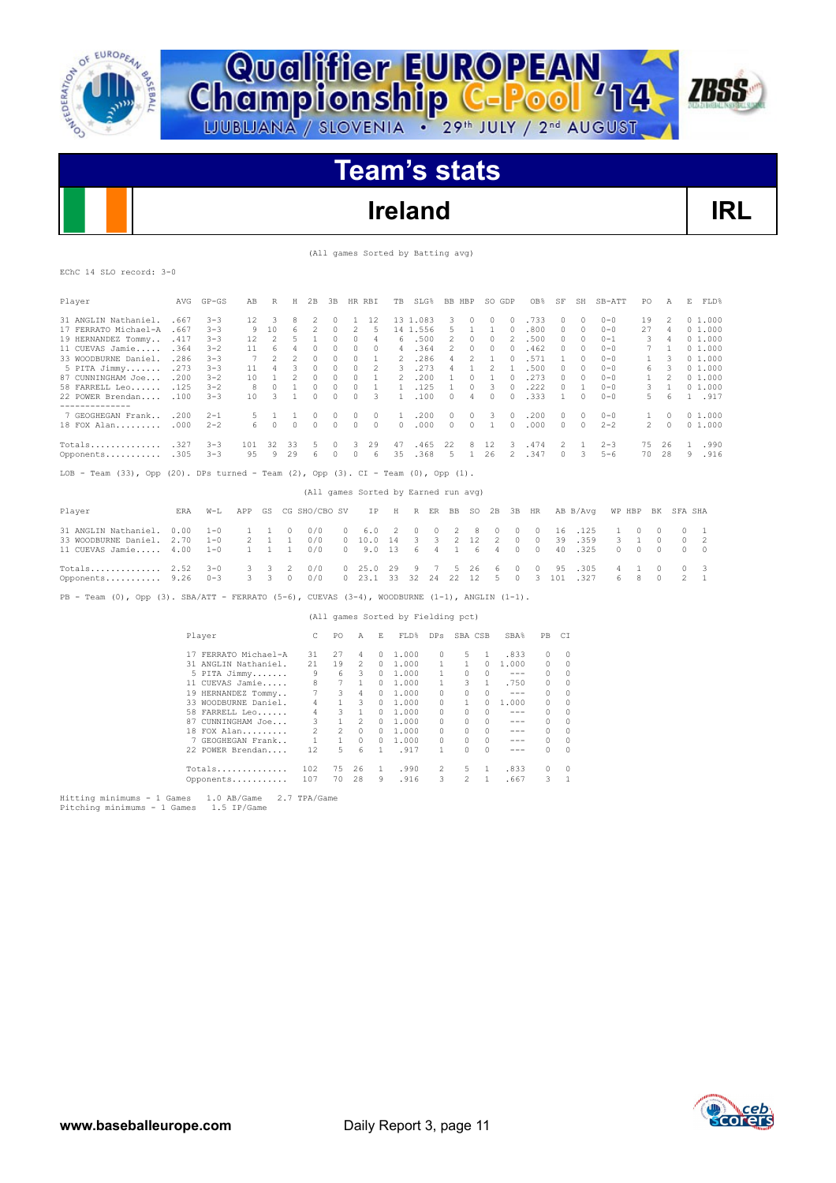# Qualifier EUROPEAN Championship C-Pool '14

LJUBLJANA / SLOVENIA • 29th JULY / 2nd AUGUST

## Team's stats

## Ireland — IRL

(All games Sorted by Batting avg)

EChC 14 SLO record: 3-0

| Player | AVG | GP-GS | AB | R | H | 2B | 3B | HR | RBI | TB | SLG% | BB | HBP | SO | GDP | OB% | SF | SH | SB-ATT | PO | A | E | FLD% |
|---|---|---|---|---|---|---|---|---|---|---|---|---|---|---|---|---|---|---|---|---|---|---|---|
| 31 ANGLIN Nathaniel. | .667 | 3-3 | 12 | 3 | 8 | 2 | 0 | 1 | 12 | 13 | 1.083 | 3 | 0 | 0 | 0 | .733 | 0 | 0 | 0-0 | 19 | 2 | 0 | 1.000 |
| 17 FERRATO Michael-A | .667 | 3-3 | 9 | 10 | 6 | 2 | 0 | 2 | 5 | 14 | 1.556 | 5 | 1 | 1 | 0 | .800 | 0 | 0 | 0-0 | 27 | 4 | 0 | 1.000 |
| 19 HERNANDEZ Tommy.. | .417 | 3-3 | 12 | 2 | 5 | 1 | 0 | 0 | 4 | 6 | .500 | 2 | 0 | 0 | 2 | .500 | 0 | 0 | 0-1 | 3 | 4 | 0 | 1.000 |
| 11 CUEVAS Jamie..... | .364 | 3-2 | 11 | 6 | 4 | 0 | 0 | 0 | 0 | 4 | .364 | 2 | 0 | 0 | 0 | .462 | 0 | 0 | 0-0 | 7 | 1 | 0 | 1.000 |
| 33 WOODBURNE Daniel. | .286 | 3-3 | 7 | 2 | 2 | 0 | 0 | 0 | 1 | 2 | .286 | 4 | 2 | 1 | 0 | .571 | 1 | 0 | 0-0 | 1 | 3 | 0 | 1.000 |
| 5 PITA Jimmy....... | .273 | 3-3 | 11 | 4 | 3 | 0 | 0 | 0 | 2 | 3 | .273 | 4 | 1 | 2 | 1 | .500 | 0 | 0 | 0-0 | 6 | 3 | 0 | 1.000 |
| 87 CUNNINGHAM Joe... | .200 | 3-2 | 10 | 1 | 2 | 0 | 0 | 0 | 1 | 2 | .200 | 1 | 0 | 1 | 0 | .273 | 0 | 0 | 0-0 | 1 | 2 | 0 | 1.000 |
| 58 FARRELL Leo...... | .125 | 3-2 | 8 | 0 | 1 | 0 | 0 | 0 | 1 | 1 | .125 | 1 | 0 | 3 | 0 | .222 | 0 | 1 | 0-0 | 3 | 1 | 0 | 1.000 |
| 22 POWER Brendan.... | .100 | 3-3 | 10 | 3 | 1 | 0 | 0 | 0 | 3 | 1 | .100 | 0 | 4 | 0 | 0 | .333 | 1 | 0 | 0-0 | 5 | 6 | 1 | .917 |
| 7 GEOGHEGAN Frank.. | .200 | 2-1 | 5 | 1 | 1 | 0 | 0 | 0 | 0 | 1 | .200 | 0 | 0 | 3 | 0 | .200 | 0 | 0 | 0-0 | 1 | 0 | 0 | 1.000 |
| 18 FOX Alan......... | .000 | 2-2 | 6 | 0 | 0 | 0 | 0 | 0 | 0 | 0 | .000 | 0 | 0 | 1 | 0 | .000 | 0 | 0 | 2-2 | 2 | 0 | 0 | 1.000 |
| Totals.............. | .327 | 3-3 | 101 | 32 | 33 | 5 | 0 | 3 | 29 | 47 | .465 | 22 | 8 | 12 | 3 | .474 | 2 | 1 | 2-3 | 75 | 26 | 1 | .990 |
| Opponents........... | .305 | 3-3 | 95 | 9 | 29 | 6 | 0 | 0 | 6 | 35 | .368 | 5 | 1 | 26 | 2 | .347 | 0 | 3 | 5-6 | 70 | 28 | 9 | .916 |

LOB - Team (33), Opp (20). DPs turned - Team (2), Opp (3). CI - Team (0), Opp (1).

(All games Sorted by Earned run avg)

| Player | ERA | W-L | APP | GS | CG | SHO/CBO | SV | IP | H | R | ER | BB | SO | 2B | 3B | HR | AB | B/Avg | WP | HBP | BK | SFA | SHA |
|---|---|---|---|---|---|---|---|---|---|---|---|---|---|---|---|---|---|---|---|---|---|---|---|
| 31 ANGLIN Nathaniel. | 0.00 | 1-0 | 1 | 1 | 0 | 0/0 | 0 | 6.0 | 2 | 0 | 0 | 2 | 8 | 0 | 0 | 0 | 16 | .125 | 1 | 0 | 0 | 0 | 1 |
| 33 WOODBURNE Daniel. | 2.70 | 1-0 | 2 | 1 | 1 | 0/0 | 0 | 10.0 | 14 | 3 | 3 | 2 | 12 | 2 | 0 | 0 | 39 | .359 | 3 | 1 | 0 | 0 | 2 |
| 11 CUEVAS Jamie..... | 4.00 | 1-0 | 1 | 1 | 1 | 0/0 | 0 | 9.0 | 13 | 6 | 4 | 1 | 6 | 4 | 0 | 0 | 40 | .325 | 0 | 0 | 0 | 0 | 0 |
| Totals.............. | 2.52 | 3-0 | 3 | 3 | 2 | 0/0 | 0 | 25.0 | 29 | 9 | 7 | 5 | 26 | 6 | 0 | 0 | 95 | .305 | 4 | 1 | 0 | 0 | 3 |
| Opponents........... | 9.26 | 0-3 | 3 | 3 | 0 | 0/0 | 0 | 23.1 | 33 | 32 | 24 | 22 | 12 | 5 | 0 | 3 | 101 | .327 | 6 | 8 | 0 | 2 | 1 |

PB - Team (0), Opp (3). SBA/ATT - FERRATO (5-6), CUEVAS (3-4), WOODBURNE (1-1), ANGLIN (1-1).

(All games Sorted by Fielding pct)

| Player | C | PO | A | E | FLD% | DPs | SBA | CSB | SBA% | PB | CI |
|---|---|---|---|---|---|---|---|---|---|---|---|
| 17 FERRATO Michael-A | 31 | 27 | 4 | 0 | 1.000 | 0 | 5 | 1 | .833 | 0 | 0 |
| 31 ANGLIN Nathaniel. | 21 | 19 | 2 | 0 | 1.000 | 1 | 1 | 0 | 1.000 | 0 | 0 |
| 5 PITA Jimmy....... | 9 | 6 | 3 | 0 | 1.000 | 1 | 0 | 0 | --- | 0 | 0 |
| 11 CUEVAS Jamie..... | 8 | 7 | 1 | 0 | 1.000 | 1 | 3 | 1 | .750 | 0 | 0 |
| 19 HERNANDEZ Tommy.. | 7 | 3 | 4 | 0 | 1.000 | 0 | 0 | 0 | --- | 0 | 0 |
| 33 WOODBURNE Daniel. | 4 | 1 | 3 | 0 | 1.000 | 0 | 1 | 0 | 1.000 | 0 | 0 |
| 58 FARRELL Leo...... | 4 | 3 | 1 | 0 | 1.000 | 0 | 0 | 0 | --- | 0 | 0 |
| 87 CUNNINGHAM Joe... | 3 | 1 | 2 | 0 | 1.000 | 0 | 0 | 0 | --- | 0 | 0 |
| 18 FOX Alan......... | 2 | 2 | 0 | 0 | 1.000 | 0 | 0 | 0 | --- | 0 | 0 |
| 7 GEOGHEGAN Frank.. | 1 | 1 | 0 | 0 | 1.000 | 0 | 0 | 0 | --- | 0 | 0 |
| 22 POWER Brendan.... | 12 | 5 | 6 | 1 | .917 | 1 | 0 | 0 | --- | 0 | 0 |
| Totals.............. | 102 | 75 | 26 | 1 | .990 | 2 | 5 | 1 | .833 | 0 | 0 |
| Opponents........... | 107 | 70 | 28 | 9 | .916 | 3 | 2 | 1 | .667 | 3 | 1 |

Hitting minimums - 1 Games 1.0 AB/Game 2.7 TPA/Game
Pitching minimums - 1 Games 1.5 IP/Game

www.baseballeurope.com Daily Report 3, page 11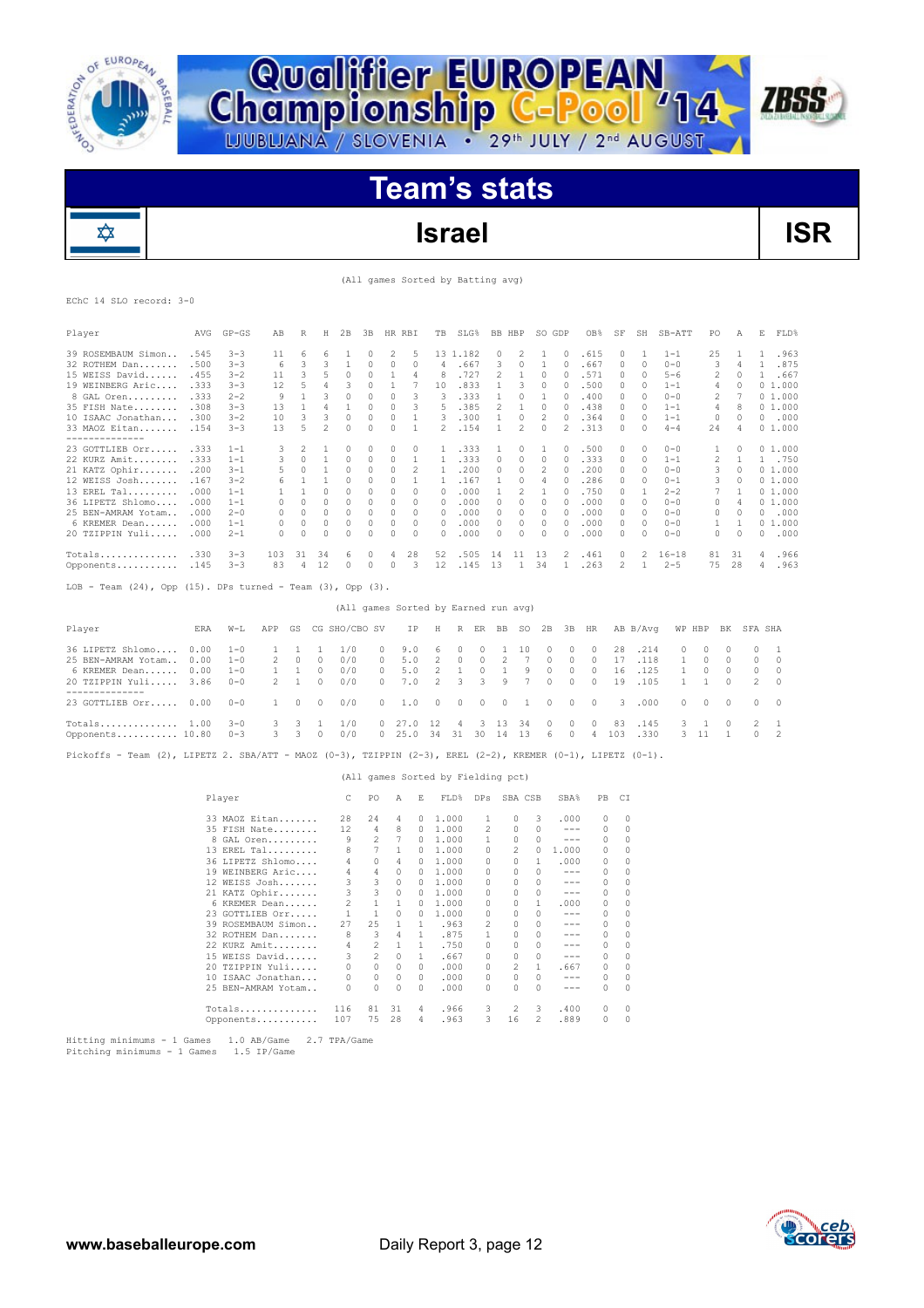# Qualifier EUROPEAN Championship C-Pool '14

LJUBLJANA / SLOVENIA • 29th JULY / 2nd AUGUST

## Team's stats

## Israel — ISR

(All games Sorted by Batting avg)

EChC 14 SLO record: 3-0

| Player | AVG | GP-GS | AB | R | H | 2B | 3B | HR | RBI | TB | SLG% | BB | HBP | SO | GDP | OB% | SF | SH | SB-ATT | PO | A | E | FLD% |
|---|---|---|---|---|---|---|---|---|---|---|---|---|---|---|---|---|---|---|---|---|---|---|---|
| 39 ROSEMBAUM Simon... | .545 | 3-3 | 11 | 6 | 6 | 1 | 0 | 2 | 5 | 13 | 1.182 | 0 | 2 | 1 | 0 | .615 | 0 | 1 | 1-1 | 25 | 1 | 1 | .963 |
| 32 ROTHEM Dan........ | .500 | 3-3 | 6 | 3 | 3 | 1 | 0 | 0 | 0 | 4 | .667 | 3 | 0 | 1 | 0 | .667 | 0 | 0 | 0-0 | 3 | 4 | 1 | .875 |
| 15 WEISS David....... | .455 | 3-2 | 11 | 3 | 5 | 0 | 0 | 1 | 4 | 8 | .727 | 2 | 1 | 0 | 0 | .571 | 0 | 0 | 5-6 | 2 | 0 | 1 | .667 |
| 19 WEINBERG Aric..... | .333 | 3-3 | 12 | 5 | 4 | 3 | 0 | 1 | 7 | 10 | .833 | 1 | 3 | 0 | 0 | .500 | 0 | 0 | 1-1 | 4 | 0 | 0 | 1.000 |
| 8 GAL Oren.......... | .333 | 2-2 | 9 | 1 | 3 | 0 | 0 | 0 | 3 | 3 | .333 | 1 | 0 | 1 | 0 | .400 | 0 | 0 | 0-0 | 2 | 7 | 0 | 1.000 |
| 35 FISH Nate......... | .308 | 3-3 | 13 | 1 | 4 | 1 | 0 | 0 | 3 | 5 | .385 | 2 | 1 | 0 | 0 | .438 | 0 | 0 | 1-1 | 4 | 8 | 0 | 1.000 |
| 10 ISAAC Jonathan.... | .300 | 3-2 | 10 | 3 | 3 | 0 | 0 | 0 | 1 | 3 | .300 | 1 | 0 | 2 | 0 | .364 | 0 | 0 | 1-1 | 0 | 0 | 0 | .000 |
| 33 MAOZ Eitan........ | .154 | 3-3 | 13 | 5 | 2 | 0 | 0 | 0 | 1 | 2 | .154 | 1 | 2 | 0 | 2 | .313 | 0 | 0 | 4-4 | 24 | 4 | 0 | 1.000 |
| 23 GOTTLIEB Orr...... | .333 | 1-1 | 3 | 2 | 1 | 0 | 0 | 0 | 0 | 1 | .333 | 1 | 0 | 1 | 0 | .500 | 0 | 0 | 0-0 | 1 | 0 | 0 | 1.000 |
| 22 KURZ Amit......... | .333 | 1-1 | 3 | 0 | 1 | 0 | 0 | 0 | 1 | 1 | .333 | 0 | 0 | 0 | 0 | .333 | 0 | 0 | 1-1 | 2 | 1 | 1 | .750 |
| 21 KATZ Ophir........ | .200 | 3-2 | 5 | 0 | 1 | 0 | 0 | 0 | 2 | 1 | .200 | 0 | 0 | 2 | 0 | .200 | 0 | 0 | 0-0 | 3 | 0 | 0 | 1.000 |
| 12 WEISS Josh........ | .167 | 3-2 | 6 | 1 | 1 | 0 | 0 | 0 | 1 | 1 | .167 | 1 | 0 | 4 | 0 | .286 | 0 | 0 | 0-1 | 3 | 0 | 0 | 1.000 |
| 13 EREL Tal.......... | .000 | 1-1 | 1 | 1 | 0 | 0 | 0 | 0 | 0 | 0 | .000 | 1 | 2 | 1 | 0 | .750 | 0 | 1 | 2-2 | 7 | 1 | 0 | 1.000 |
| 36 LIPETZ Shlomo..... | .000 | 1-1 | 0 | 0 | 0 | 0 | 0 | 0 | 0 | 0 | .000 | 0 | 0 | 0 | 0 | .000 | 0 | 0 | 0-0 | 0 | 4 | 0 | 1.000 |
| 25 BEN-AMRAM Yotam... | .000 | 2-0 | 0 | 0 | 0 | 0 | 0 | 0 | 0 | 0 | .000 | 0 | 0 | 0 | 0 | .000 | 0 | 0 | 0-0 | 0 | 0 | 0 | .000 |
| 6 KREMER Dean....... | .000 | 1-1 | 0 | 0 | 0 | 0 | 0 | 0 | 0 | 0 | .000 | 0 | 0 | 0 | 0 | .000 | 0 | 0 | 0-0 | 1 | 1 | 0 | 1.000 |
| 20 TZIPPIN Yuli...... | .000 | 2-1 | 0 | 0 | 0 | 0 | 0 | 0 | 0 | 0 | .000 | 0 | 0 | 0 | 0 | .000 | 0 | 0 | 0-0 | 0 | 0 | 0 | .000 |
| Totals.............. | .330 | 3-3 | 103 | 31 | 34 | 6 | 0 | 4 | 28 | 52 | .505 | 14 | 11 | 13 | 2 | .461 | 0 | 2 | 16-18 | 81 | 31 | 4 | .966 |
| Opponents........... | .145 | 3-3 | 83 | 4 | 12 | 0 | 0 | 0 | 3 | 12 | .145 | 13 | 1 | 34 | 1 | .263 | 2 | 1 | 2-5 | 75 | 28 | 4 | .963 |

LOB - Team (24), Opp (15). DPs turned - Team (3), Opp (3).

(All games Sorted by Earned run avg)

| Player | ERA | W-L | APP | GS | CG | SHO/CBO | SV | IP | H | R | ER | BB | SO | 2B | 3B | HR | AB | B/Avg | WP | HBP | BK | SFA | SHA |
|---|---|---|---|---|---|---|---|---|---|---|---|---|---|---|---|---|---|---|---|---|---|---|---|
| 36 LIPETZ Shlomo.... | 0.00 | 1-0 | 1 | 1 | 1 | 1/0 | 0 | 9.0 | 6 | 0 | 0 | 1 | 10 | 0 | 0 | 0 | 28 | .214 | 0 | 0 | 0 | 0 | 1 |
| 25 BEN-AMRAM Yotam.. | 0.00 | 1-0 | 2 | 0 | 0 | 0/0 | 0 | 5.0 | 2 | 0 | 0 | 2 | 7 | 0 | 0 | 0 | 17 | .118 | 1 | 0 | 0 | 0 | 0 |
| 6 KREMER Dean...... | 0.00 | 1-0 | 1 | 1 | 0 | 0/0 | 0 | 5.0 | 2 | 1 | 0 | 1 | 9 | 0 | 0 | 0 | 16 | .125 | 1 | 0 | 0 | 0 | 0 |
| 20 TZIPPIN Yuli..... | 3.86 | 0-0 | 2 | 1 | 0 | 0/0 | 0 | 7.0 | 2 | 3 | 3 | 9 | 7 | 0 | 0 | 0 | 19 | .105 | 1 | 1 | 0 | 2 | 0 |
| 23 GOTTLIEB Orr..... | 0.00 | 0-0 | 1 | 0 | 0 | 0/0 | 0 | 1.0 | 0 | 0 | 0 | 0 | 1 | 0 | 0 | 0 | 3 | .000 | 0 | 0 | 0 | 0 | 0 |
| Totals.............. | 1.00 | 3-0 | 3 | 3 | 1 | 1/0 | 0 | 27.0 | 12 | 4 | 3 | 13 | 34 | 0 | 0 | 0 | 83 | .145 | 3 | 1 | 0 | 2 | 1 |
| Opponents........... | 10.80 | 0-3 | 3 | 3 | 0 | 0/0 | 0 | 25.0 | 34 | 31 | 30 | 14 | 13 | 6 | 0 | 4 | 103 | .330 | 3 | 11 | 1 | 0 | 2 |

Pickoffs - Team (2), LIPETZ 2. SBA/ATT - MAOZ (0-3), TZIPPIN (2-3), EREL (2-2), KREMER (0-1), LIPETZ (0-1).

(All games Sorted by Fielding pct)

| Player | C | PO | A | E | FLD% | DPs | SBA | CSB | SBA% | PB | CI |
|---|---|---|---|---|---|---|---|---|---|---|---|
| 33 MAOZ Eitan....... | 28 | 24 | 4 | 0 | 1.000 | 1 | 0 | 3 | .000 | 0 | 0 |
| 35 FISH Nate........ | 12 | 4 | 8 | 0 | 1.000 | 2 | 0 | 0 | --- | 0 | 0 |
| 8 GAL Oren......... | 9 | 2 | 7 | 0 | 1.000 | 1 | 0 | 0 | --- | 0 | 0 |
| 13 EREL Tal......... | 8 | 7 | 1 | 0 | 1.000 | 0 | 2 | 0 | 1.000 | 0 | 0 |
| 36 LIPETZ Shlomo.... | 4 | 0 | 4 | 0 | 1.000 | 0 | 0 | 1 | .000 | 0 | 0 |
| 19 WEINBERG Aric.... | 4 | 4 | 0 | 0 | 1.000 | 0 | 0 | 0 | --- | 0 | 0 |
| 12 WEISS Josh....... | 3 | 3 | 0 | 0 | 1.000 | 0 | 0 | 0 | --- | 0 | 0 |
| 21 KATZ Ophir....... | 3 | 3 | 0 | 0 | 1.000 | 0 | 0 | 0 | --- | 0 | 0 |
| 6 KREMER Dean...... | 2 | 1 | 1 | 0 | 1.000 | 0 | 0 | 1 | .000 | 0 | 0 |
| 23 GOTTLIEB Orr..... | 1 | 1 | 0 | 0 | 1.000 | 0 | 0 | 0 | --- | 0 | 0 |
| 39 ROSEMBAUM Simon.. | 27 | 25 | 1 | 1 | .963 | 2 | 0 | 0 | --- | 0 | 0 |
| 32 ROTHEM Dan....... | 8 | 3 | 4 | 1 | .875 | 1 | 0 | 0 | --- | 0 | 0 |
| 22 KURZ Amit........ | 4 | 2 | 1 | 1 | .750 | 0 | 0 | 0 | --- | 0 | 0 |
| 15 WEISS David...... | 3 | 2 | 0 | 1 | .667 | 0 | 0 | 0 | --- | 0 | 0 |
| 20 TZIPPIN Yuli..... | 0 | 0 | 0 | 0 | .000 | 0 | 2 | 1 | .667 | 0 | 0 |
| 10 ISAAC Jonathan... | 0 | 0 | 0 | 0 | .000 | 0 | 0 | 0 | --- | 0 | 0 |
| 25 BEN-AMRAM Yotam.. | 0 | 0 | 0 | 0 | .000 | 0 | 0 | 0 | --- | 0 | 0 |
| Totals.............. | 116 | 81 | 31 | 4 | .966 | 3 | 2 | 3 | .400 | 0 | 0 |
| Opponents........... | 107 | 75 | 28 | 4 | .963 | 3 | 16 | 2 | .889 | 0 | 0 |

Hitting minimums - 1 Games 1.0 AB/Game 2.7 TPA/Game
Pitching minimums - 1 Games 1.5 IP/Game

www.baseballeurope.com — Daily Report 3, page 12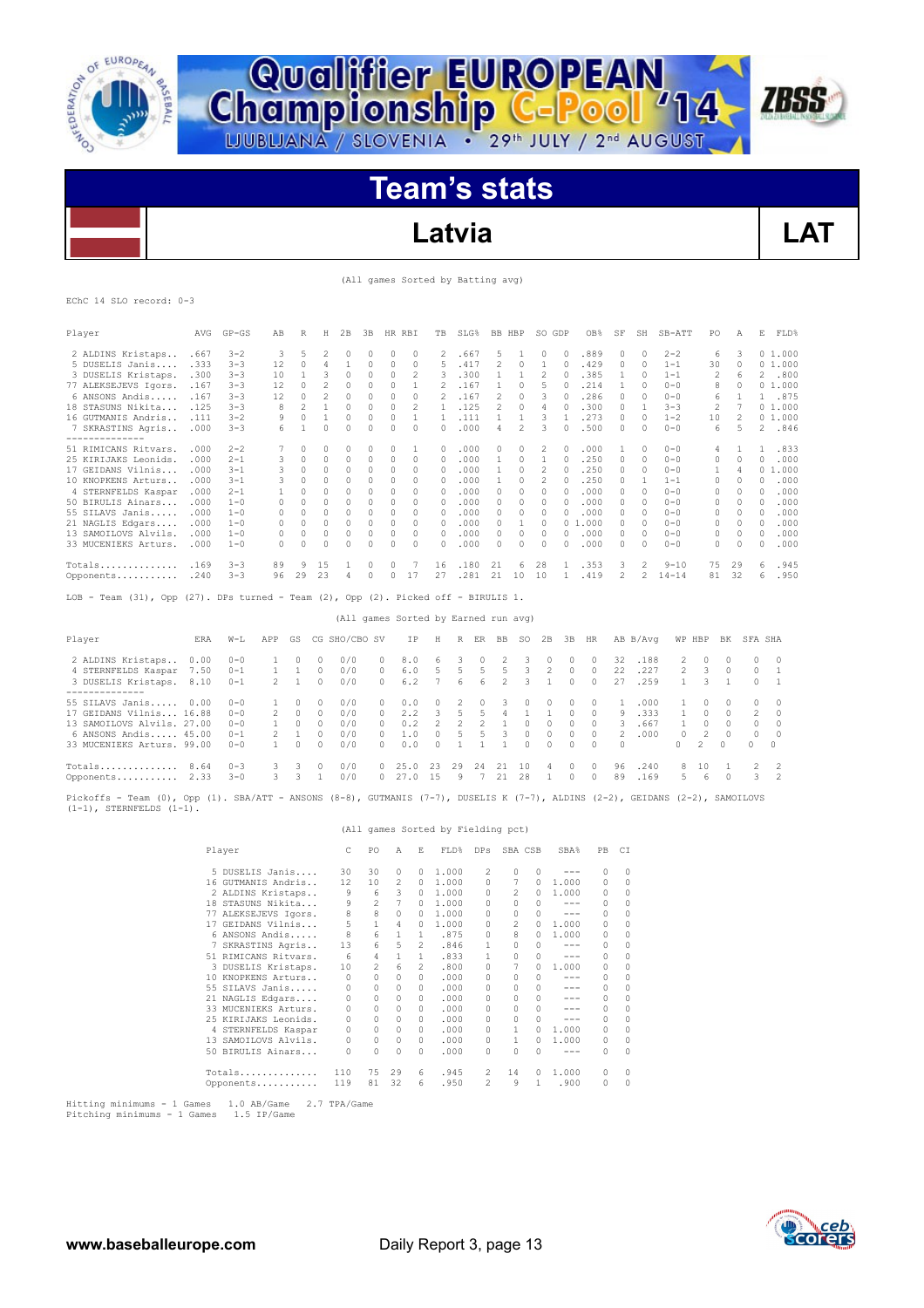# Qualifier EUROPEAN Championship C-Pool '14

LJUBLJANA / SLOVENIA • 29th JULY / 2nd AUGUST

## Team's stats

## Latvia — LAT

(All games Sorted by Batting avg)

EChC 14 SLO record: 0-3

| Player | AVG | GP-GS | AB | R | H | 2B | 3B | HR | RBI | TB | SLG% | BB | HBP | SO | GDP | OB% | SF | SH | SB-ATT | PO | A | E | FLD% |
|---|---|---|---|---|---|---|---|---|---|---|---|---|---|---|---|---|---|---|---|---|---|---|---|
| 2 ALDINS Kristaps.. | .667 | 3-2 | 3 | 5 | 2 | 0 | 0 | 0 | 0 | 2 | .667 | 5 | 1 | 0 | 0 | .889 | 0 | 0 | 2-2 | 6 | 3 | 0 | 1.000 |
| 5 DUSELIS Janis.... | .333 | 3-3 | 12 | 0 | 4 | 1 | 0 | 0 | 0 | 5 | .417 | 2 | 0 | 1 | 0 | .429 | 0 | 0 | 1-1 | 30 | 0 | 0 | 1.000 |
| 3 DUSELIS Kristaps. | .300 | 3-3 | 10 | 1 | 3 | 0 | 0 | 0 | 2 | 3 | .300 | 1 | 1 | 2 | 0 | .385 | 1 | 0 | 1-1 | 2 | 6 | 2 | .800 |
| 77 ALEKSEJEVS Igors. | .167 | 3-3 | 12 | 0 | 2 | 0 | 0 | 0 | 1 | 2 | .167 | 1 | 0 | 5 | 0 | .214 | 1 | 0 | 0-0 | 8 | 0 | 0 | 1.000 |
| 6 ANSONS Andis..... | .167 | 3-3 | 12 | 0 | 2 | 0 | 0 | 0 | 0 | 2 | .167 | 2 | 0 | 3 | 0 | .286 | 0 | 0 | 0-0 | 6 | 1 | 1 | .875 |
| 18 STASUNS Nikita... | .125 | 3-3 | 8 | 2 | 1 | 0 | 0 | 0 | 2 | 1 | .125 | 2 | 0 | 4 | 0 | .300 | 0 | 1 | 3-3 | 2 | 7 | 0 | 1.000 |
| 16 GUTMANIS Andris.. | .111 | 3-2 | 9 | 0 | 1 | 0 | 0 | 0 | 1 | 1 | .111 | 1 | 1 | 3 | 1 | .273 | 0 | 0 | 1-2 | 10 | 2 | 0 | 1.000 |
| 7 SKRASTINS Agris.. | .000 | 3-3 | 6 | 1 | 0 | 0 | 0 | 0 | 0 | 0 | .000 | 4 | 2 | 3 | 0 | .500 | 0 | 0 | 0-0 | 6 | 5 | 2 | .846 |
| 51 RIMICANS Ritvars. | .000 | 2-2 | 7 | 0 | 0 | 0 | 0 | 0 | 1 | 0 | .000 | 0 | 0 | 2 | 0 | .000 | 1 | 0 | 0-0 | 4 | 1 | 1 | .833 |
| 25 KIRIJAKS Leonids. | .000 | 2-1 | 3 | 0 | 0 | 0 | 0 | 0 | 0 | 0 | .000 | 1 | 0 | 1 | 0 | .250 | 0 | 0 | 0-0 | 0 | 0 | 0 | .000 |
| 17 GEIDANS Vilnis... | .000 | 3-1 | 3 | 0 | 0 | 0 | 0 | 0 | 0 | 0 | .000 | 1 | 0 | 2 | 0 | .250 | 0 | 0 | 0-0 | 1 | 4 | 0 | 1.000 |
| 10 KNOPKENS Arturs... | .000 | 3-1 | 3 | 0 | 0 | 0 | 0 | 0 | 0 | 0 | .000 | 1 | 0 | 2 | 0 | .250 | 0 | 1 | 1-1 | 0 | 0 | 0 | .000 |
| 4 STERNFELDS Kaspar | .000 | 2-1 | 1 | 0 | 0 | 0 | 0 | 0 | 0 | 0 | .000 | 0 | 0 | 0 | 0 | .000 | 0 | 0 | 0-0 | 0 | 0 | 0 | .000 |
| 50 BIRULIS Ainars.... | .000 | 1-0 | 0 | 0 | 0 | 0 | 0 | 0 | 0 | 0 | .000 | 0 | 0 | 0 | 0 | .000 | 0 | 0 | 0-0 | 0 | 0 | 0 | .000 |
| 55 SILAVS Janis..... | .000 | 1-0 | 0 | 0 | 0 | 0 | 0 | 0 | 0 | 0 | .000 | 0 | 0 | 0 | 0 | .000 | 0 | 0 | 0-0 | 0 | 0 | 0 | .000 |
| 21 NAGLIS Edgars.... | .000 | 1-0 | 0 | 0 | 0 | 0 | 0 | 0 | 0 | 0 | .000 | 0 | 1 | 0 | 0 | 1.000 | 0 | 0 | 0-0 | 0 | 0 | 0 | .000 |
| 13 SAMOILOVS Alvils. | .000 | 1-0 | 0 | 0 | 0 | 0 | 0 | 0 | 0 | 0 | .000 | 0 | 0 | 0 | 0 | .000 | 0 | 0 | 0-0 | 0 | 0 | 0 | .000 |
| 33 MUCENIEKS Arturs. | .000 | 1-0 | 0 | 0 | 0 | 0 | 0 | 0 | 0 | 0 | .000 | 0 | 0 | 0 | 0 | .000 | 0 | 0 | 0-0 | 0 | 0 | 0 | .000 |
| Totals.............. | .169 | 3-3 | 89 | 9 | 15 | 1 | 0 | 0 | 7 | 16 | .180 | 21 | 6 | 28 | 1 | .353 | 3 | 2 | 9-10 | 75 | 29 | 6 | .945 |
| Opponents........... | .240 | 3-3 | 96 | 29 | 23 | 4 | 0 | 0 | 17 | 27 | .281 | 21 | 10 | 10 | 1 | .419 | 2 | 2 | 14-14 | 81 | 32 | 6 | .950 |

LOB - Team (31), Opp (27). DPs turned - Team (2), Opp (2). Picked off - BIRULIS 1.

(All games Sorted by Earned run avg)

| Player | ERA | W-L | APP | GS | CG | SHO/CBO | SV | IP | H | R | ER | BB | SO | 2B | 3B | HR | AB | B/Avg | WP | HBP | BK | SFA | SHA |
|---|---|---|---|---|---|---|---|---|---|---|---|---|---|---|---|---|---|---|---|---|---|---|---|
| 2 ALDINS Kristaps.. | 0.00 | 0-0 | 1 | 0 | 0 | 0/0 | 0 | 8.0 | 6 | 3 | 0 | 2 | 3 | 0 | 0 | 0 | 32 | .188 | 2 | 0 | 0 | 0 | 0 |
| 4 STERNFELDS Kaspar | 7.50 | 0-1 | 1 | 1 | 0 | 0/0 | 0 | 6.0 | 5 | 5 | 5 | 5 | 3 | 2 | 0 | 0 | 22 | .227 | 2 | 3 | 0 | 0 | 1 |
| 3 DUSELIS Kristaps. | 8.10 | 0-1 | 2 | 1 | 0 | 0/0 | 0 | 6.2 | 7 | 6 | 6 | 2 | 3 | 1 | 0 | 0 | 27 | .259 | 1 | 3 | 1 | 0 | 1 |
| 55 SILAVS Janis..... | 0.00 | 0-0 | 1 | 0 | 0 | 0/0 | 0 | 0.0 | 0 | 2 | 0 | 3 | 0 | 0 | 0 | 0 | 1 | .000 | 1 | 0 | 0 | 0 | 0 |
| 17 GEIDANS Vilnis... | 16.88 | 0-0 | 2 | 0 | 0 | 0/0 | 0 | 2.2 | 3 | 5 | 5 | 4 | 1 | 1 | 0 | 0 | 9 | .333 | 1 | 0 | 0 | 2 | 0 |
| 13 SAMOILOVS Alvils. | 27.00 | 0-0 | 1 | 0 | 0 | 0/0 | 0 | 0.2 | 2 | 2 | 2 | 1 | 0 | 0 | 0 | 0 | 3 | .667 | 1 | 0 | 0 | 0 | 0 |
| 6 ANSONS Andis..... | 45.00 | 0-0 | 2 | 1 | 0 | 0/0 | 0 | 1.0 | 0 | 5 | 5 | 3 | 0 | 0 | 0 | 0 | 2 | .000 | 0 | 2 | 0 | 0 | 0 |
| 33 MUCENIEKS Arturs. | 99.00 | 0-0 | 1 | 0 | 0 | 0/0 | 0 | 0.0 | 0 | 1 | 1 | 1 | 0 | 0 | 0 | 0 | 0 | | 0 | 2 | 0 | 0 | 0 |
| Totals.............. | 8.64 | 0-3 | 3 | 3 | 0 | 0/0 | 0 | 25.0 | 23 | 29 | 24 | 21 | 10 | 4 | 0 | 0 | 96 | .240 | 8 | 10 | 1 | 2 | 2 |
| Opponents........... | 2.33 | 3-0 | 3 | 3 | 1 | 0/0 | 0 | 27.0 | 15 | 9 | 7 | 21 | 28 | 1 | 0 | 0 | 89 | .169 | 5 | 6 | 0 | 3 | 2 |

Pickoffs - Team (0), Opp (1). SBA/ATT - ANSONS (8-8), GUTMANIS (7-7), DUSELIS K (7-7), ALDINS (2-2), GEIDANS (2-2), SAMOILOVS (1-1), STERNFELDS (1-1).

(All games Sorted by Fielding pct)

| Player | C | PO | A | E | FLD% | DPs | SBA | CSB | SBA% | PB | CI |
|---|---|---|---|---|---|---|---|---|---|---|---|
| 5 DUSELIS Janis.... | 30 | 30 | 0 | 0 | 1.000 | 2 | 0 | 0 | --- | 0 | 0 |
| 16 GUTMANIS Andris.. | 12 | 10 | 2 | 0 | 1.000 | 0 | 7 | 0 | 1.000 | 0 | 0 |
| 2 ALDINS Kristaps.. | 9 | 6 | 3 | 0 | 1.000 | 0 | 2 | 0 | 1.000 | 0 | 0 |
| 18 STASUNS Nikita... | 9 | 2 | 7 | 0 | 1.000 | 0 | 0 | 0 | --- | 0 | 0 |
| 77 ALEKSEJEVS Igors. | 8 | 8 | 0 | 0 | 1.000 | 0 | 0 | 0 | --- | 0 | 0 |
| 17 GEIDANS Vilnis... | 5 | 1 | 4 | 0 | 1.000 | 0 | 2 | 0 | 1.000 | 0 | 0 |
| 6 ANSONS Andis..... | 8 | 6 | 1 | 1 | .875 | 0 | 8 | 0 | 1.000 | 0 | 0 |
| 7 SKRASTINS Agris.. | 13 | 6 | 5 | 2 | .846 | 1 | 0 | 0 | --- | 0 | 0 |
| 51 RIMICANS Ritvars. | 6 | 4 | 1 | 1 | .833 | 1 | 0 | 0 | --- | 0 | 0 |
| 3 DUSELIS Kristaps. | 10 | 2 | 6 | 2 | .800 | 0 | 7 | 0 | 1.000 | 0 | 0 |
| 10 KNOPKENS Arturs... | 0 | 0 | 0 | 0 | .000 | 0 | 0 | 0 | --- | 0 | 0 |
| 55 SILAVS Janis..... | 0 | 0 | 0 | 0 | .000 | 0 | 0 | 0 | --- | 0 | 0 |
| 21 NAGLIS Edgars.... | 0 | 0 | 0 | 0 | .000 | 0 | 0 | 0 | --- | 0 | 0 |
| 33 MUCENIEKS Arturs. | 0 | 0 | 0 | 0 | .000 | 0 | 0 | 0 | --- | 0 | 0 |
| 25 KIRIJAKS Leonids. | 0 | 0 | 0 | 0 | .000 | 0 | 0 | 0 | --- | 0 | 0 |
| 4 STERNFELDS Kaspar | 0 | 0 | 0 | 0 | .000 | 0 | 1 | 0 | 1.000 | 0 | 0 |
| 13 SAMOILOVS Alvils. | 0 | 0 | 0 | 0 | .000 | 0 | 1 | 0 | 1.000 | 0 | 0 |
| 50 BIRULIS Ainars.... | 0 | 0 | 0 | 0 | .000 | 0 | 0 | 0 | --- | 0 | 0 |
| Totals.............. | 110 | 75 | 29 | 6 | .945 | 2 | 14 | 0 | 1.000 | 0 | 0 |
| Opponents........... | 119 | 81 | 32 | 6 | .950 | 2 | 9 | 1 | .900 | 0 | 0 |

Hitting minimums - 1 Games  1.0 AB/Game  2.7 TPA/Game
Pitching minimums - 1 Games  1.5 IP/Game

www.baseballeurope.com  Daily Report 3, page 13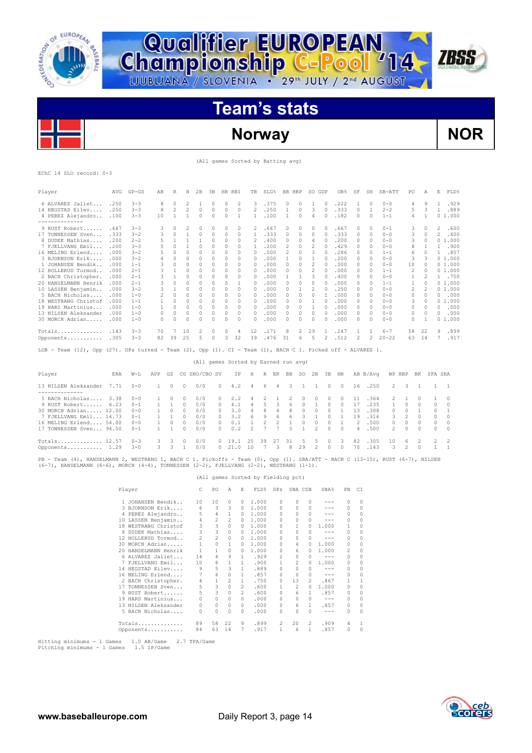# Qualifier EUROPEAN Championship C-Pool '14

LJUBLJANA / SLOVENIA • 29th JULY / 2nd AUGUST

## Team's stats

## Norway — NOR

(All games Sorted by Batting avg)

EChC 14 SLO record: 0-3

| Player | AVG | GP-GS | AB | R | H | 2B | 3B | HR | RBI | TB | SLG% | BB | HBP | SO | GDP | OB% | SF | SH | SB-ATT | PO | A | E | FLD% |
|---|---|---|---|---|---|---|---|---|---|---|---|---|---|---|---|---|---|---|---|---|---|---|---|
| 6 ALVAREZ Jaliet.... | .250 | 3-3 | 8 | 0 | 2 | 1 | 0 | 0 | 2 | 3 | .375 | 0 | 0 | 1 | 0 | .222 | 1 | 0 | 0-0 | 4 | 9 | 1 | .929 |
| 14 HEGSTAD Eilev.... | .250 | 3-3 | 8 | 2 | 2 | 0 | 0 | 0 | 0 | 2 | .250 | 1 | 0 | 3 | 0 | .333 | 0 | 1 | 2-2 | 5 | 3 | 1 | .889 |
| 4 PEREZ Alejandro.. | .100 | 3-3 | 10 | 1 | 1 | 0 | 0 | 0 | 1 | 1 | .100 | 1 | 0 | 4 | 0 | .182 | 0 | 0 | 1-1 | 4 | 1 | 0 | 1.000 |
| 9 RUST Robert...... | .667 | 3-3 | 3 | 0 | 2 | 0 | 0 | 0 | 0 | 2 | .667 | 0 | 0 | 0 | 0 | .667 | 0 | 0 | 0-1 | 3 | 0 | 2 | .600 |
| 17 TONNESSEN Sven... | .333 | 3-2 | 3 | 0 | 1 | 0 | 0 | 0 | 0 | 1 | .333 | 0 | 0 | 0 | 0 | .333 | 0 | 0 | 0-0 | 3 | 0 | 2 | .600 |
| 8 DUDEK Mathias.... | .200 | 2-2 | 5 | 1 | 1 | 1 | 0 | 0 | 0 | 2 | .400 | 0 | 0 | 4 | 0 | .200 | 0 | 0 | 0-0 | 3 | 0 | 0 | 1.000 |
| 7 FJELLVANG Emil.... | .200 | 3-3 | 5 | 0 | 1 | 0 | 0 | 0 | 0 | 1 | .200 | 2 | 0 | 2 | 0 | .429 | 0 | 0 | 0-0 | 8 | 1 | 1 | .900 |
| 16 MELING Erlend.... | .000 | 3-2 | 5 | 0 | 0 | 0 | 0 | 0 | 0 | 0 | .000 | 2 | 0 | 3 | 0 | .286 | 0 | 0 | 1-1 | 6 | 0 | 1 | .857 |
| 3 BJORNSON Erik.... | .000 | 3-2 | 4 | 0 | 0 | 0 | 0 | 0 | 0 | 0 | .000 | 1 | 0 | 1 | 0 | .200 | 0 | 0 | 0-0 | 3 | 3 | 0 | 1.000 |
| 1 JOHANSEN Bendik.. | .000 | 1-1 | 3 | 0 | 0 | 0 | 0 | 0 | 0 | 0 | .000 | 0 | 0 | 2 | 0 | .000 | 0 | 0 | 0-0 | 10 | 0 | 0 | 1.000 |
| 12 HOLLERUD Tormod.. | .000 | 2-1 | 3 | 1 | 0 | 0 | 0 | 0 | 0 | 0 | .000 | 0 | 0 | 2 | 0 | .000 | 0 | 0 | 1-1 | 2 | 0 | 0 | 1.000 |
| 2 BACH Christopher. | .000 | 2-1 | 3 | 1 | 0 | 0 | 0 | 0 | 0 | 0 | .000 | 1 | 1 | 3 | 0 | .400 | 0 | 0 | 0-0 | 1 | 2 | 1 | .750 |
| 20 HANSELMANN Henrik | .000 | 2-1 | 3 | 0 | 0 | 0 | 0 | 0 | 1 | 0 | .000 | 0 | 0 | 0 | 0 | .000 | 0 | 0 | 1-1 | 1 | 0 | 0 | 1.000 |
| 10 LASSEN Benjamin.. | .000 | 3-2 | 3 | 1 | 0 | 0 | 0 | 0 | 0 | 0 | .000 | 0 | 1 | 2 | 0 | .250 | 0 | 0 | 0-0 | 2 | 2 | 0 | 1.000 |
| 5 BACH Nicholas.... | .000 | 1-0 | 2 | 0 | 0 | 0 | 0 | 0 | 0 | 0 | .000 | 0 | 0 | 0 | 1 | .000 | 0 | 0 | 0-0 | 0 | 0 | 0 | .000 |
| 18 WESTRANG Christof | .000 | 1-1 | 1 | 0 | 0 | 0 | 0 | 0 | 0 | 0 | .000 | 0 | 0 | 1 | 0 | .000 | 0 | 0 | 0-0 | 3 | 0 | 0 | 1.000 |
| 19 HARS Martinius... | .000 | 1-0 | 1 | 0 | 0 | 0 | 0 | 0 | 0 | 0 | .000 | 0 | 0 | 1 | 0 | .000 | 0 | 0 | 0-0 | 0 | 0 | 0 | .000 |
| 13 NILSEN Aleksander | .000 | 1-0 | 0 | 0 | 0 | 0 | 0 | 0 | 0 | 0 | .000 | 0 | 0 | 0 | 0 | .000 | 0 | 0 | 0-0 | 0 | 0 | 0 | .000 |
| 30 MORCH Adrian..... | .000 | 1-0 | 0 | 0 | 0 | 0 | 0 | 0 | 0 | 0 | .000 | 0 | 0 | 0 | 0 | .000 | 0 | 0 | 0-0 | 0 | 1 | 0 | 1.000 |
| Totals.............. | .143 | 3-3 | 70 | 7 | 10 | 2 | 0 | 0 | 4 | 12 | .171 | 8 | 2 | 29 | 1 | .247 | 1 | 1 | 6-7 | 58 | 22 | 9 | .899 |
| Opponents........... | .305 | 3-3 | 82 | 39 | 25 | 5 | 0 | 3 | 32 | 39 | .476 | 31 | 6 | 5 | 2 | .512 | 2 | 2 | 20-22 | 63 | 14 | 7 | .917 |

LOB - Team (12), Opp (27). DPs turned - Team (2), Opp (1). CI - Team (1), BACH C 1. Picked off - ALVAREZ 1.

(All games Sorted by Earned run avg)

| Player | ERA | W-L | APP | GS | CG | SHO/CBO | SV | IP | H | R | ER | BB | SO | 2B | 3B | HR | AB | B/Avg | WP | HBP | BK | SFA | SHA |
|---|---|---|---|---|---|---|---|---|---|---|---|---|---|---|---|---|---|---|---|---|---|---|---|
| 13 NILSEN Aleksander | 7.71 | 0-0 | 1 | 0 | 0 | 0/0 | 0 | 4.2 | 4 | 6 | 4 | 3 | 1 | 1 | 0 | 0 | 16 | .250 | 2 | 3 | 1 | 1 | 1 |
| 5 BACH Nicholas.... | 3.38 | 0-0 | 1 | 0 | 0 | 0/0 | 0 | 2.2 | 4 | 2 | 1 | 2 | 0 | 0 | 0 | 0 | 11 | .364 | 2 | 1 | 0 | 1 | 0 |
| 9 RUST Robert...... | 6.23 | 0-1 | 1 | 1 | 0 | 0/0 | 0 | 4.1 | 4 | 5 | 3 | 6 | 0 | 1 | 0 | 0 | 17 | .235 | 1 | 0 | 0 | 0 | 0 |
| 30 MORCH Adrian..... | 12.00 | 0-0 | 1 | 0 | 0 | 0/0 | 0 | 3.0 | 4 | 8 | 4 | 8 | 0 | 0 | 0 | 1 | 13 | .308 | 0 | 0 | 1 | 0 | 1 |
| 7 FJELLVANG Emil.... | 14.73 | 0-1 | 1 | 1 | 0 | 0/0 | 0 | 3.2 | 6 | 9 | 6 | 6 | 3 | 1 | 0 | 1 | 19 | .316 | 3 | 2 | 0 | 0 | 0 |
| 16 MELING Erlend.... | 54.00 | 0-0 | 1 | 0 | 0 | 0/0 | 0 | 0.1 | 1 | 2 | 2 | 1 | 0 | 0 | 0 | 1 | 2 | .500 | 0 | 0 | 0 | 0 | 0 |
| 17 TONNESSEN Sven... | 94.50 | 0-1 | 1 | 1 | 0 | 0/0 | 0 | 0.2 | 2 | 7 | 7 | 5 | 1 | 2 | 0 | 0 | 4 | .500 | 2 | 0 | 0 | 0 | 0 |
| Totals.............. | 12.57 | 0-3 | 3 | 3 | 0 | 0/0 | 0 | 19.1 | 25 | 39 | 27 | 31 | 5 | 5 | 0 | 3 | 82 | .305 | 10 | 6 | 2 | 2 | 2 |
| Opponents........... | 1.29 | 3-0 | 3 | 3 | 1 | 0/0 | 0 | 21.0 | 10 | 7 | 3 | 8 | 29 | 2 | 0 | 0 | 70 | .143 | 3 | 2 | 0 | 1 | 1 |

PB - Team (4), HANSELMANN 2, WESTRANG 1, BACH C 1. Pickoffs - Team (0), Opp (1). SBA/ATT - BACH C (13-15), RUST (6-7), NILSEN (6-7), HANSELMANN (6-6), MORCH (4-4), TONNESSEN (2-2), FJELLVANG (2-2), WESTRANG (1-1).

(All games Sorted by Fielding pct)

| Player | C | PO | A | E | FLD% | DPs | SBA | CSB | SBA% | PB | CI |
|---|---|---|---|---|---|---|---|---|---|---|---|
| 1 JOHANSEN Bendik.. | 10 | 10 | 0 | 0 | 1.000 | 0 | 0 | 0 | --- | 0 | 0 |
| 3 BJORNSON Erik.... | 6 | 3 | 3 | 0 | 1.000 | 0 | 0 | 0 | --- | 0 | 0 |
| 4 PEREZ Alejandro.. | 5 | 4 | 1 | 0 | 1.000 | 0 | 0 | 0 | --- | 0 | 0 |
| 10 LASSEN Benjamin.. | 4 | 2 | 2 | 0 | 1.000 | 0 | 0 | 0 | --- | 0 | 0 |
| 18 WESTRANG Christof | 3 | 3 | 0 | 0 | 1.000 | 0 | 1 | 0 | 1.000 | 1 | 0 |
| 8 DUDEK Mathias.... | 3 | 3 | 0 | 0 | 1.000 | 0 | 0 | 0 | --- | 0 | 0 |
| 12 HOLLERUD Tormod.. | 2 | 2 | 0 | 0 | 1.000 | 0 | 0 | 0 | --- | 0 | 0 |
| 30 MORCH Adrian..... | 1 | 0 | 1 | 0 | 1.000 | 0 | 4 | 0 | 1.000 | 0 | 0 |
| 20 HANSELMANN Henrik | 1 | 1 | 0 | 0 | 1.000 | 0 | 6 | 0 | 1.000 | 2 | 0 |
| 6 ALVAREZ Jaliet.... | 14 | 4 | 9 | 1 | .929 | 2 | 0 | 0 | --- | 0 | 0 |
| 7 FJELLVANG Emil.... | 10 | 8 | 1 | 1 | .900 | 1 | 2 | 0 | 1.000 | 0 | 0 |
| 14 HEGSTAD Eilev.... | 9 | 5 | 3 | 1 | .889 | 0 | 0 | 0 | --- | 0 | 0 |
| 16 MELING Erlend.... | 7 | 6 | 0 | 1 | .857 | 0 | 0 | 0 | --- | 0 | 0 |
| 2 BACH Christopher. | 4 | 1 | 2 | 1 | .750 | 0 | 13 | 2 | .867 | 1 | 1 |
| 17 TONNESSEN Sven... | 5 | 3 | 0 | 2 | .600 | 1 | 2 | 0 | 1.000 | 0 | 0 |
| 9 RUST Robert...... | 5 | 3 | 0 | 2 | .600 | 0 | 6 | 1 | .857 | 0 | 0 |
| 19 HARS Martinius... | 0 | 0 | 0 | 0 | .000 | 0 | 0 | 0 | --- | 0 | 0 |
| 13 NILSEN Aleksander | 0 | 0 | 0 | 0 | .000 | 0 | 6 | 1 | .857 | 0 | 0 |
| 5 BACH Nicholas.... | 0 | 0 | 0 | 0 | .000 | 0 | 0 | 0 | --- | 0 | 0 |
| Totals.............. | 89 | 58 | 22 | 9 | .899 | 2 | 20 | 2 | .909 | 4 | 1 |
| Opponents........... | 84 | 63 | 14 | 7 | .917 | 1 | 6 | 1 | .857 | 0 | 0 |

Hitting minimums - 1 Games 1.0 AB/Game 2.7 TPA/Game
Pitching minimums - 1 Games 1.5 IP/Game

www.baseballeurope.com — Daily Report 3, page 14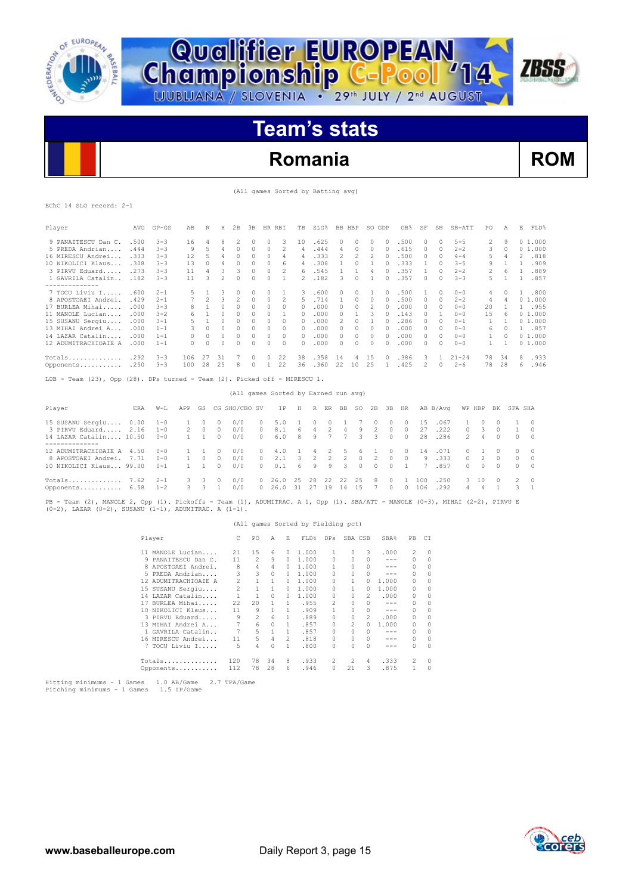# Qualifier EUROPEAN Championship C-Pool '14

LJUBLJANA / SLOVENIA • 29th JULY / 2nd AUGUST

## Team's stats

## Romania ROM

(All games Sorted by Batting avg)

EChC 14 SLO record: 2-1

| Player | AVG | GP-GS | AB | R | H | 2B | 3B | HR | RBI | TB | SLG% | BB | HBP | SO | GDP | OB% | SF | SH | SB-ATT | PO | A | E | FLD% |
|---|---|---|---|---|---|---|---|---|---|---|---|---|---|---|---|---|---|---|---|---|---|---|---|
| 9 PANAITESCU Dan C. | .500 | 3-3 | 16 | 4 | 8 | 2 | 0 | 0 | 3 | 10 | .625 | 0 | 0 | 0 | 0 | .500 | 0 | 0 | 5-5 | 2 | 9 | 0 | 1.000 |
| 5 PREDA Andrian..... | .444 | 3-3 | 9 | 5 | 4 | 0 | 0 | 0 | 2 | 4 | .444 | 4 | 0 | 0 | 0 | .615 | 0 | 0 | 2-2 | 3 | 0 | 0 | 1.000 |
| 16 MIRESCU Andrei... | .333 | 3-3 | 12 | 5 | 4 | 0 | 0 | 0 | 4 | 4 | .333 | 2 | 2 | 2 | 0 | .500 | 0 | 0 | 4-4 | 5 | 4 | 2 | .818 |
| 10 NIKOLICI Klaus... | .308 | 3-3 | 13 | 0 | 4 | 0 | 0 | 0 | 6 | 4 | .308 | 1 | 0 | 1 | 0 | .333 | 1 | 0 | 3-5 | 9 | 1 | 1 | .909 |
| 3 PIRVU Eduard..... | .273 | 3-3 | 11 | 4 | 3 | 3 | 0 | 0 | 2 | 6 | .545 | 1 | 1 | 4 | 0 | .357 | 1 | 0 | 2-2 | 2 | 6 | 1 | .889 |
| 1 GAVRILA Catalin... | .182 | 3-3 | 11 | 3 | 2 | 0 | 0 | 0 | 1 | 2 | .182 | 3 | 0 | 1 | 0 | .357 | 0 | 0 | 3-3 | 5 | 1 | 1 | .857 |
| 7 TOCU Liviu I...... | .600 | 2-1 | 5 | 1 | 3 | 0 | 0 | 0 | 1 | 3 | .600 | 0 | 0 | 1 | 0 | .500 | 1 | 0 | 0-0 | 4 | 0 | 1 | .800 |
| 8 APOSTOAEI Andrei. | .429 | 2-1 | 7 | 2 | 3 | 2 | 0 | 0 | 2 | 5 | .714 | 1 | 0 | 0 | 0 | .500 | 0 | 0 | 2-2 | 4 | 4 | 0 | 1.000 |
| 17 BURLEA Mihai...... | .000 | 3-3 | 8 | 1 | 0 | 0 | 0 | 0 | 0 | 0 | .000 | 0 | 0 | 2 | 0 | .000 | 0 | 0 | 0-0 | 20 | 1 | 1 | .955 |
| 11 MANOLE Lucian.... | .000 | 3-2 | 6 | 1 | 0 | 0 | 0 | 0 | 1 | 0 | .000 | 0 | 1 | 3 | 0 | .143 | 0 | 1 | 0-0 | 15 | 6 | 0 | 1.000 |
| 15 SUSANU Sergiu.... | .000 | 3-1 | 5 | 1 | 0 | 0 | 0 | 0 | 0 | 0 | .000 | 2 | 0 | 1 | 0 | .286 | 0 | 0 | 0-1 | 1 | 1 | 0 | 1.000 |
| 13 MIHAI Andrei A... | .000 | 1-1 | 3 | 0 | 0 | 0 | 0 | 0 | 0 | 0 | .000 | 0 | 0 | 0 | 0 | .000 | 0 | 0 | 0-0 | 6 | 0 | 1 | .857 |
| 14 LAZAR Catalin.... | .000 | 1-1 | 0 | 0 | 0 | 0 | 0 | 0 | 0 | 0 | .000 | 0 | 0 | 0 | 0 | .000 | 0 | 0 | 0-0 | 1 | 0 | 0 | 1.000 |
| 12 ADUMITRACHIOAIE A | .000 | 1-1 | 0 | 0 | 0 | 0 | 0 | 0 | 0 | 0 | .000 | 0 | 0 | 0 | 0 | .000 | 0 | 0 | 0-0 | 1 | 1 | 0 | 1.000 |
| Totals.............. | .292 | 3-3 | 106 | 27 | 31 | 7 | 0 | 0 | 22 | 38 | .358 | 14 | 4 | 15 | 0 | .386 | 3 | 1 | 21-24 | 78 | 34 | 8 | .933 |
| Opponents........... | .250 | 3-3 | 100 | 28 | 25 | 8 | 0 | 1 | 22 | 36 | .360 | 22 | 10 | 25 | 1 | .425 | 2 | 0 | 2-6 | 78 | 28 | 6 | .946 |

LOB - Team (23), Opp (28). DPs turned - Team (2). Picked off - MIRESCU 1.

(All games Sorted by Earned run avg)

| Player | ERA | W-L | APP | GS | CG | SHO/CBO | SV | IP | H | R | ER | BB | SO | 2B | 3B | HR | AB | B/Avg | WP | HBP | BK | SFA | SHA |
|---|---|---|---|---|---|---|---|---|---|---|---|---|---|---|---|---|---|---|---|---|---|---|---|
| 15 SUSANU Sergiu.... | 0.00 | 1-0 | 1 | 0 | 0 | 0/0 | 0 | 5.0 | 1 | 0 | 0 | 1 | 7 | 0 | 0 | 0 | 15 | .067 | 1 | 0 | 0 | 1 | 0 |
| 3 PIRVU Eduard..... | 2.16 | 1-0 | 2 | 0 | 0 | 0/0 | 0 | 8.1 | 6 | 4 | 2 | 4 | 9 | 2 | 0 | 0 | 27 | .222 | 0 | 3 | 0 | 1 | 0 |
| 14 LAZAR Catalin.... | 10.50 | 0-0 | 1 | 1 | 0 | 0/0 | 0 | 6.0 | 8 | 9 | 7 | 7 | 3 | 3 | 0 | 0 | 28 | .286 | 2 | 4 | 0 | 0 | 0 |
| 12 ADUMITRACHIOAIE A | 4.50 | 0-0 | 1 | 1 | 0 | 0/0 | 0 | 4.0 | 1 | 4 | 2 | 5 | 6 | 1 | 0 | 0 | 14 | .071 | 0 | 1 | 0 | 0 | 0 |
| 8 APOSTOAEI Andrei. | 7.71 | 0-0 | 1 | 0 | 0 | 0/0 | 0 | 2.1 | 3 | 2 | 2 | 2 | 0 | 2 | 0 | 0 | 9 | .333 | 0 | 2 | 0 | 0 | 0 |
| 10 NIKOLICI Klaus... | 99.00 | 0-1 | 1 | 1 | 0 | 0/0 | 0 | 0.1 | 6 | 9 | 9 | 3 | 0 | 0 | 0 | 1 | 7 | .857 | 0 | 0 | 0 | 0 | 0 |
| Totals.............. | 7.62 | 2-1 | 3 | 3 | 0 | 0/0 | 0 | 26.0 | 25 | 28 | 22 | 22 | 25 | 8 | 0 | 1 | 100 | .250 | 3 | 10 | 0 | 2 | 0 |
| Opponents........... | 6.58 | 1-2 | 3 | 3 | 1 | 0/0 | 0 | 26.0 | 31 | 27 | 19 | 14 | 15 | 7 | 0 | 0 | 106 | .292 | 4 | 4 | 1 | 3 | 1 |

PB - Team (2), MANOLE 2, Opp (1). Pickoffs - Team (1), ADUMITRAC. A 1, Opp (1). SBA/ATT - MANOLE (0-3), MIHAI (2-2), PIRVU E (0-2), LAZAR (0-2), SUSANU (1-1), ADUMITRAC. A (1-1).

(All games Sorted by Fielding pct)

| Player | C | PO | A | E | FLD% | DPs | SBA | CSB | SBA% | PB | CI |
|---|---|---|---|---|---|---|---|---|---|---|---|
| 11 MANOLE Lucian.... | 21 | 15 | 6 | 0 | 1.000 | 1 | 0 | 3 | .000 | 2 | 0 |
| 9 PANAITESCU Dan C. | 11 | 2 | 9 | 0 | 1.000 | 0 | 0 | 0 | --- | 0 | 0 |
| 8 APOSTOAEI Andrei. | 8 | 4 | 4 | 0 | 1.000 | 1 | 0 | 0 | --- | 0 | 0 |
| 5 PREDA Andrian.... | 3 | 3 | 0 | 0 | 1.000 | 0 | 0 | 0 | --- | 0 | 0 |
| 12 ADUMITRACHIOAIE A | 2 | 1 | 1 | 0 | 1.000 | 0 | 1 | 0 | 1.000 | 0 | 0 |
| 15 SUSANU Sergiu.... | 2 | 1 | 1 | 0 | 1.000 | 0 | 1 | 0 | 1.000 | 0 | 0 |
| 14 LAZAR Catalin.... | 1 | 1 | 0 | 0 | 1.000 | 0 | 0 | 2 | .000 | 0 | 0 |
| 17 BURLEA Mihai..... | 22 | 20 | 1 | 1 | .955 | 2 | 0 | 0 | --- | 0 | 0 |
| 10 NIKOLICI Klaus... | 11 | 9 | 1 | 1 | .909 | 1 | 0 | 0 | --- | 0 | 0 |
| 3 PIRVU Eduard..... | 9 | 2 | 6 | 1 | .889 | 0 | 0 | 2 | .000 | 0 | 0 |
| 13 MIHAI Andrei A... | 7 | 6 | 0 | 1 | .857 | 0 | 2 | 0 | 1.000 | 0 | 0 |
| 1 GAVRILA Catalin.. | 7 | 5 | 1 | 1 | .857 | 0 | 0 | 0 | --- | 0 | 0 |
| 16 MIRESCU Andrei... | 11 | 5 | 4 | 2 | .818 | 0 | 0 | 0 | --- | 0 | 0 |
| 7 TOCU Liviu I..... | 5 | 4 | 0 | 1 | .800 | 0 | 0 | 0 | --- | 0 | 0 |
| Totals.............. | 120 | 78 | 34 | 8 | .933 | 2 | 2 | 4 | .333 | 2 | 0 |
| Opponents........... | 112 | 78 | 28 | 6 | .946 | 0 | 21 | 3 | .875 | 1 | 0 |

Hitting minimums - 1 Games 1.0 AB/Game 2.7 TPA/Game
Pitching minimums - 1 Games 1.5 IP/Game

www.baseballeurope.com Daily Report 3, page 15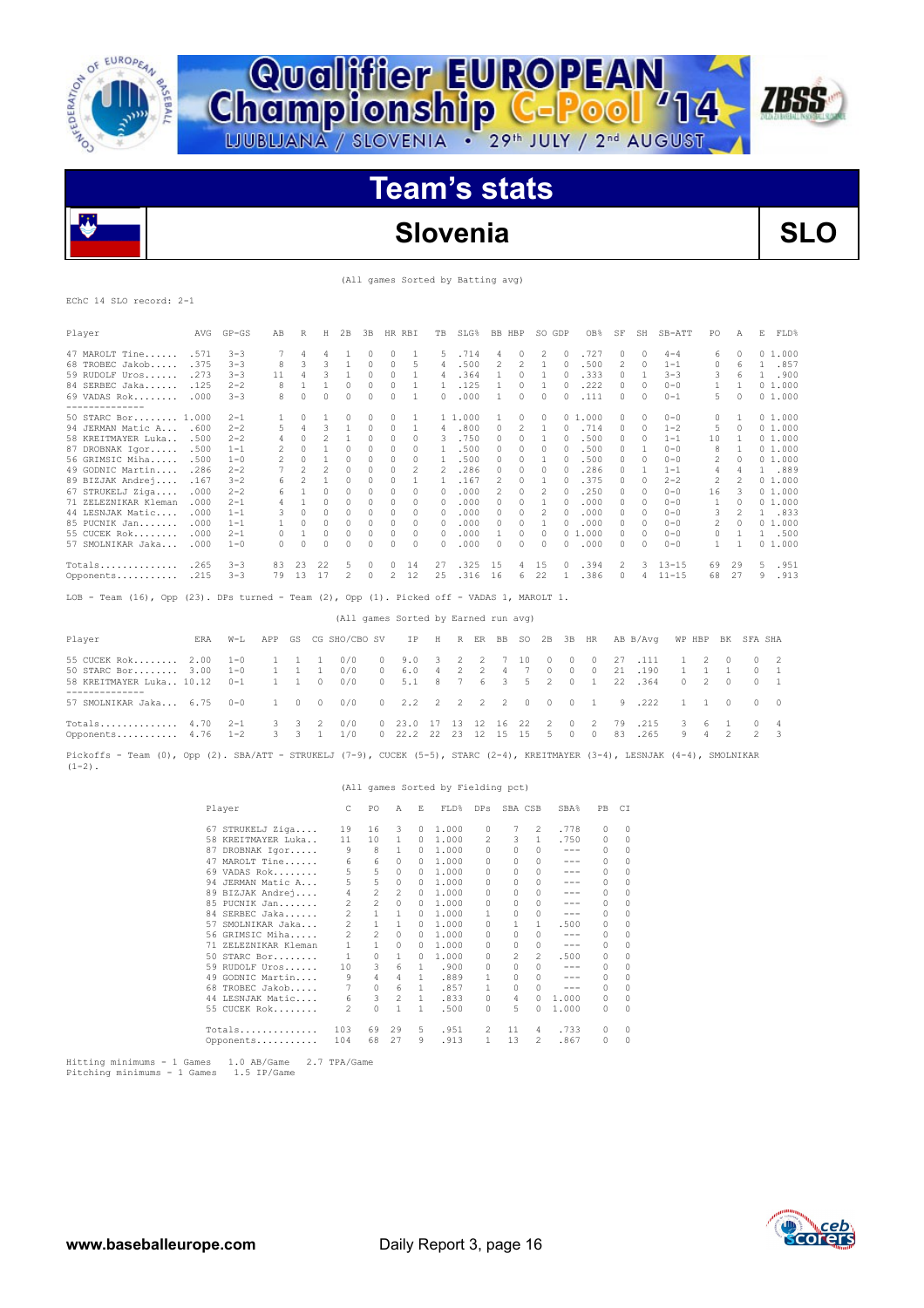# Qualifier EUROPEAN Championship C-Pool '14

LJUBLJANA / SLOVENIA • 29th JULY / 2nd AUGUST

## Team's stats

## Slovenia — SLO

(All games Sorted by Batting avg)

EChC 14 SLO record: 2-1

| Player | AVG | GP-GS | AB | R | H | 2B | 3B | HR | RBI | TB | SLG% | BB | HBP | SO | GDP | OB% | SF | SH | SB-ATT | PO | A | E | FLD% |
|---|---|---|---|---|---|---|---|---|---|---|---|---|---|---|---|---|---|---|---|---|---|---|---|
| 47 MAROLT Tine | .571 | 3-3 | 7 | 4 | 4 | 1 | 0 | 0 | 1 | 5 | .714 | 4 | 0 | 2 | 0 | .727 | 0 | 0 | 4-4 | 6 | 0 | 0 | 1.000 |
| 68 TROBEC Jakob | .375 | 3-3 | 8 | 3 | 3 | 1 | 0 | 0 | 5 | 4 | .500 | 2 | 2 | 1 | 0 | .500 | 2 | 0 | 1-1 | 0 | 6 | 1 | .857 |
| 59 RUDOLF Uros | .273 | 3-3 | 11 | 4 | 3 | 1 | 0 | 0 | 1 | 4 | .364 | 1 | 0 | 1 | 0 | .333 | 0 | 1 | 3-3 | 3 | 6 | 1 | .900 |
| 84 SERBEC Jaka | .125 | 2-2 | 8 | 1 | 1 | 0 | 0 | 0 | 1 | 1 | .125 | 1 | 0 | 1 | 0 | .222 | 0 | 0 | 0-0 | 1 | 1 | 0 | 1.000 |
| 69 VADAS Rok | .000 | 3-3 | 8 | 0 | 0 | 0 | 0 | 0 | 1 | 0 | .000 | 1 | 0 | 1 | 0 | .111 | 0 | 0 | 0-1 | 5 | 0 | 0 | 1.000 |
| 50 STARC Bor | 1.000 | 2-1 | 1 | 0 | 1 | 0 | 0 | 0 | 1 | 1 | 1.000 | 1 | 0 | 0 | 0 | 1.000 | 0 | 0 | 0-0 | 0 | 1 | 0 | 1.000 |
| 94 JERMAN Matic A | .600 | 2-2 | 5 | 4 | 3 | 1 | 0 | 0 | 1 | 4 | .800 | 0 | 2 | 1 | 0 | .714 | 0 | 0 | 1-2 | 5 | 0 | 0 | 1.000 |
| 58 KREITMAYER Luka | .500 | 2-2 | 4 | 0 | 2 | 1 | 0 | 0 | 0 | 3 | .750 | 0 | 0 | 1 | 0 | .500 | 0 | 0 | 1-1 | 10 | 1 | 0 | 1.000 |
| 87 DROBNAK Igor | .500 | 1-1 | 2 | 0 | 1 | 0 | 0 | 0 | 1 | 1 | .500 | 0 | 0 | 0 | 0 | .500 | 0 | 1 | 0-1 | 8 | 1 | 0 | 1.000 |
| 56 GRIMSIC Miha | .500 | 1-0 | 2 | 0 | 1 | 0 | 0 | 0 | 0 | 1 | .500 | 0 | 0 | 1 | 0 | .500 | 0 | 0 | 0-0 | 2 | 0 | 0 | 1.000 |
| 49 GODNIC Martin | .286 | 2-2 | 7 | 2 | 2 | 0 | 0 | 0 | 2 | 2 | .286 | 0 | 0 | 0 | 0 | .286 | 0 | 1 | 1-1 | 4 | 4 | 1 | .889 |
| 89 BIZJAK Andrej | .167 | 3-2 | 6 | 2 | 1 | 0 | 0 | 0 | 1 | 1 | .167 | 2 | 0 | 1 | 0 | .375 | 0 | 0 | 2-2 | 2 | 2 | 0 | 1.000 |
| 67 STRUKELJ Ziga | .000 | 2-2 | 6 | 1 | 0 | 0 | 0 | 0 | 0 | 0 | .000 | 2 | 0 | 2 | 0 | .250 | 0 | 0 | 0-0 | 16 | 3 | 0 | 1.000 |
| 71 ZELEZNIKAR Kleman | .000 | 2-1 | 4 | 1 | 0 | 0 | 0 | 0 | 0 | 0 | .000 | 0 | 0 | 1 | 0 | .000 | 0 | 0 | 0-0 | 1 | 0 | 0 | 1.000 |
| 44 LESNJAK Matic | .000 | 1-1 | 3 | 0 | 0 | 0 | 0 | 0 | 0 | 0 | .000 | 0 | 0 | 2 | 0 | .000 | 0 | 0 | 0-0 | 3 | 2 | 1 | .833 |
| 85 PUCNIK Jan | .000 | 1-1 | 1 | 0 | 0 | 0 | 0 | 0 | 0 | 0 | .000 | 0 | 0 | 1 | 0 | .000 | 0 | 0 | 0-0 | 2 | 0 | 0 | 1.000 |
| 55 CUCEK Rok | .000 | 2-1 | 0 | 1 | 0 | 0 | 0 | 0 | 0 | 0 | .000 | 1 | 0 | 0 | 0 | 1.000 | 0 | 0 | 0-0 | 0 | 1 | 1 | .500 |
| 57 SMOLNIKAR Jaka | .000 | 1-0 | 0 | 0 | 0 | 0 | 0 | 0 | 0 | 0 | .000 | 0 | 0 | 0 | 0 | .000 | 0 | 0 | 0-0 | 1 | 1 | 0 | 1.000 |
| Totals | .265 | 3-3 | 83 | 23 | 22 | 5 | 0 | 0 | 14 | 27 | .325 | 15 | 4 | 15 | 0 | .394 | 2 | 3 | 13-15 | 69 | 29 | 5 | .951 |
| Opponents | .215 | 3-3 | 79 | 13 | 17 | 2 | 0 | 2 | 12 | 25 | .316 | 16 | 6 | 22 | 1 | .386 | 0 | 4 | 11-15 | 68 | 27 | 9 | .913 |

LOB - Team (16), Opp (23). DPs turned - Team (2), Opp (1). Picked off - VADAS 1, MAROLT 1.

(All games Sorted by Earned run avg)

| Player | ERA | W-L | APP | GS | CG | SHO/CBO | SV | IP | H | R | ER | BB | SO | 2B | 3B | HR | AB | B/Avg | WP | HBP | BK | SFA | SHA |
|---|---|---|---|---|---|---|---|---|---|---|---|---|---|---|---|---|---|---|---|---|---|---|---|
| 55 CUCEK Rok | 2.00 | 1-0 | 1 | 1 | 1 | 0/0 | 0 | 9.0 | 3 | 2 | 2 | 7 | 10 | 0 | 0 | 0 | 27 | .111 | 1 | 2 | 0 | 0 | 2 |
| 50 STARC Bor | 3.00 | 1-0 | 1 | 1 | 1 | 0/0 | 0 | 6.0 | 4 | 2 | 2 | 4 | 7 | 0 | 0 | 0 | 21 | .190 | 1 | 1 | 1 | 0 | 1 |
| 58 KREITMAYER Luka | 10.12 | 0-1 | 1 | 1 | 0 | 0/0 | 0 | 5.1 | 8 | 7 | 6 | 3 | 5 | 2 | 0 | 1 | 22 | .364 | 0 | 2 | 0 | 0 | 1 |
| 57 SMOLNIKAR Jaka | 6.75 | 0-0 | 1 | 0 | 0 | 0/0 | 0 | 2.2 | 2 | 2 | 2 | 2 | 0 | 0 | 0 | 1 | 9 | .222 | 1 | 1 | 0 | 0 | 0 |
| Totals | 4.70 | 2-1 | 3 | 3 | 2 | 0/0 | 0 | 23.0 | 17 | 13 | 12 | 16 | 22 | 2 | 0 | 2 | 79 | .215 | 3 | 6 | 1 | 0 | 4 |
| Opponents | 4.76 | 1-2 | 3 | 3 | 1 | 1/0 | 0 | 22.2 | 22 | 23 | 12 | 15 | 15 | 5 | 0 | 0 | 83 | .265 | 9 | 4 | 2 | 2 | 3 |

Pickoffs - Team (0), Opp (2). SBA/ATT - STRUKELJ (7-9), CUCEK (5-5), STARC (2-4), KREITMAYER (3-4), LESNJAK (4-4), SMOLNIKAR (1-2).

(All games Sorted by Fielding pct)

| Player | C | PO | A | E | FLD% | DPs | SBA | CSB | SBA% | PB | CI |
|---|---|---|---|---|---|---|---|---|---|---|---|
| 67 STRUKELJ Ziga | 19 | 16 | 3 | 0 | 1.000 | 0 | 7 | 2 | .778 | 0 | 0 |
| 58 KREITMAYER Luka | 11 | 10 | 1 | 0 | 1.000 | 2 | 3 | 1 | .750 | 0 | 0 |
| 87 DROBNAK Igor | 9 | 8 | 1 | 0 | 1.000 | 0 | 0 | 0 | --- | 0 | 0 |
| 47 MAROLT Tine | 6 | 6 | 0 | 0 | 1.000 | 0 | 0 | 0 | --- | 0 | 0 |
| 69 VADAS Rok | 5 | 5 | 0 | 0 | 1.000 | 0 | 0 | 0 | --- | 0 | 0 |
| 94 JERMAN Matic A | 5 | 5 | 0 | 0 | 1.000 | 0 | 0 | 0 | --- | 0 | 0 |
| 89 BIZJAK Andrej | 4 | 2 | 2 | 0 | 1.000 | 0 | 0 | 0 | --- | 0 | 0 |
| 85 PUCNIK Jan | 2 | 2 | 0 | 0 | 1.000 | 0 | 0 | 0 | --- | 0 | 0 |
| 84 SERBEC Jaka | 2 | 1 | 1 | 0 | 1.000 | 1 | 0 | 0 | --- | 0 | 0 |
| 57 SMOLNIKAR Jaka | 2 | 1 | 1 | 0 | 1.000 | 0 | 1 | 1 | .500 | 0 | 0 |
| 56 GRIMSIC Miha | 2 | 2 | 0 | 0 | 1.000 | 0 | 0 | 0 | --- | 0 | 0 |
| 71 ZELEZNIKAR Kleman | 1 | 1 | 0 | 0 | 1.000 | 0 | 0 | 0 | --- | 0 | 0 |
| 50 STARC Bor | 1 | 0 | 1 | 0 | 1.000 | 0 | 2 | 2 | .500 | 0 | 0 |
| 59 RUDOLF Uros | 10 | 3 | 6 | 1 | .900 | 0 | 0 | 0 | --- | 0 | 0 |
| 49 GODNIC Martin | 9 | 4 | 4 | 1 | .889 | 1 | 0 | 0 | --- | 0 | 0 |
| 68 TROBEC Jakob | 7 | 0 | 6 | 1 | .857 | 1 | 0 | 0 | --- | 0 | 0 |
| 44 LESNJAK Matic | 6 | 3 | 2 | 1 | .833 | 0 | 4 | 0 | 1.000 | 0 | 0 |
| 55 CUCEK Rok | 2 | 0 | 1 | 1 | .500 | 0 | 5 | 0 | 1.000 | 0 | 0 |
| Totals | 103 | 69 | 29 | 5 | .951 | 2 | 11 | 4 | .733 | 0 | 0 |
| Opponents | 104 | 68 | 27 | 9 | .913 | 1 | 13 | 2 | .867 | 0 | 0 |

Hitting minimums - 1 Games 1.0 AB/Game 2.7 TPA/Game
Pitching minimums - 1 Games 1.5 IP/Game

www.baseballeurope.com — Daily Report 3, page 16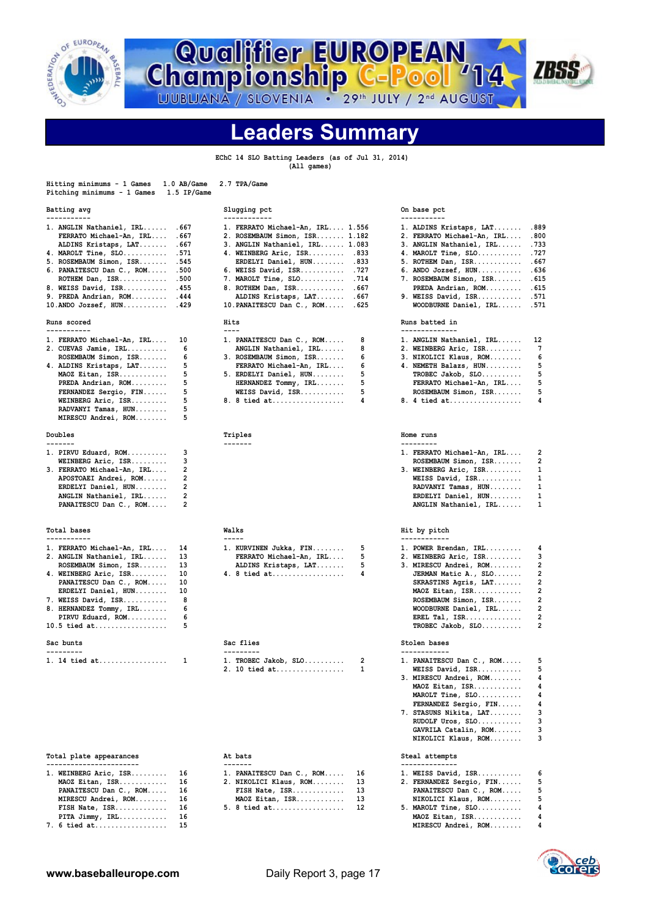# Qualifier EUROPEAN Championship C-Pool '14

LJUBLJANA / SLOVENIA • 29th JULY / 2nd AUGUST

## Leaders Summary

EChC 14 SLO Batting Leaders (as of Jul 31, 2014)
(All games)

Hitting minimums - 1 Games 1.0 AB/Game 2.7 TPA/Game
Pitching minimums - 1 Games 1.5 IP/Game

### Batting avg

| Rank | Player | Value |
|---|---|---|
| 1. | ANGLIN Nathaniel, IRL | .667 |
| | FERRATO Michael-An, IRL | .667 |
| | ALDINS Kristaps, LAT | .667 |
| 4. | MAROLT Tine, SLO | .571 |
| 5. | ROSEMBAUM Simon, ISR | .545 |
| 6. | PANAITESCU Dan C., ROM | .500 |
| | ROTHEM Dan, ISR | .500 |
| 8. | WEISS David, ISR | .455 |
| 9. | PREDA Andrian, ROM | .444 |
| 10. | ANDO Jozsef, HUN | .429 |

### Slugging pct

| Rank | Player | Value |
|---|---|---|
| 1. | FERRATO Michael-An, IRL | 1.556 |
| 2. | ROSEMBAUM Simon, ISR | 1.182 |
| 3. | ANGLIN Nathaniel, IRL | 1.083 |
| 4. | WEINBERG Aric, ISR | .833 |
| | ERDELYI Daniel, HUN | .833 |
| 6. | WEISS David, ISR | .727 |
| 7. | MAROLT Tine, SLO | .714 |
| 8. | ROTHEM Dan, ISR | .667 |
| | ALDINS Kristaps, LAT | .667 |
| 10. | PANAITESCU Dan C., ROM | .625 |

### On base pct

| Rank | Player | Value |
|---|---|---|
| 1. | ALDINS Kristaps, LAT | .889 |
| 2. | FERRATO Michael-An, IRL | .800 |
| 3. | ANGLIN Nathaniel, IRL | .733 |
| 4. | MAROLT Tine, SLO | .727 |
| 5. | ROTHEM Dan, ISR | .667 |
| 6. | ANDO Jozsef, HUN | .636 |
| 7. | ROSEMBAUM Simon, ISR | .615 |
| | PREDA Andrian, ROM | .615 |
| 9. | WEISS David, ISR | .571 |
| | WOODBURNE Daniel, IRL | .571 |

### Runs scored

| Rank | Player | Value |
|---|---|---|
| 1. | FERRATO Michael-An, IRL | 10 |
| 2. | CUEVAS Jamie, IRL | 6 |
| | ROSEMBAUM Simon, ISR | 6 |
| 4. | ALDINS Kristaps, LAT | 5 |
| | MAOZ Eitan, ISR | 5 |
| | PREDA Andrian, ROM | 5 |
| | FERNANDEZ Sergio, FIN | 5 |
| | WEINBERG Aric, ISR | 5 |
| | RADVANYI Tamas, HUN | 5 |
| | MIRESCU Andrei, ROM | 5 |

### Hits

| Rank | Player | Value |
|---|---|---|
| 1. | PANAITESCU Dan C., ROM | 8 |
| | ANGLIN Nathaniel, IRL | 8 |
| 3. | ROSEMBAUM Simon, ISR | 6 |
| | FERRATO Michael-An, IRL | 6 |
| 5. | ERDELYI Daniel, HUN | 5 |
| | HERNANDEZ Tommy, IRL | 5 |
| | WEISS David, ISR | 5 |
| 8. | 8 tied at | 4 |

### Runs batted in

| Rank | Player | Value |
|---|---|---|
| 1. | ANGLIN Nathaniel, IRL | 12 |
| 2. | WEINBERG Aric, ISR | 7 |
| 3. | NIKOLICI Klaus, ROM | 6 |
| 4. | NEMETH Balazs, HUN | 5 |
| | TROBEC Jakob, SLO | 5 |
| | FERRATO Michael-An, IRL | 5 |
| | ROSEMBAUM Simon, ISR | 5 |
| 8. | 4 tied at | 4 |

### Doubles

| Rank | Player | Value |
|---|---|---|
| 1. | PIRVU Eduard, ROM | 3 |
| | WEINBERG Aric, ISR | 3 |
| 3. | FERRATO Michael-An, IRL | 2 |
| | APOSTOAEI Andrei, ROM | 2 |
| | ERDELYI Daniel, HUN | 2 |
| | ANGLIN Nathaniel, IRL | 2 |
| | PANAITESCU Dan C., ROM | 2 |

### Triples

### Home runs

| Rank | Player | Value |
|---|---|---|
| 1. | FERRATO Michael-An, IRL | 2 |
| | ROSEMBAUM Simon, ISR | 2 |
| 3. | WEINBERG Aric, ISR | 1 |
| | WEISS David, ISR | 1 |
| | RADVANYI Tamas, HUN | 1 |
| | ERDELYI Daniel, HUN | 1 |
| | ANGLIN Nathaniel, IRL | 1 |

### Total bases

| Rank | Player | Value |
|---|---|---|
| 1. | FERRATO Michael-An, IRL | 14 |
| 2. | ANGLIN Nathaniel, IRL | 13 |
| | ROSEMBAUM Simon, ISR | 13 |
| 4. | WEINBERG Aric, ISR | 10 |
| | PANAITESCU Dan C., ROM | 10 |
| | ERDELYI Daniel, HUN | 10 |
| 7. | WEISS David, ISR | 8 |
| 8. | HERNANDEZ Tommy, IRL | 6 |
| | PIRVU Eduard, ROM | 6 |
| 10. | 5 tied at | 5 |

### Walks

| Rank | Player | Value |
|---|---|---|
| 1. | KURVINEN Jukka, FIN | 5 |
| | FERRATO Michael-An, IRL | 5 |
| | ALDINS Kristaps, LAT | 5 |
| 4. | 8 tied at | 4 |

### Hit by pitch

| Rank | Player | Value |
|---|---|---|
| 1. | POWER Brendan, IRL | 4 |
| 2. | WEINBERG Aric, ISR | 3 |
| 3. | MIRESCU Andrei, ROM | 2 |
| | JERMAN Matic A., SLO | 2 |
| | SKRASTINS Agris, LAT | 2 |
| | MAOZ Eitan, ISR | 2 |
| | ROSEMBAUM Simon, ISR | 2 |
| | WOODBURNE Daniel, IRL | 2 |
| | EREL Tal, ISR | 2 |
| | TROBEC Jakob, SLO | 2 |

### Sac bunts

| Rank | Player | Value |
|---|---|---|
| 1. | 14 tied at | 1 |

### Sac flies

| Rank | Player | Value |
|---|---|---|
| 1. | TROBEC Jakob, SLO | 2 |
| 2. | 10 tied at | 1 |

### Stolen bases

| Rank | Player | Value |
|---|---|---|
| 1. | PANAITESCU Dan C., ROM | 5 |
| | WEISS David, ISR | 5 |
| 3. | MIRESCU Andrei, ROM | 4 |
| | MAOZ Eitan, ISR | 4 |
| | MAROLT Tine, SLO | 4 |
| | FERNANDEZ Sergio, FIN | 4 |
| 7. | STASUNS Nikita, LAT | 3 |
| | RUDOLF Uros, SLO | 3 |
| | GAVRILA Catalin, ROM | 3 |
| | NIKOLICI Klaus, ROM | 3 |

### Total plate appearances

| Rank | Player | Value |
|---|---|---|
| 1. | WEINBERG Aric, ISR | 16 |
| | MAOZ Eitan, ISR | 16 |
| | PANAITESCU Dan C., ROM | 16 |
| | MIRESCU Andrei, ROM | 16 |
| | FISH Nate, ISR | 16 |
| | PITA Jimmy, IRL | 16 |
| 7. | 6 tied at | 15 |

### At bats

| Rank | Player | Value |
|---|---|---|
| 1. | PANAITESCU Dan C., ROM | 16 |
| 2. | NIKOLICI Klaus, ROM | 13 |
| | FISH Nate, ISR | 13 |
| | MAOZ Eitan, ISR | 13 |
| 5. | 8 tied at | 12 |

### Steal attempts

| Rank | Player | Value |
|---|---|---|
| 1. | WEISS David, ISR | 6 |
| 2. | FERNANDEZ Sergio, FIN | 5 |
| | PANAITESCU Dan C., ROM | 5 |
| | NIKOLICI Klaus, ROM | 5 |
| 5. | MAROLT Tine, SLO | 4 |
| | MAOZ Eitan, ISR | 4 |
| | MIRESCU Andrei, ROM | 4 |

www.baseballeurope.com Daily Report 3, page 17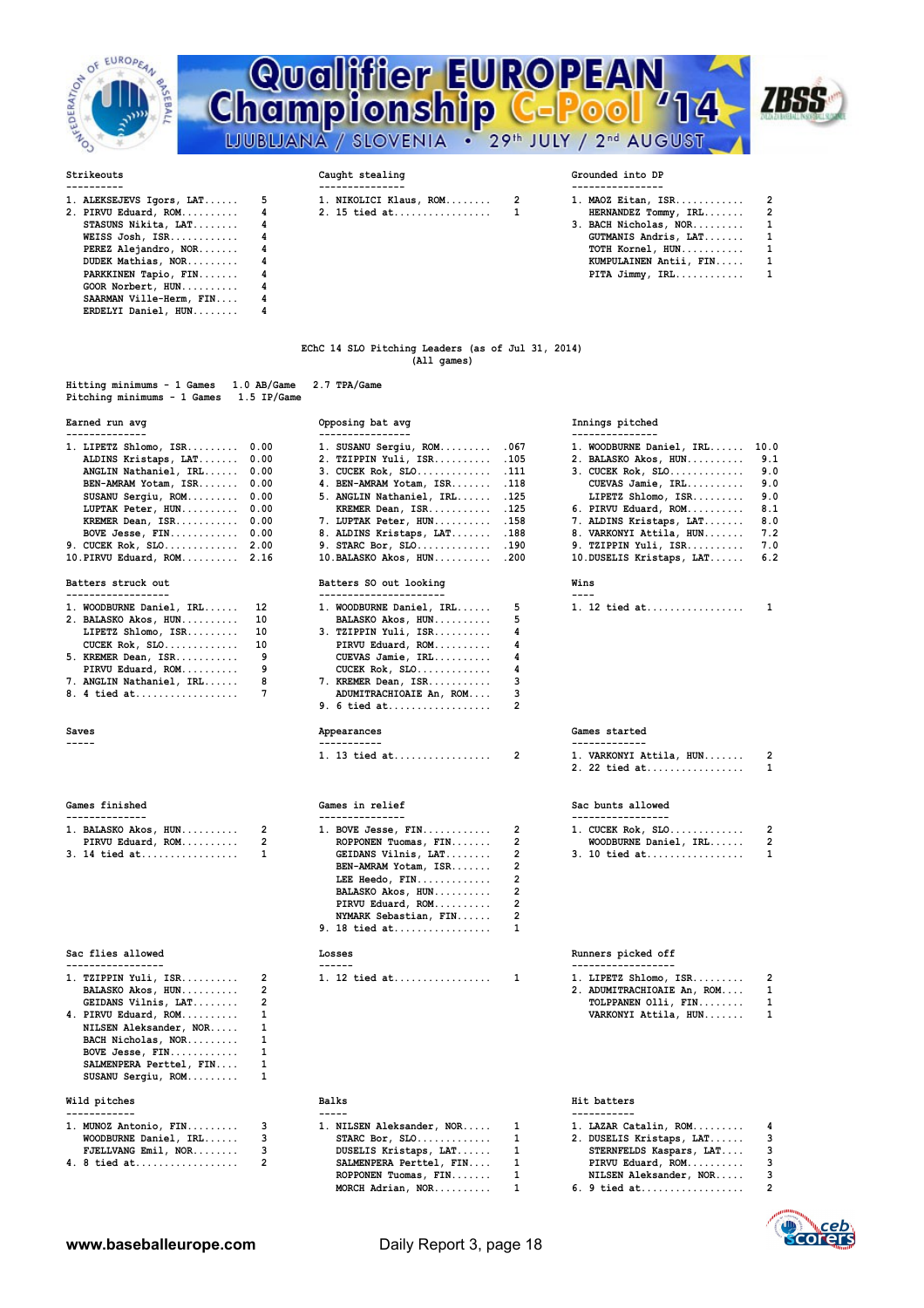**Strikeouts**

| | Player | |
|---|---|---|
| 1. | ALEKSEJEVS Igors, LAT | 5 |
| 2. | PIRVU Eduard, ROM | 4 |
| | STASUNS Nikita, LAT | 4 |
| | WEISS Josh, ISR | 4 |
| | PEREZ Alejandro, NOR | 4 |
| | DUDEK Mathias, NOR | 4 |
| | PARKKINEN Tapio, FIN | 4 |
| | GOOR Norbert, HUN | 4 |
| | SAARMAN Ville-Herm, FIN | 4 |
| | ERDELYI Daniel, HUN | 4 |

**Caught stealing**

| | Player | |
|---|---|---|
| 1. | NIKOLICI Klaus, ROM | 2 |
| 2. | 15 tied at | 1 |

**Grounded into DP**

| | Player | |
|---|---|---|
| 1. | MAOZ Eitan, ISR | 2 |
| | HERNANDEZ Tommy, IRL | 2 |
| 3. | BACH Nicholas, NOR | 1 |
| | GUTMANIS Andris, LAT | 1 |
| | TOTH Kornel, HUN | 1 |
| | KUMPULAINEN Antii, FIN | 1 |
| | PITA Jimmy, IRL | 1 |

## EChC 14 SLO Pitching Leaders (as of Jul 31, 2014)
(All games)

Hitting minimums - 1 Games 1.0 AB/Game 2.7 TPA/Game
Pitching minimums - 1 Games 1.5 IP/Game

**Earned run avg**

| | Player | |
|---|---|---|
| 1. | LIPETZ Shlomo, ISR | 0.00 |
| | ALDINS Kristaps, LAT | 0.00 |
| | ANGLIN Nathaniel, IRL | 0.00 |
| | BEN-AMRAM Yotam, ISR | 0.00 |
| | SUSANU Sergiu, ROM | 0.00 |
| | LUPTAK Peter, HUN | 0.00 |
| | KREMER Dean, ISR | 0.00 |
| | BOVE Jesse, FIN | 0.00 |
| 9. | CUCEK Rok, SLO | 2.00 |
| 10. | PIRVU Eduard, ROM | 2.16 |

**Opposing bat avg**

| | Player | |
|---|---|---|
| 1. | SUSANU Sergiu, ROM | .067 |
| 2. | TZIPPIN Yuli, ISR | .105 |
| 3. | CUCEK Rok, SLO | .111 |
| 4. | BEN-AMRAM Yotam, ISR | .118 |
| 5. | ANGLIN Nathaniel, IRL | .125 |
| | KREMER Dean, ISR | .125 |
| 7. | LUPTAK Peter, HUN | .158 |
| 8. | ALDINS Kristaps, LAT | .188 |
| 9. | STARC Bor, SLO | .190 |
| 10. | BALASKO Akos, HUN | .200 |

**Innings pitched**

| | Player | |
|---|---|---|
| 1. | WOODBURNE Daniel, IRL | 10.0 |
| 2. | BALASKO Akos, HUN | 9.1 |
| 3. | CUCEK Rok, SLO | 9.0 |
| | CUEVAS Jamie, IRL | 9.0 |
| | LIPETZ Shlomo, ISR | 9.0 |
| 6. | PIRVU Eduard, ROM | 8.1 |
| 7. | ALDINS Kristaps, LAT | 8.0 |
| 8. | VARKONYI Attila, HUN | 7.2 |
| 9. | TZIPPIN Yuli, ISR | 7.0 |
| 10. | DUSELIS Kristaps, LAT | 6.2 |

**Batters struck out**

| | Player | |
|---|---|---|
| 1. | WOODBURNE Daniel, IRL | 12 |
| 2. | BALASKO Akos, HUN | 10 |
| | LIPETZ Shlomo, ISR | 10 |
| | CUCEK Rok, SLO | 10 |
| 5. | KREMER Dean, ISR | 9 |
| | PIRVU Eduard, ROM | 9 |
| 7. | ANGLIN Nathaniel, IRL | 8 |
| 8. | 4 tied at | 7 |

**Batters SO out looking**

| | Player | |
|---|---|---|
| 1. | WOODBURNE Daniel, IRL | 5 |
| | BALASKO Akos, HUN | 5 |
| 3. | TZIPPIN Yuli, ISR | 4 |
| | PIRVU Eduard, ROM | 4 |
| | CUEVAS Jamie, IRL | 4 |
| | CUCEK Rok, SLO | 4 |
| 7. | KREMER Dean, ISR | 3 |
| | ADUMITRACHIOAIE An, ROM | 3 |
| 9. | 6 tied at | 2 |

**Wins**

| | Player | |
|---|---|---|
| 1. | 12 tied at | 1 |

**Saves**

**Appearances**

| | Player | |
|---|---|---|
| 1. | 13 tied at | 2 |

**Games started**

| | Player | |
|---|---|---|
| 1. | VARKONYI Attila, HUN | 2 |
| 2. | 22 tied at | 1 |

**Games finished**

| | Player | |
|---|---|---|
| 1. | BALASKO Akos, HUN | 2 |
| | PIRVU Eduard, ROM | 2 |
| 3. | 14 tied at | 1 |

**Games in relief**

| | Player | |
|---|---|---|
| 1. | BOVE Jesse, FIN | 2 |
| | ROPPONEN Tuomas, FIN | 2 |
| | GEIDANS Vilnis, LAT | 2 |
| | BEN-AMRAM Yotam, ISR | 2 |
| | LEE Heedo, FIN | 2 |
| | BALASKO Akos, HUN | 2 |
| | PIRVU Eduard, ROM | 2 |
| | NYMARK Sebastian, FIN | 2 |
| 9. | 18 tied at | 1 |

**Sac bunts allowed**

| | Player | |
|---|---|---|
| 1. | CUCEK Rok, SLO | 2 |
| | WOODBURNE Daniel, IRL | 2 |
| 3. | 10 tied at | 1 |

**Sac flies allowed**

| | Player | |
|---|---|---|
| 1. | TZIPPIN Yuli, ISR | 2 |
| | BALASKO Akos, HUN | 2 |
| | GEIDANS Vilnis, LAT | 2 |
| 4. | PIRVU Eduard, ROM | 1 |
| | NILSEN Aleksander, NOR | 1 |
| | BACH Nicholas, NOR | 1 |
| | BOVE Jesse, FIN | 1 |
| | SALMENPERA Perttel, FIN | 1 |
| | SUSANU Sergiu, ROM | 1 |

**Losses**

| | Player | |
|---|---|---|
| 1. | 12 tied at | 1 |

**Runners picked off**

| | Player | |
|---|---|---|
| 1. | LIPETZ Shlomo, ISR | 2 |
| 2. | ADUMITRACHIOAIE An, ROM | 1 |
| | TOLPPANEN Olli, FIN | 1 |
| | VARKONYI Attila, HUN | 1 |

**Wild pitches**

| | Player | |
|---|---|---|
| 1. | MUNOZ Antonio, FIN | 3 |
| | WOODBURNE Daniel, IRL | 3 |
| | FJELLVANG Emil, NOR | 3 |
| 4. | 8 tied at | 2 |

**Balks**

| | Player | |
|---|---|---|
| 1. | NILSEN Aleksander, NOR | 1 |
| | STARC Bor, SLO | 1 |
| | DUSELIS Kristaps, LAT | 1 |
| | SALMENPERA Perttel, FIN | 1 |
| | ROPPONEN Tuomas, FIN | 1 |
| | MORCH Adrian, NOR | 1 |

**Hit batters**

| | Player | |
|---|---|---|
| 1. | LAZAR Catalin, ROM | 4 |
| 2. | DUSELIS Kristaps, LAT | 3 |
| | STERNFELDS Kaspars, LAT | 3 |
| | PIRVU Eduard, ROM | 3 |
| | NILSEN Aleksander, NOR | 3 |
| 6. | 9 tied at | 2 |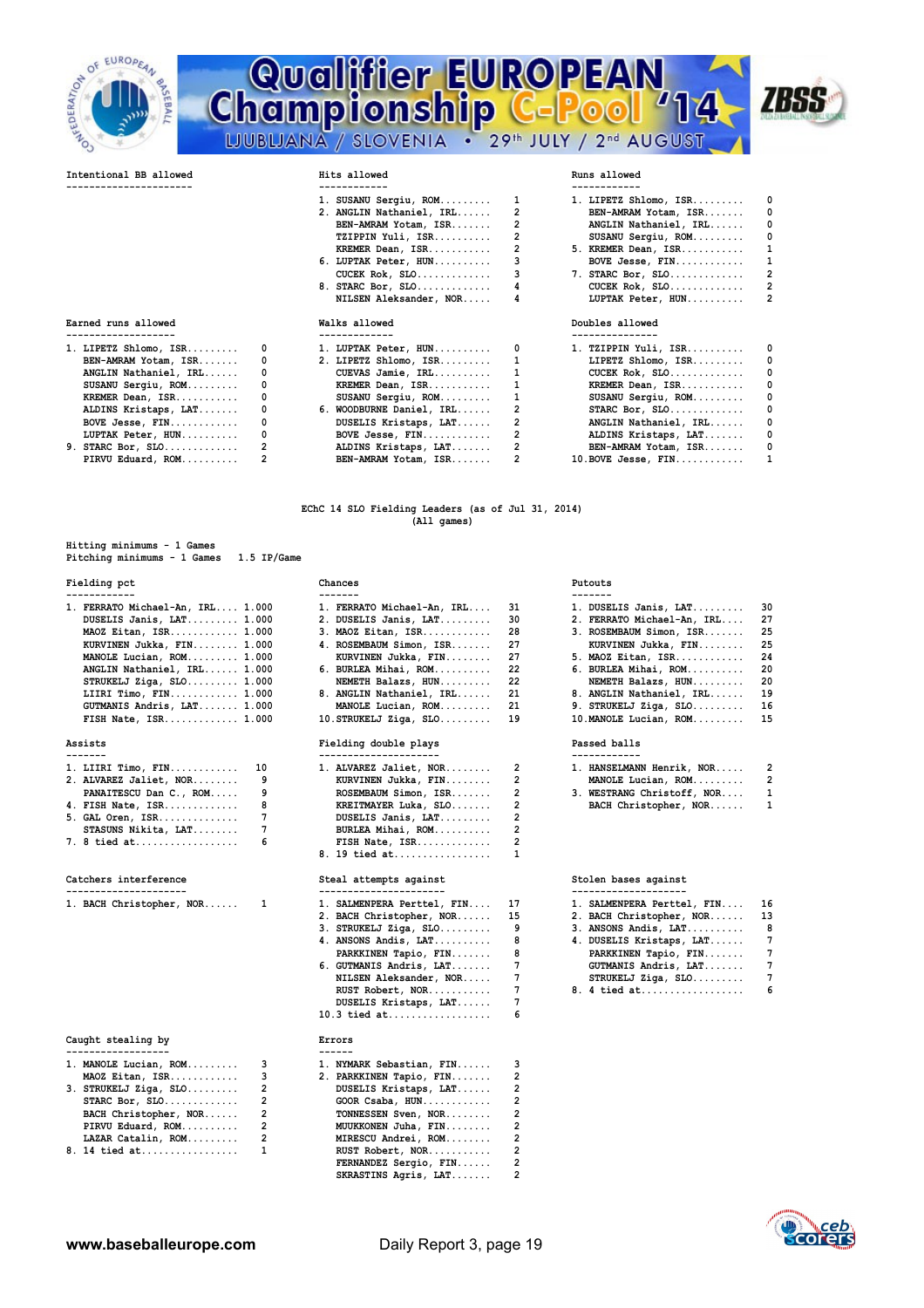**Intentional BB allowed**

**Hits allowed**

| Rank | Player | Total |
|---|---|---|
| 1. | SUSANU Sergiu, ROM | 1 |
| 2. | ANGLIN Nathaniel, IRL | 2 |
| | BEN-AMRAM Yotam, ISR | 2 |
| | TZIPPIN Yuli, ISR | 2 |
| | KREMER Dean, ISR | 2 |
| 6. | LUPTAK Peter, HUN | 3 |
| | CUCEK Rok, SLO | 3 |
| 8. | STARC Bor, SLO | 4 |
| | NILSEN Aleksander, NOR | 4 |

**Runs allowed**

| Rank | Player | Total |
|---|---|---|
| 1. | LIPETZ Shlomo, ISR | 0 |
| | BEN-AMRAM Yotam, ISR | 0 |
| | ANGLIN Nathaniel, IRL | 0 |
| | SUSANU Sergiu, ROM | 0 |
| 5. | KREMER Dean, ISR | 1 |
| | BOVE Jesse, FIN | 1 |
| 7. | STARC Bor, SLO | 2 |
| | CUCEK Rok, SLO | 2 |
| | LUPTAK Peter, HUN | 2 |

**Earned runs allowed**

| Rank | Player | Total |
|---|---|---|
| 1. | LIPETZ Shlomo, ISR | 0 |
| | BEN-AMRAM Yotam, ISR | 0 |
| | ANGLIN Nathaniel, IRL | 0 |
| | SUSANU Sergiu, ROM | 0 |
| | KREMER Dean, ISR | 0 |
| | ALDINS Kristaps, LAT | 0 |
| | BOVE Jesse, FIN | 0 |
| | LUPTAK Peter, HUN | 0 |
| 9. | STARC Bor, SLO | 2 |
| | PIRVU Eduard, ROM | 2 |

**Walks allowed**

| Rank | Player | Total |
|---|---|---|
| 1. | LUPTAK Peter, HUN | 0 |
| 2. | LIPETZ Shlomo, ISR | 1 |
| | CUEVAS Jamie, IRL | 1 |
| | KREMER Dean, ISR | 1 |
| | SUSANU Sergiu, ROM | 1 |
| 6. | WOODBURNE Daniel, IRL | 2 |
| | DUSELIS Kristaps, LAT | 2 |
| | BOVE Jesse, FIN | 2 |
| | ALDINS Kristaps, LAT | 2 |
| | BEN-AMRAM Yotam, ISR | 2 |

**Doubles allowed**

| Rank | Player | Total |
|---|---|---|
| 1. | TZIPPIN Yuli, ISR | 0 |
| | LIPETZ Shlomo, ISR | 0 |
| | CUCEK Rok, SLO | 0 |
| | KREMER Dean, ISR | 0 |
| | SUSANU Sergiu, ROM | 0 |
| | STARC Bor, SLO | 0 |
| | ANGLIN Nathaniel, IRL | 0 |
| | ALDINS Kristaps, LAT | 0 |
| | BEN-AMRAM Yotam, ISR | 0 |
| 10. | BOVE Jesse, FIN | 1 |

## EChC 14 SLO Fielding Leaders (as of Jul 31, 2014)
(All games)

Hitting minimums - 1 Games
Pitching minimums - 1 Games 1.5 IP/Game

**Fielding pct**

| Rank | Player | Total |
|---|---|---|
| 1. | FERRATO Michael-An, IRL | 1.000 |
| | DUSELIS Janis, LAT | 1.000 |
| | MAOZ Eitan, ISR | 1.000 |
| | KURVINEN Jukka, FIN | 1.000 |
| | MANOLE Lucian, ROM | 1.000 |
| | ANGLIN Nathaniel, IRL | 1.000 |
| | STRUKELJ Ziga, SLO | 1.000 |
| | LIIRI Timo, FIN | 1.000 |
| | GUTMANIS Andris, LAT | 1.000 |
| | FISH Nate, ISR | 1.000 |

**Chances**

| Rank | Player | Total |
|---|---|---|
| 1. | FERRATO Michael-An, IRL | 31 |
| 2. | DUSELIS Janis, LAT | 30 |
| 3. | MAOZ Eitan, ISR | 28 |
| 4. | ROSEMBAUM Simon, ISR | 27 |
| | KURVINEN Jukka, FIN | 27 |
| 6. | BURLEA Mihai, ROM | 22 |
| | NEMETH Balazs, HUN | 22 |
| 8. | ANGLIN Nathaniel, IRL | 21 |
| | MANOLE Lucian, ROM | 21 |
| 10. | STRUKELJ Ziga, SLO | 19 |

**Putouts**

| Rank | Player | Total |
|---|---|---|
| 1. | DUSELIS Janis, LAT | 30 |
| 2. | FERRATO Michael-An, IRL | 27 |
| 3. | ROSEMBAUM Simon, ISR | 25 |
| | KURVINEN Jukka, FIN | 25 |
| 5. | MAOZ Eitan, ISR | 24 |
| 6. | BURLEA Mihai, ROM | 20 |
| | NEMETH Balazs, HUN | 20 |
| 8. | ANGLIN Nathaniel, IRL | 19 |
| 9. | STRUKELJ Ziga, SLO | 16 |
| 10. | MANOLE Lucian, ROM | 15 |

**Assists**

| Rank | Player | Total |
|---|---|---|
| 1. | LIIRI Timo, FIN | 10 |
| 2. | ALVAREZ Jaliet, NOR | 9 |
| | PANAITESCU Dan C., ROM | 9 |
| 4. | FISH Nate, ISR | 8 |
| 5. | GAL Oren, ISR | 7 |
| | STASUNS Nikita, LAT | 7 |
| 7. | 8 tied at | 6 |

**Fielding double plays**

| Rank | Player | Total |
|---|---|---|
| 1. | ALVAREZ Jaliet, NOR | 2 |
| | KURVINEN Jukka, FIN | 2 |
| | ROSEMBAUM Simon, ISR | 2 |
| | KREITMAYER Luka, SLO | 2 |
| | DUSELIS Janis, LAT | 2 |
| | BURLEA Mihai, ROM | 2 |
| | FISH Nate, ISR | 2 |
| 8. | 19 tied at | 1 |

**Passed balls**

| Rank | Player | Total |
|---|---|---|
| 1. | HANSELMANN Henrik, NOR | 2 |
| | MANOLE Lucian, ROM | 2 |
| 3. | WESTRANG Christoff, NOR | 1 |
| | BACH Christopher, NOR | 1 |

**Catchers interference**

| Rank | Player | Total |
|---|---|---|
| 1. | BACH Christopher, NOR | 1 |

**Steal attempts against**

| Rank | Player | Total |
|---|---|---|
| 1. | SALMENPERA Perttel, FIN | 17 |
| 2. | BACH Christopher, NOR | 15 |
| 3. | STRUKELJ Ziga, SLO | 9 |
| 4. | ANSONS Andis, LAT | 8 |
| | PARKKINEN Tapio, FIN | 8 |
| 6. | GUTMANIS Andris, LAT | 7 |
| | NILSEN Aleksander, NOR | 7 |
| | RUST Robert, NOR | 7 |
| | DUSELIS Kristaps, LAT | 7 |
| 10. | 3 tied at | 6 |

**Stolen bases against**

| Rank | Player | Total |
|---|---|---|
| 1. | SALMENPERA Perttel, FIN | 16 |
| 2. | BACH Christopher, NOR | 13 |
| 3. | ANSONS Andis, LAT | 8 |
| 4. | DUSELIS Kristaps, LAT | 7 |
| | PARKKINEN Tapio, FIN | 7 |
| | GUTMANIS Andris, LAT | 7 |
| | STRUKELJ Ziga, SLO | 7 |
| 8. | 4 tied at | 6 |

**Caught stealing by**

| Rank | Player | Total |
|---|---|---|
| 1. | MANOLE Lucian, ROM | 3 |
| | MAOZ Eitan, ISR | 3 |
| 3. | STRUKELJ Ziga, SLO | 2 |
| | STARC Bor, SLO | 2 |
| | BACH Christopher, NOR | 2 |
| | PIRVU Eduard, ROM | 2 |
| | LAZAR Catalin, ROM | 2 |
| 8. | 14 tied at | 1 |

**Errors**

| Rank | Player | Total |
|---|---|---|
| 1. | NYMARK Sebastian, FIN | 3 |
| 2. | PARKKINEN Tapio, FIN | 2 |
| | DUSELIS Kristaps, LAT | 2 |
| | GOOR Csaba, HUN | 2 |
| | TONNESSEN Sven, NOR | 2 |
| | MUUKKONEN Juha, FIN | 2 |
| | MIRESCU Andrei, ROM | 2 |
| | RUST Robert, NOR | 2 |
| | FERNANDEZ Sergio, FIN | 2 |
| | SKRASTINS Agris, LAT | 2 |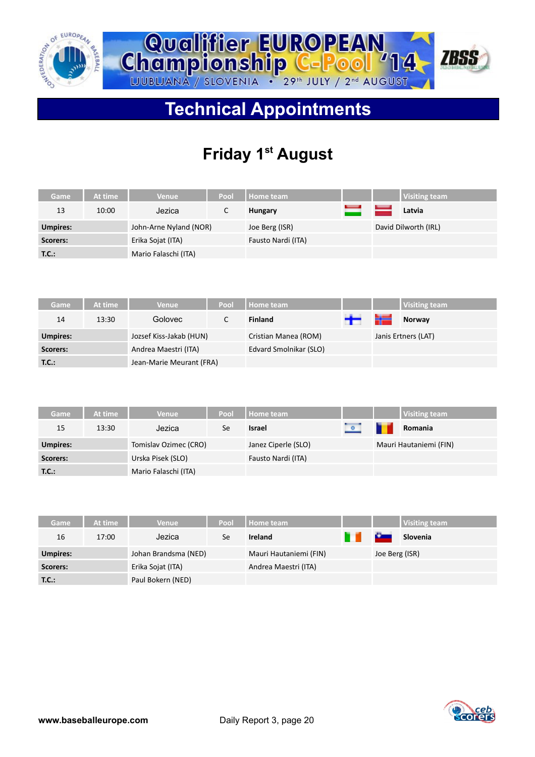# Qualifier EUROPEAN Championship C-Pool '14

LJUBLJANA / SLOVENIA • 29th JULY / 2nd AUGUST

## Technical Appointments

### Friday 1st August

| Game | At time | Venue | Pool | Home team | | | Visiting team |
|---|---|---|---|---|---|---|---|
| 13 | 10:00 | Jezica | C | **Hungary** | | | **Latvia** |
| **Umpires:** | | John-Arne Nyland (NOR) | | Joe Berg (ISR) | | David Dilworth (IRL) | |
| **Scorers:** | | Erika Sojat (ITA) | | Fausto Nardi (ITA) | | | |
| **T.C.:** | | Mario Falaschi (ITA) | | | | | |

| Game | At time | Venue | Pool | Home team | | | Visiting team |
|---|---|---|---|---|---|---|---|
| 14 | 13:30 | Golovec | C | **Finland** | | | **Norway** |
| **Umpires:** | | Jozsef Kiss-Jakab (HUN) | | Cristian Manea (ROM) | | Janis Ertners (LAT) | |
| **Scorers:** | | Andrea Maestri (ITA) | | Edvard Smolnikar (SLO) | | | |
| **T.C.:** | | Jean-Marie Meurant (FRA) | | | | | |

| Game | At time | Venue | Pool | Home team | | | Visiting team |
|---|---|---|---|---|---|---|---|
| 15 | 13:30 | Jezica | Se | **Israel** | | | **Romania** |
| **Umpires:** | | Tomislav Ozimec (CRO) | | Janez Ciperle (SLO) | | Mauri Hautaniemi (FIN) | |
| **Scorers:** | | Urska Pisek (SLO) | | Fausto Nardi (ITA) | | | |
| **T.C.:** | | Mario Falaschi (ITA) | | | | | |

| Game | At time | Venue | Pool | Home team | | | Visiting team |
|---|---|---|---|---|---|---|---|
| 16 | 17:00 | Jezica | Se | **Ireland** | | | **Slovenia** |
| **Umpires:** | | Johan Brandsma (NED) | | Mauri Hautaniemi (FIN) | | Joe Berg (ISR) | |
| **Scorers:** | | Erika Sojat (ITA) | | Andrea Maestri (ITA) | | | |
| **T.C.:** | | Paul Bokern (NED) | | | | | |

www.baseballeurope.com Daily Report 3, page 20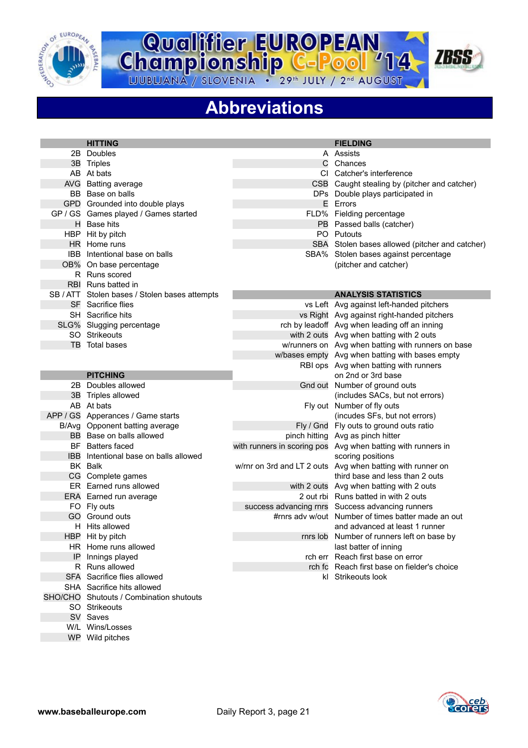# Abbreviations

| HITTING | |
|---|---|
| 2B | Doubles |
| 3B | Triples |
| AB | At bats |
| AVG | Batting average |
| BB | Base on balls |
| GPD | Grounded into double plays |
| GP / GS | Games played / Games started |
| H | Base hits |
| HBP | Hit by pitch |
| HR | Home runs |
| IBB | Intentional base on balls |
| OB% | On base percentage |
| R | Runs scored |
| RBI | Runs batted in |
| SB / ATT | Stolen bases / Stolen bases attempts |
| SF | Sacrifice flies |
| SH | Sacrifice hits |
| SLG% | Slugging percentage |
| SO | Strikeouts |
| TB | Total bases |

| PITCHING | |
|---|---|
| 2B | Doubles allowed |
| 3B | Triples allowed |
| AB | At bats |
| APP / GS | Apperances / Game starts |
| B/Avg | Opponent batting average |
| BB | Base on balls allowed |
| BF | Batters faced |
| IBB | Intentional base on balls allowed |
| BK | Balk |
| CG | Complete games |
| ER | Earned runs allowed |
| ERA | Earned run average |
| FO | Fly outs |
| GO | Ground outs |
| H | Hits allowed |
| HBP | Hit by pitch |
| HR | Home runs allowed |
| IP | Innings played |
| R | Runs allowed |
| SFA | Sacrifice flies allowed |
| SHA | Sacrifice hits allowed |
| SHO/CHO | Shutouts / Combination shutouts |
| SO | Strikeouts |
| SV | Saves |
| W/L | Wins/Losses |
| WP | Wild pitches |

| FIELDING | |
|---|---|
| A | Assists |
| C | Chances |
| CI | Catcher's interference |
| CSB | Caught stealing by (pitcher and catcher) |
| DPs | Double plays participated in |
| E | Errors |
| FLD% | Fielding percentage |
| PB | Passed balls (catcher) |
| PO | Putouts |
| SBA | Stolen bases allowed (pitcher and catcher) |
| SBA% | Stolen bases against percentage (pitcher and catcher) |

| ANALYSIS STATISTICS | |
|---|---|
| vs Left | Avg against left-handed pitchers |
| vs Right | Avg against right-handed pitchers |
| rch by leadoff | Avg when leading off an inning |
| with 2 outs | Avg when batting with 2 outs |
| w/runners on | Avg when batting with runners on base |
| w/bases empty | Avg when batting with bases empty |
| RBI ops | Avg when batting with runners on 2nd or 3rd base |
| Gnd out | Number of ground outs (includes SACs, but not errors) |
| Fly out | Number of fly outs (incudes SFs, but not errors) |
| Fly / Gnd | Fly outs to ground outs ratio |
| pinch hitting | Avg as pinch hitter |
| with runners in scoring pos | Avg when batting with runners in scoring positions |
| w/rnr on 3rd and LT 2 outs | Avg when batting with runner on third base and less than 2 outs |
| with 2 outs | Avg when batting with 2 outs |
| 2 out rbi | Runs batted in with 2 outs |
| success advancing rnrs | Success advancing runners |
| #rnrs adv w/out | Number of times batter made an out and advanced at least 1 runner |
| rnrs lob | Number of runners left on base by last batter of inning |
| rch err | Reach first base on error |
| rch fc | Reach first base on fielder's choice |
| kl | Strikeouts look |

www.baseballeurope.com Daily Report 3, page 21